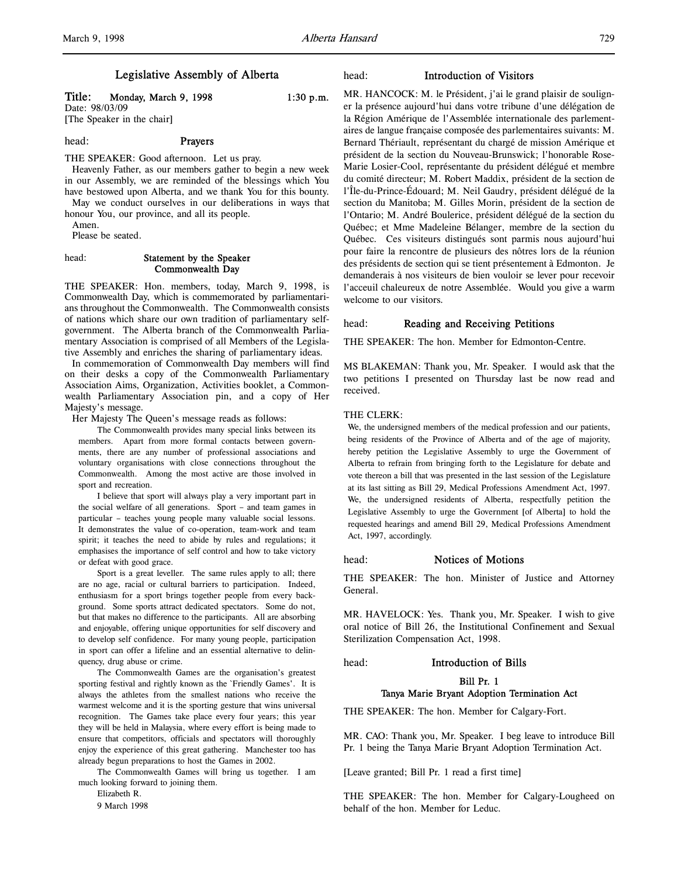# Legislative Assembly of Alberta

**Title: Monday, March 9, 1998** **1:30 p.m.**

Date: 98/03/09

[The Speaker in the chair]

head: **Prayers**

THE SPEAKER: Good afternoon. Let us pray.

Heavenly Father, as our members gather to begin a new week in our Assembly, we are reminded of the blessings which You have bestowed upon Alberta, and we thank You for this bounty.

May we conduct ourselves in our deliberations in ways that honour You, our province, and all its people.

Amen.

Please be seated.

head: **Statement by the Speaker**
**Commonwealth Day**

THE SPEAKER: Hon. members, today, March 9, 1998, is Commonwealth Day, which is commemorated by parliamentarians throughout the Commonwealth. The Commonwealth consists of nations which share our own tradition of parliamentary self-government. The Alberta branch of the Commonwealth Parliamentary Association is comprised of all Members of the Legislative Assembly and enriches the sharing of parliamentary ideas.

In commemoration of Commonwealth Day members will find on their desks a copy of the Commonwealth Parliamentary Association Aims, Organization, Activities booklet, a Commonwealth Parliamentary Association pin, and a copy of Her Majesty's message.

Her Majesty The Queen's message reads as follows:

> The Commonwealth provides many special links between its members. Apart from more formal contacts between governments, there are any number of professional associations and voluntary organisations with close connections throughout the Commonwealth. Among the most active are those involved in sport and recreation.
>
> I believe that sport will always play a very important part in the social welfare of all generations. Sport – and team games in particular – teaches young people many valuable social lessons. It demonstrates the value of co-operation, team-work and team spirit; it teaches the need to abide by rules and regulations; it emphasises the importance of self control and how to take victory or defeat with good grace.
>
> Sport is a great leveller. The same rules apply to all; there are no age, racial or cultural barriers to participation. Indeed, enthusiasm for a sport brings together people from every background. Some sports attract dedicated spectators. Some do not, but that makes no difference to the participants. All are absorbing and enjoyable, offering unique opportunities for self discovery and to develop self confidence. For many young people, participation in sport can offer a lifeline and an essential alternative to delinquency, drug abuse or crime.
>
> The Commonwealth Games are the organisation's greatest sporting festival and rightly known as the 'Friendly Games'. It is always the athletes from the smallest nations who receive the warmest welcome and it is the sporting gesture that wins universal recognition. The Games take place every four years; this year they will be held in Malaysia, where every effort is being made to ensure that competitors, officials and spectators will thoroughly enjoy the experience of this great gathering. Manchester too has already begun preparations to host the Games in 2002.
>
> The Commonwealth Games will bring us together. I am much looking forward to joining them.
>
> Elizabeth R.
>
> 9 March 1998

head: **Introduction of Visitors**

MR. HANCOCK: M. le Président, j'ai le grand plaisir de souligner la présence aujourd'hui dans votre tribune d'une délégation de la Région Amérique de l'Assemblée internationale des parlementaires de langue française composée des parlementaires suivants: M. Bernard Thériault, représentant du chargé de mission Amérique et président de la section du Nouveau-Brunswick; l'honorable Rose-Marie Losier-Cool, représentante du président délégué et membre du comité directeur; M. Robert Maddix, président de la section de l'Île-du-Prince-Édouard; M. Neil Gaudry, président délégué de la section du Manitoba; M. Gilles Morin, président de la section de l'Ontario; M. André Boulerice, président délégué de la section du Québec; et Mme Madeleine Bélanger, membre de la section du Québec. Ces visiteurs distingués sont parmis nous aujourd'hui pour faire la rencontre de plusieurs des nôtres lors de la réunion des présidents de section qui se tient présentement à Edmonton. Je demanderais à nos visiteurs de bien vouloir se lever pour recevoir l'acceuil chaleureux de notre Assemblée. Would you give a warm welcome to our visitors.

head: **Reading and Receiving Petitions**

THE SPEAKER: The hon. Member for Edmonton-Centre.

MS BLAKEMAN: Thank you, Mr. Speaker. I would ask that the two petitions I presented on Thursday last be now read and received.

THE CLERK:

> We, the undersigned members of the medical profession and our patients, being residents of the Province of Alberta and of the age of majority, hereby petition the Legislative Assembly to urge the Government of Alberta to refrain from bringing forth to the Legislature for debate and vote thereon a bill that was presented in the last session of the Legislature at its last sitting as Bill 29, Medical Professions Amendment Act, 1997.
>
> We, the undersigned residents of Alberta, respectfully petition the Legislative Assembly to urge the Government [of Alberta] to hold the requested hearings and amend Bill 29, Medical Professions Amendment Act, 1997, accordingly.

head: **Notices of Motions**

THE SPEAKER: The hon. Minister of Justice and Attorney General.

MR. HAVELOCK: Yes. Thank you, Mr. Speaker. I wish to give oral notice of Bill 26, the Institutional Confinement and Sexual Sterilization Compensation Act, 1998.

head: **Introduction of Bills**

**Bill Pr. 1**
**Tanya Marie Bryant Adoption Termination Act**

THE SPEAKER: The hon. Member for Calgary-Fort.

MR. CAO: Thank you, Mr. Speaker. I beg leave to introduce Bill Pr. 1 being the Tanya Marie Bryant Adoption Termination Act.

[Leave granted; Bill Pr. 1 read a first time]

THE SPEAKER: The hon. Member for Calgary-Lougheed on behalf of the hon. Member for Leduc.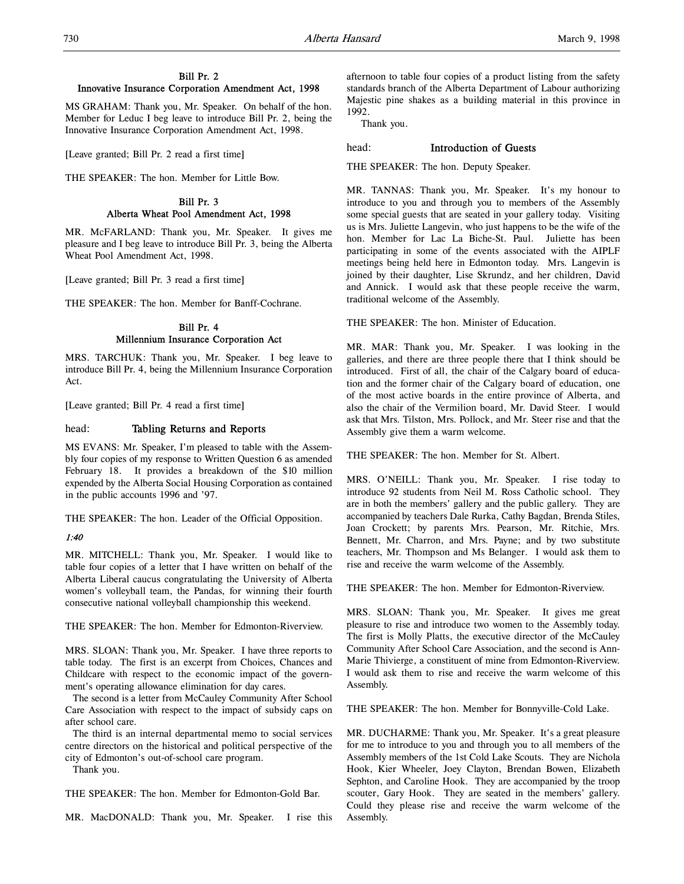### Bill Pr. 2
### Innovative Insurance Corporation Amendment Act, 1998

MS GRAHAM: Thank you, Mr. Speaker. On behalf of the hon. Member for Leduc I beg leave to introduce Bill Pr. 2, being the Innovative Insurance Corporation Amendment Act, 1998.

[Leave granted; Bill Pr. 2 read a first time]

THE SPEAKER: The hon. Member for Little Bow.

### Bill Pr. 3
### Alberta Wheat Pool Amendment Act, 1998

MR. McFARLAND: Thank you, Mr. Speaker. It gives me pleasure and I beg leave to introduce Bill Pr. 3, being the Alberta Wheat Pool Amendment Act, 1998.

[Leave granted; Bill Pr. 3 read a first time]

THE SPEAKER: The hon. Member for Banff-Cochrane.

### Bill Pr. 4
### Millennium Insurance Corporation Act

MRS. TARCHUK: Thank you, Mr. Speaker. I beg leave to introduce Bill Pr. 4, being the Millennium Insurance Corporation Act.

[Leave granted; Bill Pr. 4 read a first time]

## head: Tabling Returns and Reports

MS EVANS: Mr. Speaker, I'm pleased to table with the Assembly four copies of my response to Written Question 6 as amended February 18. It provides a breakdown of the $10 million expended by the Alberta Social Housing Corporation as contained in the public accounts 1996 and '97.

THE SPEAKER: The hon. Leader of the Official Opposition.

*1:40*

MR. MITCHELL: Thank you, Mr. Speaker. I would like to table four copies of a letter that I have written on behalf of the Alberta Liberal caucus congratulating the University of Alberta women's volleyball team, the Pandas, for winning their fourth consecutive national volleyball championship this weekend.

THE SPEAKER: The hon. Member for Edmonton-Riverview.

MRS. SLOAN: Thank you, Mr. Speaker. I have three reports to table today. The first is an excerpt from Choices, Chances and Childcare with respect to the economic impact of the government's operating allowance elimination for day cares.

The second is a letter from McCauley Community After School Care Association with respect to the impact of subsidy caps on after school care.

The third is an internal departmental memo to social services centre directors on the historical and political perspective of the city of Edmonton's out-of-school care program.

Thank you.

THE SPEAKER: The hon. Member for Edmonton-Gold Bar.

MR. MacDONALD: Thank you, Mr. Speaker. I rise this afternoon to table four copies of a product listing from the safety standards branch of the Alberta Department of Labour authorizing Majestic pine shakes as a building material in this province in 1992.

Thank you.

## head: Introduction of Guests

THE SPEAKER: The hon. Deputy Speaker.

MR. TANNAS: Thank you, Mr. Speaker. It's my honour to introduce to you and through you to members of the Assembly some special guests that are seated in your gallery today. Visiting us is Mrs. Juliette Langevin, who just happens to be the wife of the hon. Member for Lac La Biche-St. Paul. Juliette has been participating in some of the events associated with the AIPLF meetings being held here in Edmonton today. Mrs. Langevin is joined by their daughter, Lise Skrundz, and her children, David and Annick. I would ask that these people receive the warm, traditional welcome of the Assembly.

THE SPEAKER: The hon. Minister of Education.

MR. MAR: Thank you, Mr. Speaker. I was looking in the galleries, and there are three people there that I think should be introduced. First of all, the chair of the Calgary board of education and the former chair of the Calgary board of education, one of the most active boards in the entire province of Alberta, and also the chair of the Vermilion board, Mr. David Steer. I would ask that Mrs. Tilston, Mrs. Pollock, and Mr. Steer rise and that the Assembly give them a warm welcome.

THE SPEAKER: The hon. Member for St. Albert.

MRS. O'NEILL: Thank you, Mr. Speaker. I rise today to introduce 92 students from Neil M. Ross Catholic school. They are in both the members' gallery and the public gallery. They are accompanied by teachers Dale Rurka, Cathy Bagdan, Brenda Stiles, Joan Crockett; by parents Mrs. Pearson, Mr. Ritchie, Mrs. Bennett, Mr. Charron, and Mrs. Payne; and by two substitute teachers, Mr. Thompson and Ms Belanger. I would ask them to rise and receive the warm welcome of the Assembly.

THE SPEAKER: The hon. Member for Edmonton-Riverview.

MRS. SLOAN: Thank you, Mr. Speaker. It gives me great pleasure to rise and introduce two women to the Assembly today. The first is Molly Platts, the executive director of the McCauley Community After School Care Association, and the second is Ann-Marie Thivierge, a constituent of mine from Edmonton-Riverview. I would ask them to rise and receive the warm welcome of this Assembly.

THE SPEAKER: The hon. Member for Bonnyville-Cold Lake.

MR. DUCHARME: Thank you, Mr. Speaker. It's a great pleasure for me to introduce to you and through you to all members of the Assembly members of the 1st Cold Lake Scouts. They are Nichola Hook, Kier Wheeler, Joey Clayton, Brendan Bowen, Elizabeth Sephton, and Caroline Hook. They are accompanied by the troop scouter, Gary Hook. They are seated in the members' gallery. Could they please rise and receive the warm welcome of the Assembly.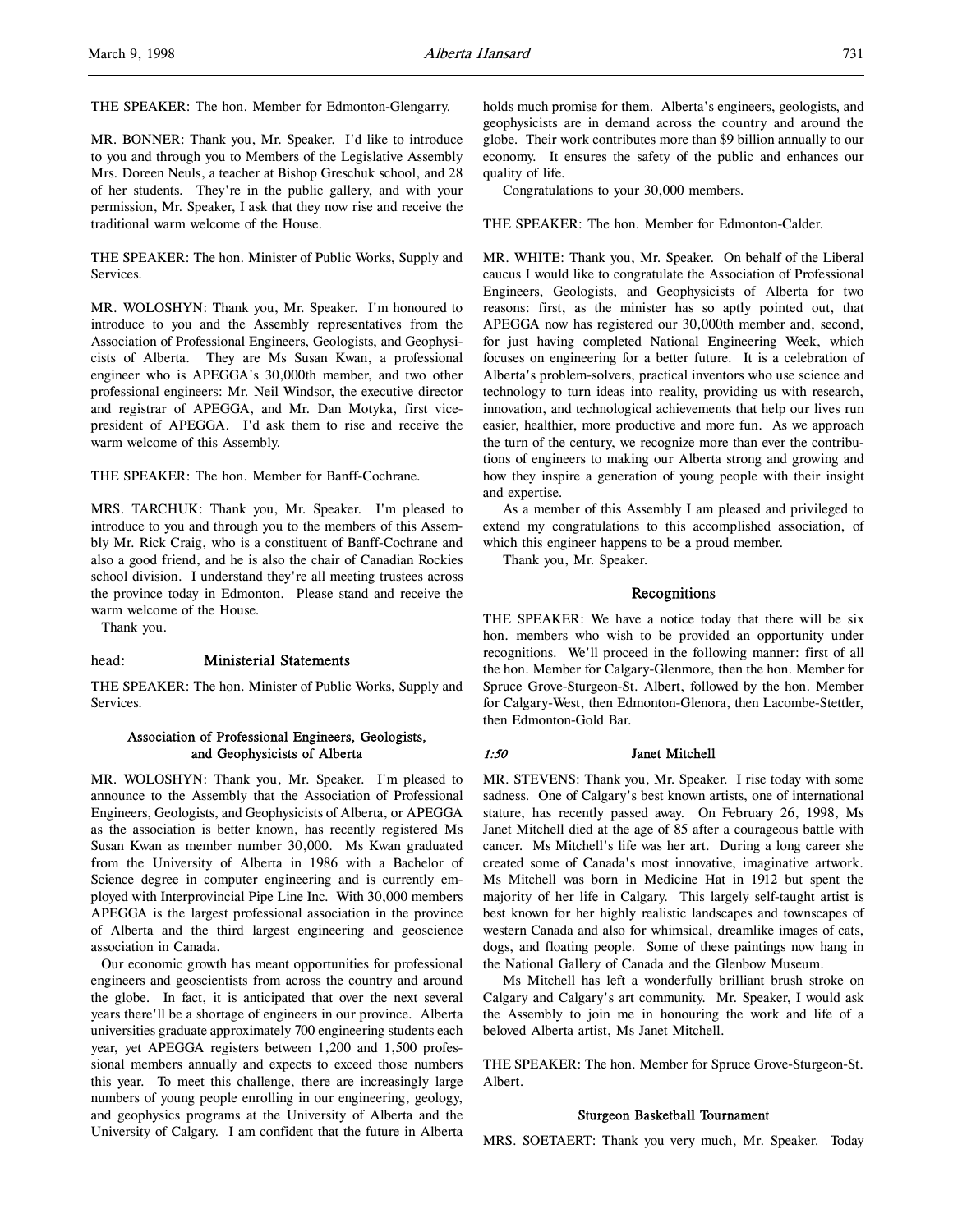THE SPEAKER: The hon. Member for Edmonton-Glengarry.

MR. BONNER: Thank you, Mr. Speaker. I'd like to introduce to you and through you to Members of the Legislative Assembly Mrs. Doreen Neuls, a teacher at Bishop Greschuk school, and 28 of her students. They're in the public gallery, and with your permission, Mr. Speaker, I ask that they now rise and receive the traditional warm welcome of the House.

THE SPEAKER: The hon. Minister of Public Works, Supply and Services.

MR. WOLOSHYN: Thank you, Mr. Speaker. I'm honoured to introduce to you and the Assembly representatives from the Association of Professional Engineers, Geologists, and Geophysicists of Alberta. They are Ms Susan Kwan, a professional engineer who is APEGGA's 30,000th member, and two other professional engineers: Mr. Neil Windsor, the executive director and registrar of APEGGA, and Mr. Dan Motyka, first vice-president of APEGGA. I'd ask them to rise and receive the warm welcome of this Assembly.

THE SPEAKER: The hon. Member for Banff-Cochrane.

MRS. TARCHUK: Thank you, Mr. Speaker. I'm pleased to introduce to you and through you to the members of this Assembly Mr. Rick Craig, who is a constituent of Banff-Cochrane and also a good friend, and he is also the chair of Canadian Rockies school division. I understand they're all meeting trustees across the province today in Edmonton. Please stand and receive the warm welcome of the House.

Thank you.

head: **Ministerial Statements**

THE SPEAKER: The hon. Minister of Public Works, Supply and Services.

### Association of Professional Engineers, Geologists, and Geophysicists of Alberta

MR. WOLOSHYN: Thank you, Mr. Speaker. I'm pleased to announce to the Assembly that the Association of Professional Engineers, Geologists, and Geophysicists of Alberta, or APEGGA as the association is better known, has recently registered Ms Susan Kwan as member number 30,000. Ms Kwan graduated from the University of Alberta in 1986 with a Bachelor of Science degree in computer engineering and is currently employed with Interprovincial Pipe Line Inc. With 30,000 members APEGGA is the largest professional association in the province of Alberta and the third largest engineering and geoscience association in Canada.

Our economic growth has meant opportunities for professional engineers and geoscientists from across the country and around the globe. In fact, it is anticipated that over the next several years there'll be a shortage of engineers in our province. Alberta universities graduate approximately 700 engineering students each year, yet APEGGA registers between 1,200 and 1,500 professional members annually and expects to exceed those numbers this year. To meet this challenge, there are increasingly large numbers of young people enrolling in our engineering, geology, and geophysics programs at the University of Alberta and the University of Calgary. I am confident that the future in Alberta holds much promise for them. Alberta's engineers, geologists, and geophysicists are in demand across the country and around the globe. Their work contributes more than $9 billion annually to our economy. It ensures the safety of the public and enhances our quality of life.

Congratulations to your 30,000 members.

THE SPEAKER: The hon. Member for Edmonton-Calder.

MR. WHITE: Thank you, Mr. Speaker. On behalf of the Liberal caucus I would like to congratulate the Association of Professional Engineers, Geologists, and Geophysicists of Alberta for two reasons: first, as the minister has so aptly pointed out, that APEGGA now has registered our 30,000th member and, second, for just having completed National Engineering Week, which focuses on engineering for a better future. It is a celebration of Alberta's problem-solvers, practical inventors who use science and technology to turn ideas into reality, providing us with research, innovation, and technological achievements that help our lives run easier, healthier, more productive and more fun. As we approach the turn of the century, we recognize more than ever the contributions of engineers to making our Alberta strong and growing and how they inspire a generation of young people with their insight and expertise.

As a member of this Assembly I am pleased and privileged to extend my congratulations to this accomplished association, of which this engineer happens to be a proud member.

Thank you, Mr. Speaker.

## Recognitions

THE SPEAKER: We have a notice today that there will be six hon. members who wish to be provided an opportunity under recognitions. We'll proceed in the following manner: first of all the hon. Member for Calgary-Glenmore, then the hon. Member for Spruce Grove-Sturgeon-St. Albert, followed by the hon. Member for Calgary-West, then Edmonton-Glenora, then Lacombe-Stettler, then Edmonton-Gold Bar.

*1:50*

### Janet Mitchell

MR. STEVENS: Thank you, Mr. Speaker. I rise today with some sadness. One of Calgary's best known artists, one of international stature, has recently passed away. On February 26, 1998, Ms Janet Mitchell died at the age of 85 after a courageous battle with cancer. Ms Mitchell's life was her art. During a long career she created some of Canada's most innovative, imaginative artwork. Ms Mitchell was born in Medicine Hat in 1912 but spent the majority of her life in Calgary. This largely self-taught artist is best known for her highly realistic landscapes and townscapes of western Canada and also for whimsical, dreamlike images of cats, dogs, and floating people. Some of these paintings now hang in the National Gallery of Canada and the Glenbow Museum.

Ms Mitchell has left a wonderfully brilliant brush stroke on Calgary and Calgary's art community. Mr. Speaker, I would ask the Assembly to join me in honouring the work and life of a beloved Alberta artist, Ms Janet Mitchell.

THE SPEAKER: The hon. Member for Spruce Grove-Sturgeon-St. Albert.

### Sturgeon Basketball Tournament

MRS. SOETAERT: Thank you very much, Mr. Speaker. Today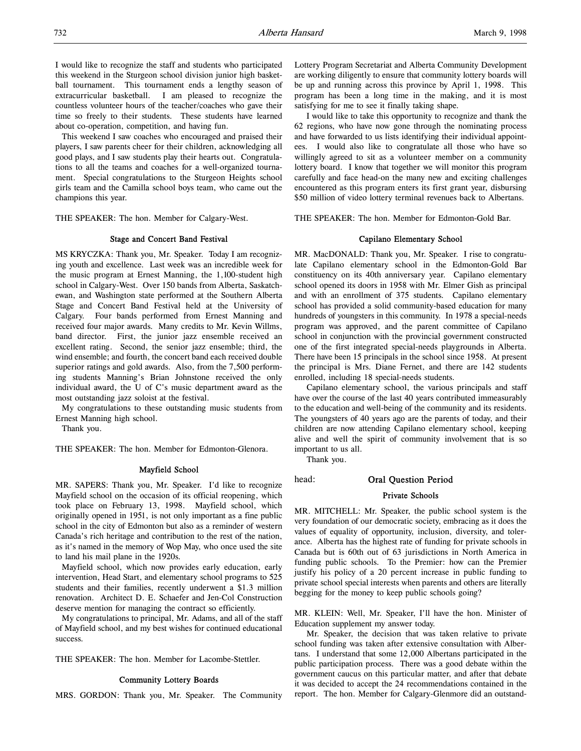I would like to recognize the staff and students who participated this weekend in the Sturgeon school division junior high basketball tournament. This tournament ends a lengthy season of extracurricular basketball. I am pleased to recognize the countless volunteer hours of the teacher/coaches who gave their time so freely to their students. These students have learned about co-operation, competition, and having fun.

This weekend I saw coaches who encouraged and praised their players, I saw parents cheer for their children, acknowledging all good plays, and I saw students play their hearts out. Congratulations to all the teams and coaches for a well-organized tournament. Special congratulations to the Sturgeon Heights school girls team and the Camilla school boys team, who came out the champions this year.

THE SPEAKER: The hon. Member for Calgary-West.

### Stage and Concert Band Festival

MS KRYCZKA: Thank you, Mr. Speaker. Today I am recognizing youth and excellence. Last week was an incredible week for the music program at Ernest Manning, the 1,100-student high school in Calgary-West. Over 150 bands from Alberta, Saskatchewan, and Washington state performed at the Southern Alberta Stage and Concert Band Festival held at the University of Calgary. Four bands performed from Ernest Manning and received four major awards. Many credits to Mr. Kevin Willms, band director. First, the junior jazz ensemble received an excellent rating. Second, the senior jazz ensemble; third, the wind ensemble; and fourth, the concert band each received double superior ratings and gold awards. Also, from the 7,500 performing students Manning's Brian Johnstone received the only individual award, the U of C's music department award as the most outstanding jazz soloist at the festival.

My congratulations to these outstanding music students from Ernest Manning high school.

Thank you.

THE SPEAKER: The hon. Member for Edmonton-Glenora.

### Mayfield School

MR. SAPERS: Thank you, Mr. Speaker. I'd like to recognize Mayfield school on the occasion of its official reopening, which took place on February 13, 1998. Mayfield school, which originally opened in 1951, is not only important as a fine public school in the city of Edmonton but also as a reminder of western Canada's rich heritage and contribution to the rest of the nation, as it's named in the memory of Wop May, who once used the site to land his mail plane in the 1920s.

Mayfield school, which now provides early education, early intervention, Head Start, and elementary school programs to 525 students and their families, recently underwent a $1.3 million renovation. Architect D. E. Schaefer and Jen-Col Construction deserve mention for managing the contract so efficiently.

My congratulations to principal, Mr. Adams, and all of the staff of Mayfield school, and my best wishes for continued educational success.

THE SPEAKER: The hon. Member for Lacombe-Stettler.

### Community Lottery Boards

MRS. GORDON: Thank you, Mr. Speaker. The Community Lottery Program Secretariat and Alberta Community Development are working diligently to ensure that community lottery boards will be up and running across this province by April 1, 1998. This program has been a long time in the making, and it is most satisfying for me to see it finally taking shape.

I would like to take this opportunity to recognize and thank the 62 regions, who have now gone through the nominating process and have forwarded to us lists identifying their individual appointees. I would also like to congratulate all those who have so willingly agreed to sit as a volunteer member on a community lottery board. I know that together we will monitor this program carefully and face head-on the many new and exciting challenges encountered as this program enters its first grant year, disbursing $50 million of video lottery terminal revenues back to Albertans.

THE SPEAKER: The hon. Member for Edmonton-Gold Bar.

### Capilano Elementary School

MR. MacDONALD: Thank you, Mr. Speaker. I rise to congratulate Capilano elementary school in the Edmonton-Gold Bar constituency on its 40th anniversary year. Capilano elementary school opened its doors in 1958 with Mr. Elmer Gish as principal and with an enrollment of 375 students. Capilano elementary school has provided a solid community-based education for many hundreds of youngsters in this community. In 1978 a special-needs program was approved, and the parent committee of Capilano school in conjunction with the provincial government constructed one of the first integrated special-needs playgrounds in Alberta. There have been 15 principals in the school since 1958. At present the principal is Mrs. Diane Fernet, and there are 142 students enrolled, including 18 special-needs students.

Capilano elementary school, the various principals and staff have over the course of the last 40 years contributed immeasurably to the education and well-being of the community and its residents. The youngsters of 40 years ago are the parents of today, and their children are now attending Capilano elementary school, keeping alive and well the spirit of community involvement that is so important to us all.

Thank you.

head: ## Oral Question Period

### Private Schools

MR. MITCHELL: Mr. Speaker, the public school system is the very foundation of our democratic society, embracing as it does the values of equality of opportunity, inclusion, diversity, and tolerance. Alberta has the highest rate of funding for private schools in Canada but is 60th out of 63 jurisdictions in North America in funding public schools. To the Premier: how can the Premier justify his policy of a 20 percent increase in public funding to private school special interests when parents and others are literally begging for the money to keep public schools going?

MR. KLEIN: Well, Mr. Speaker, I'll have the hon. Minister of Education supplement my answer today.

Mr. Speaker, the decision that was taken relative to private school funding was taken after extensive consultation with Albertans. I understand that some 12,000 Albertans participated in the public participation process. There was a good debate within the government caucus on this particular matter, and after that debate it was decided to accept the 24 recommendations contained in the report. The hon. Member for Calgary-Glenmore did an outstand-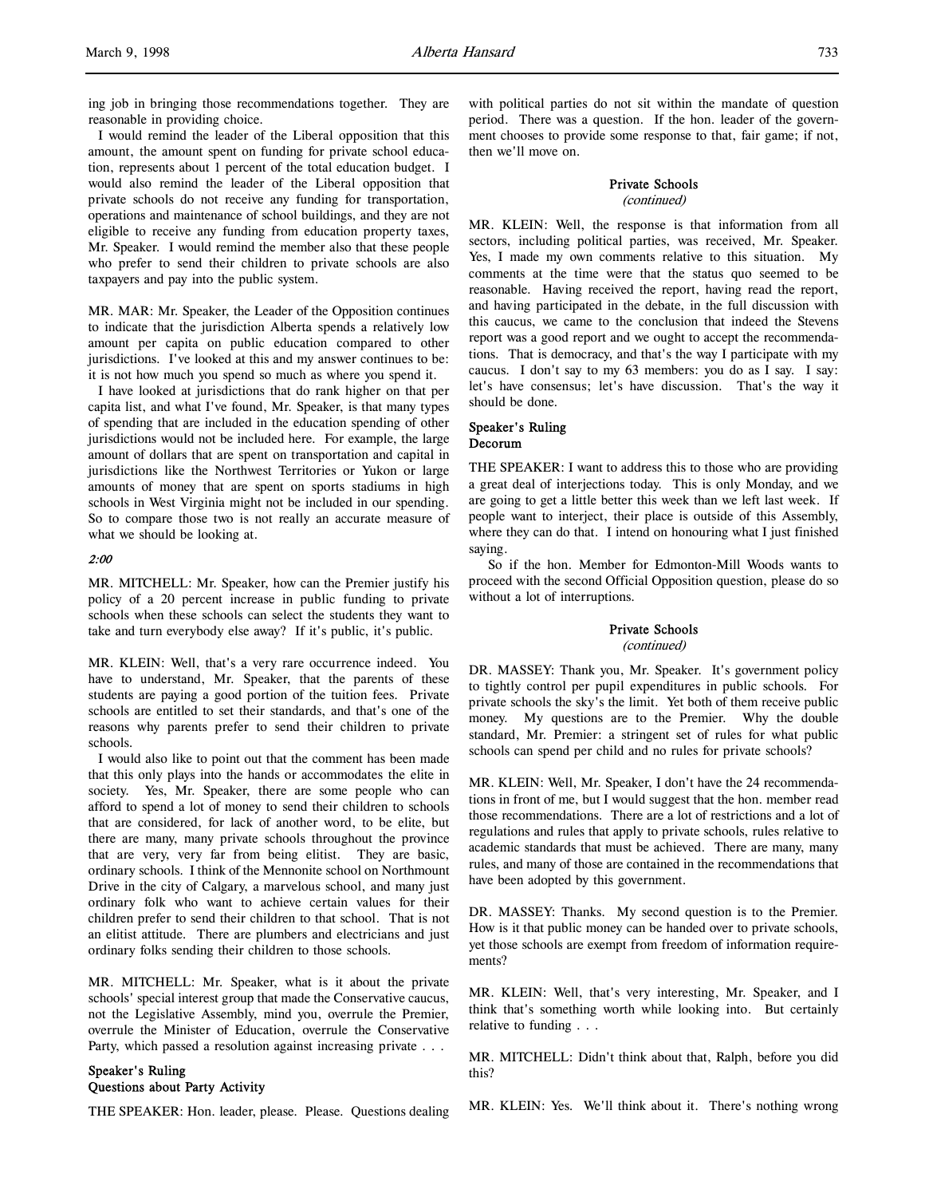ing job in bringing those recommendations together. They are reasonable in providing choice.

I would remind the leader of the Liberal opposition that this amount, the amount spent on funding for private school education, represents about 1 percent of the total education budget. I would also remind the leader of the Liberal opposition that private schools do not receive any funding for transportation, operations and maintenance of school buildings, and they are not eligible to receive any funding from education property taxes, Mr. Speaker. I would remind the member also that these people who prefer to send their children to private schools are also taxpayers and pay into the public system.

MR. MAR: Mr. Speaker, the Leader of the Opposition continues to indicate that the jurisdiction Alberta spends a relatively low amount per capita on public education compared to other jurisdictions. I've looked at this and my answer continues to be: it is not how much you spend so much as where you spend it.

I have looked at jurisdictions that do rank higher on that per capita list, and what I've found, Mr. Speaker, is that many types of spending that are included in the education spending of other jurisdictions would not be included here. For example, the large amount of dollars that are spent on transportation and capital in jurisdictions like the Northwest Territories or Yukon or large amounts of money that are spent on sports stadiums in high schools in West Virginia might not be included in our spending. So to compare those two is not really an accurate measure of what we should be looking at.

*2:00*

MR. MITCHELL: Mr. Speaker, how can the Premier justify his policy of a 20 percent increase in public funding to private schools when these schools can select the students they want to take and turn everybody else away? If it's public, it's public.

MR. KLEIN: Well, that's a very rare occurrence indeed. You have to understand, Mr. Speaker, that the parents of these students are paying a good portion of the tuition fees. Private schools are entitled to set their standards, and that's one of the reasons why parents prefer to send their children to private schools.

I would also like to point out that the comment has been made that this only plays into the hands or accommodates the elite in society. Yes, Mr. Speaker, there are some people who can afford to spend a lot of money to send their children to schools that are considered, for lack of another word, to be elite, but there are many, many private schools throughout the province that are very, very far from being elitist. They are basic, ordinary schools. I think of the Mennonite school on Northmount Drive in the city of Calgary, a marvelous school, and many just ordinary folk who want to achieve certain values for their children prefer to send their children to that school. That is not an elitist attitude. There are plumbers and electricians and just ordinary folks sending their children to those schools.

MR. MITCHELL: Mr. Speaker, what is it about the private schools' special interest group that made the Conservative caucus, not the Legislative Assembly, mind you, overrule the Premier, overrule the Minister of Education, overrule the Conservative Party, which passed a resolution against increasing private . . .

### Speaker's Ruling
### Questions about Party Activity

THE SPEAKER: Hon. leader, please. Please. Questions dealing with political parties do not sit within the mandate of question period. There was a question. If the hon. leader of the government chooses to provide some response to that, fair game; if not, then we'll move on.

## Private Schools
*(continued)*

MR. KLEIN: Well, the response is that information from all sectors, including political parties, was received, Mr. Speaker. Yes, I made my own comments relative to this situation. My comments at the time were that the status quo seemed to be reasonable. Having received the report, having read the report, and having participated in the debate, in the full discussion with this caucus, we came to the conclusion that indeed the Stevens report was a good report and we ought to accept the recommendations. That is democracy, and that's the way I participate with my caucus. I don't say to my 63 members: you do as I say. I say: let's have consensus; let's have discussion. That's the way it should be done.

### Speaker's Ruling
### Decorum

THE SPEAKER: I want to address this to those who are providing a great deal of interjections today. This is only Monday, and we are going to get a little better this week than we left last week. If people want to interject, their place is outside of this Assembly, where they can do that. I intend on honouring what I just finished saying.

So if the hon. Member for Edmonton-Mill Woods wants to proceed with the second Official Opposition question, please do so without a lot of interruptions.

## Private Schools
*(continued)*

DR. MASSEY: Thank you, Mr. Speaker. It's government policy to tightly control per pupil expenditures in public schools. For private schools the sky's the limit. Yet both of them receive public money. My questions are to the Premier. Why the double standard, Mr. Premier: a stringent set of rules for what public schools can spend per child and no rules for private schools?

MR. KLEIN: Well, Mr. Speaker, I don't have the 24 recommendations in front of me, but I would suggest that the hon. member read those recommendations. There are a lot of restrictions and a lot of regulations and rules that apply to private schools, rules relative to academic standards that must be achieved. There are many, many rules, and many of those are contained in the recommendations that have been adopted by this government.

DR. MASSEY: Thanks. My second question is to the Premier. How is it that public money can be handed over to private schools, yet those schools are exempt from freedom of information requirements?

MR. KLEIN: Well, that's very interesting, Mr. Speaker, and I think that's something worth while looking into. But certainly relative to funding . . .

MR. MITCHELL: Didn't think about that, Ralph, before you did this?

MR. KLEIN: Yes. We'll think about it. There's nothing wrong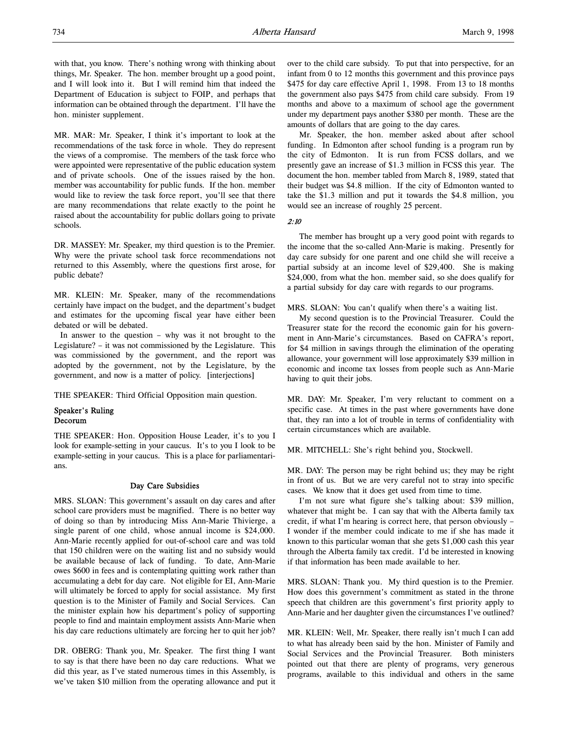with that, you know. There's nothing wrong with thinking about things, Mr. Speaker. The hon. member brought up a good point, and I will look into it. But I will remind him that indeed the Department of Education is subject to FOIP, and perhaps that information can be obtained through the department. I'll have the hon. minister supplement.

MR. MAR: Mr. Speaker, I think it's important to look at the recommendations of the task force in whole. They do represent the views of a compromise. The members of the task force who were appointed were representative of the public education system and of private schools. One of the issues raised by the hon. member was accountability for public funds. If the hon. member would like to review the task force report, you'll see that there are many recommendations that relate exactly to the point he raised about the accountability for public dollars going to private schools.

DR. MASSEY: Mr. Speaker, my third question is to the Premier. Why were the private school task force recommendations not returned to this Assembly, where the questions first arose, for public debate?

MR. KLEIN: Mr. Speaker, many of the recommendations certainly have impact on the budget, and the department's budget and estimates for the upcoming fiscal year have either been debated or will be debated.

In answer to the question – why was it not brought to the Legislature? – it was not commissioned by the Legislature. This was commissioned by the government, and the report was adopted by the government, not by the Legislature, by the government, and now is a matter of policy. [interjections]

THE SPEAKER: Third Official Opposition main question.

### Speaker's Ruling
### Decorum

THE SPEAKER: Hon. Opposition House Leader, it's to you I look for example-setting in your caucus. It's to you I look to be example-setting in your caucus. This is a place for parliamentarians.

## Day Care Subsidies

MRS. SLOAN: This government's assault on day cares and after school care providers must be magnified. There is no better way of doing so than by introducing Miss Ann-Marie Thivierge, a single parent of one child, whose annual income is $24,000. Ann-Marie recently applied for out-of-school care and was told that 150 children were on the waiting list and no subsidy would be available because of lack of funding. To date, Ann-Marie owes $600 in fees and is contemplating quitting work rather than accumulating a debt for day care. Not eligible for EI, Ann-Marie will ultimately be forced to apply for social assistance. My first question is to the Minister of Family and Social Services. Can the minister explain how his department's policy of supporting people to find and maintain employment assists Ann-Marie when his day care reductions ultimately are forcing her to quit her job?

DR. OBERG: Thank you, Mr. Speaker. The first thing I want to say is that there have been no day care reductions. What we did this year, as I've stated numerous times in this Assembly, is we've taken $10 million from the operating allowance and put it over to the child care subsidy. To put that into perspective, for an infant from 0 to 12 months this government and this province pays $475 for day care effective April 1, 1998. From 13 to 18 months the government also pays $475 from child care subsidy. From 19 months and above to a maximum of school age the government under my department pays another $380 per month. These are the amounts of dollars that are going to the day cares.

Mr. Speaker, the hon. member asked about after school funding. In Edmonton after school funding is a program run by the city of Edmonton. It is run from FCSS dollars, and we presently gave an increase of $1.3 million in FCSS this year. The document the hon. member tabled from March 8, 1989, stated that their budget was $4.8 million. If the city of Edmonton wanted to take the $1.3 million and put it towards the $4.8 million, you would see an increase of roughly 25 percent.

*2:10*

The member has brought up a very good point with regards to the income that the so-called Ann-Marie is making. Presently for day care subsidy for one parent and one child she will receive a partial subsidy at an income level of $29,400. She is making $24,000, from what the hon. member said, so she does qualify for a partial subsidy for day care with regards to our programs.

MRS. SLOAN: You can't qualify when there's a waiting list.

My second question is to the Provincial Treasurer. Could the Treasurer state for the record the economic gain for his government in Ann-Marie's circumstances. Based on CAFRA's report, for $4 million in savings through the elimination of the operating allowance, your government will lose approximately $39 million in economic and income tax losses from people such as Ann-Marie having to quit their jobs.

MR. DAY: Mr. Speaker, I'm very reluctant to comment on a specific case. At times in the past where governments have done that, they ran into a lot of trouble in terms of confidentiality with certain circumstances which are available.

MR. MITCHELL: She's right behind you, Stockwell.

MR. DAY: The person may be right behind us; they may be right in front of us. But we are very careful not to stray into specific cases. We know that it does get used from time to time.

I'm not sure what figure she's talking about: $39 million, whatever that might be. I can say that with the Alberta family tax credit, if what I'm hearing is correct here, that person obviously – I wonder if the member could indicate to me if she has made it known to this particular woman that she gets $1,000 cash this year through the Alberta family tax credit. I'd be interested in knowing if that information has been made available to her.

MRS. SLOAN: Thank you. My third question is to the Premier. How does this government's commitment as stated in the throne speech that children are this government's first priority apply to Ann-Marie and her daughter given the circumstances I've outlined?

MR. KLEIN: Well, Mr. Speaker, there really isn't much I can add to what has already been said by the hon. Minister of Family and Social Services and the Provincial Treasurer. Both ministers pointed out that there are plenty of programs, very generous programs, available to this individual and others in the same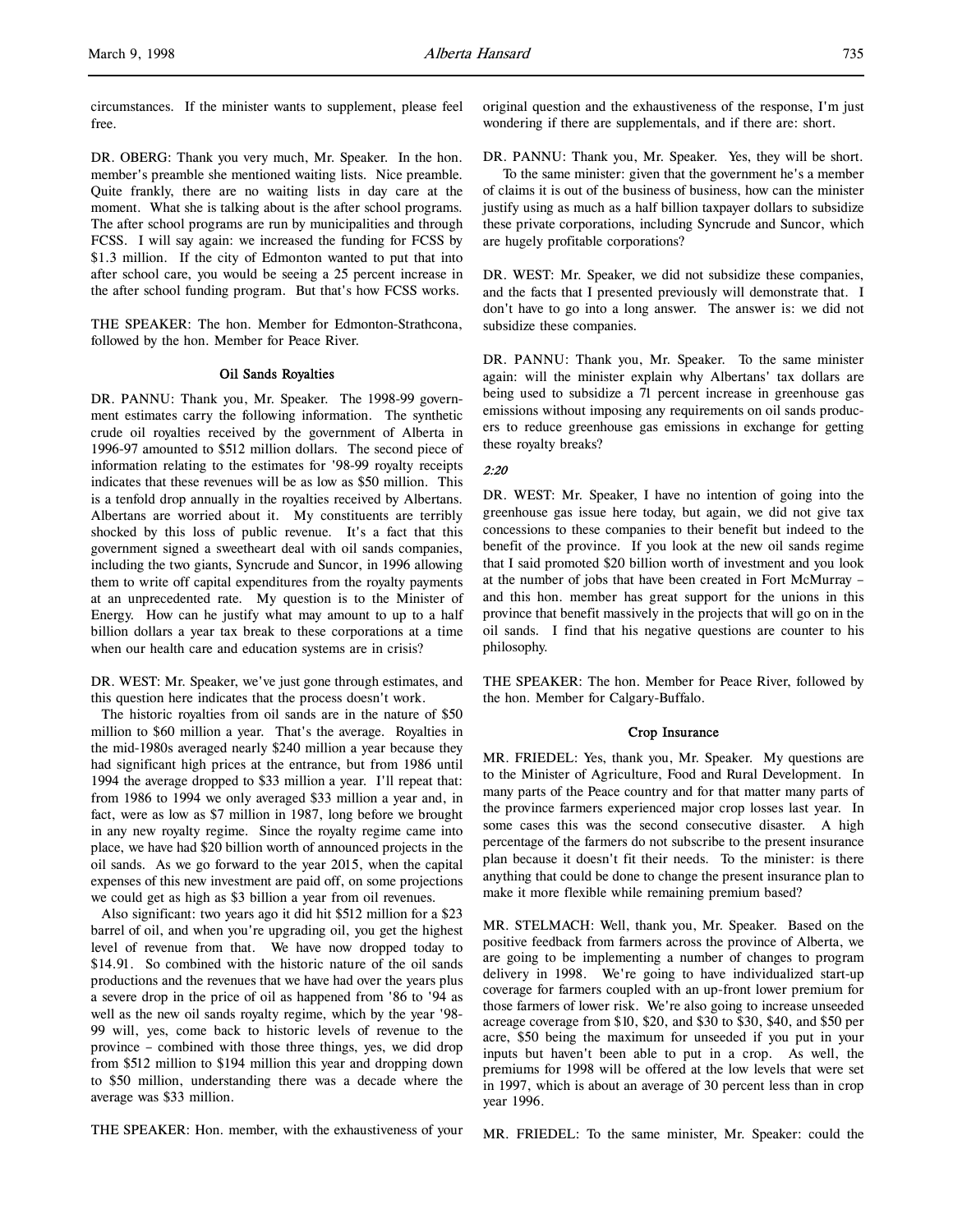circumstances. If the minister wants to supplement, please feel free.

DR. OBERG: Thank you very much, Mr. Speaker. In the hon. member's preamble she mentioned waiting lists. Nice preamble. Quite frankly, there are no waiting lists in day care at the moment. What she is talking about is the after school programs. The after school programs are run by municipalities and through FCSS. I will say again: we increased the funding for FCSS by $1.3 million. If the city of Edmonton wanted to put that into after school care, you would be seeing a 25 percent increase in the after school funding program. But that's how FCSS works.

THE SPEAKER: The hon. Member for Edmonton-Strathcona, followed by the hon. Member for Peace River.

### Oil Sands Royalties

DR. PANNU: Thank you, Mr. Speaker. The 1998-99 government estimates carry the following information. The synthetic crude oil royalties received by the government of Alberta in 1996-97 amounted to $512 million dollars. The second piece of information relating to the estimates for '98-99 royalty receipts indicates that these revenues will be as low as $50 million. This is a tenfold drop annually in the royalties received by Albertans. Albertans are worried about it. My constituents are terribly shocked by this loss of public revenue. It's a fact that this government signed a sweetheart deal with oil sands companies, including the two giants, Syncrude and Suncor, in 1996 allowing them to write off capital expenditures from the royalty payments at an unprecedented rate. My question is to the Minister of Energy. How can he justify what may amount to up to a half billion dollars a year tax break to these corporations at a time when our health care and education systems are in crisis?

DR. WEST: Mr. Speaker, we've just gone through estimates, and this question here indicates that the process doesn't work.

The historic royalties from oil sands are in the nature of $50 million to $60 million a year. That's the average. Royalties in the mid-1980s averaged nearly $240 million a year because they had significant high prices at the entrance, but from 1986 until 1994 the average dropped to $33 million a year. I'll repeat that: from 1986 to 1994 we only averaged $33 million a year and, in fact, were as low as $7 million in 1987, long before we brought in any new royalty regime. Since the royalty regime came into place, we have had $20 billion worth of announced projects in the oil sands. As we go forward to the year 2015, when the capital expenses of this new investment are paid off, on some projections we could get as high as $3 billion a year from oil revenues.

Also significant: two years ago it did hit $512 million for a $23 barrel of oil, and when you're upgrading oil, you get the highest level of revenue from that. We have now dropped today to $14.91. So combined with the historic nature of the oil sands productions and the revenues that we have had over the years plus a severe drop in the price of oil as happened from '86 to '94 as well as the new oil sands royalty regime, which by the year '98-99 will, yes, come back to historic levels of revenue to the province – combined with those three things, yes, we did drop from $512 million to $194 million this year and dropping down to $50 million, understanding there was a decade where the average was $33 million.

THE SPEAKER: Hon. member, with the exhaustiveness of your original question and the exhaustiveness of the response, I'm just wondering if there are supplementals, and if there are: short.

DR. PANNU: Thank you, Mr. Speaker. Yes, they will be short.

To the same minister: given that the government he's a member of claims it is out of the business of business, how can the minister justify using as much as a half billion taxpayer dollars to subsidize these private corporations, including Syncrude and Suncor, which are hugely profitable corporations?

DR. WEST: Mr. Speaker, we did not subsidize these companies, and the facts that I presented previously will demonstrate that. I don't have to go into a long answer. The answer is: we did not subsidize these companies.

DR. PANNU: Thank you, Mr. Speaker. To the same minister again: will the minister explain why Albertans' tax dollars are being used to subsidize a 71 percent increase in greenhouse gas emissions without imposing any requirements on oil sands producers to reduce greenhouse gas emissions in exchange for getting these royalty breaks?

*2:20*

DR. WEST: Mr. Speaker, I have no intention of going into the greenhouse gas issue here today, but again, we did not give tax concessions to these companies to their benefit but indeed to the benefit of the province. If you look at the new oil sands regime that I said promoted $20 billion worth of investment and you look at the number of jobs that have been created in Fort McMurray – and this hon. member has great support for the unions in this province that benefit massively in the projects that will go on in the oil sands. I find that his negative questions are counter to his philosophy.

THE SPEAKER: The hon. Member for Peace River, followed by the hon. Member for Calgary-Buffalo.

### Crop Insurance

MR. FRIEDEL: Yes, thank you, Mr. Speaker. My questions are to the Minister of Agriculture, Food and Rural Development. In many parts of the Peace country and for that matter many parts of the province farmers experienced major crop losses last year. In some cases this was the second consecutive disaster. A high percentage of the farmers do not subscribe to the present insurance plan because it doesn't fit their needs. To the minister: is there anything that could be done to change the present insurance plan to make it more flexible while remaining premium based?

MR. STELMACH: Well, thank you, Mr. Speaker. Based on the positive feedback from farmers across the province of Alberta, we are going to be implementing a number of changes to program delivery in 1998. We're going to have individualized start-up coverage for farmers coupled with an up-front lower premium for those farmers of lower risk. We're also going to increase unseeded acreage coverage from $10, $20, and $30 to $30, $40, and $50 per acre, $50 being the maximum for unseeded if you put in your inputs but haven't been able to put in a crop. As well, the premiums for 1998 will be offered at the low levels that were set in 1997, which is about an average of 30 percent less than in crop year 1996.

MR. FRIEDEL: To the same minister, Mr. Speaker: could the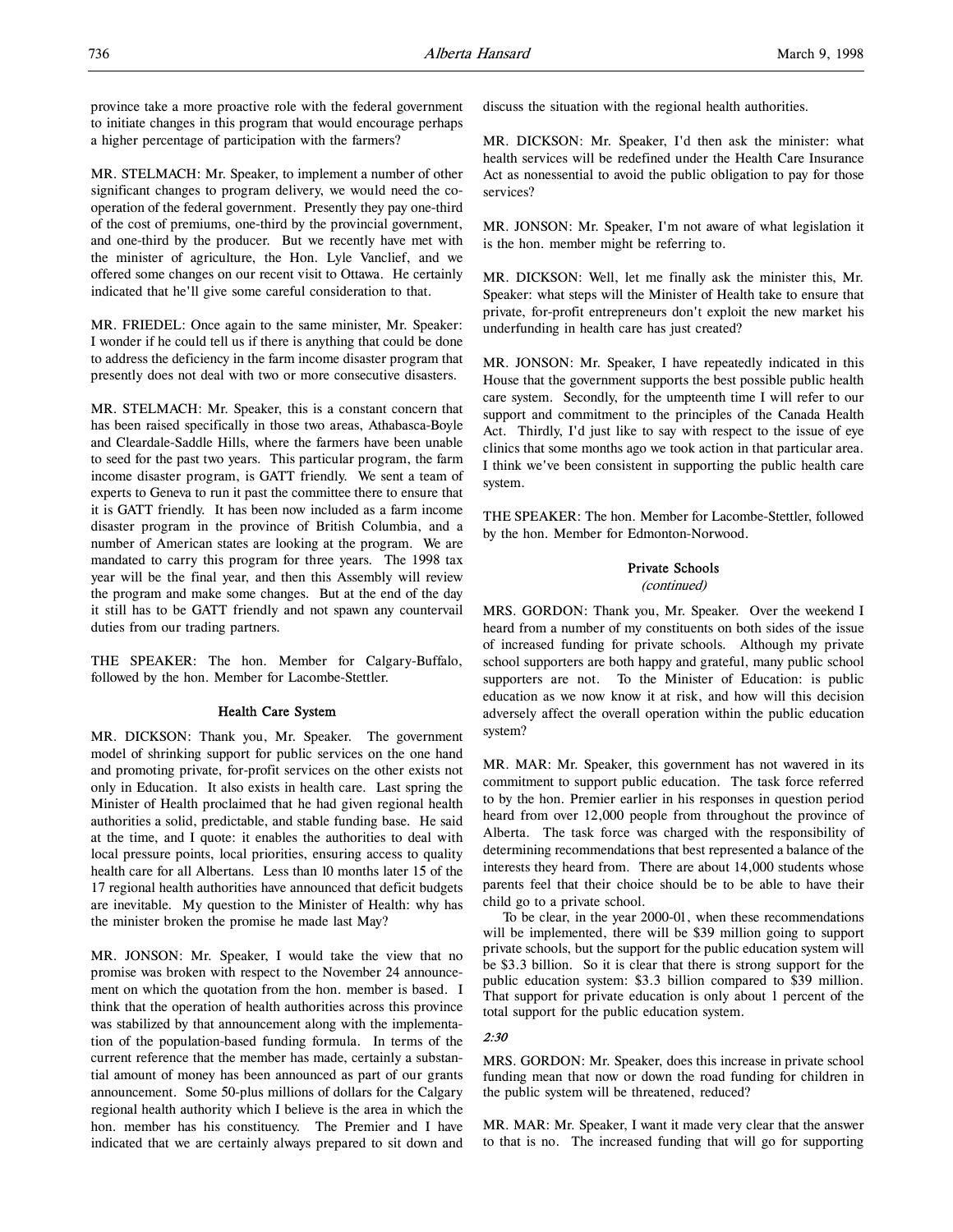province take a more proactive role with the federal government to initiate changes in this program that would encourage perhaps a higher percentage of participation with the farmers?

MR. STELMACH: Mr. Speaker, to implement a number of other significant changes to program delivery, we would need the co-operation of the federal government. Presently they pay one-third of the cost of premiums, one-third by the provincial government, and one-third by the producer. But we recently have met with the minister of agriculture, the Hon. Lyle Vanclief, and we offered some changes on our recent visit to Ottawa. He certainly indicated that he'll give some careful consideration to that.

MR. FRIEDEL: Once again to the same minister, Mr. Speaker: I wonder if he could tell us if there is anything that could be done to address the deficiency in the farm income disaster program that presently does not deal with two or more consecutive disasters.

MR. STELMACH: Mr. Speaker, this is a constant concern that has been raised specifically in those two areas, Athabasca-Boyle and Cleardale-Saddle Hills, where the farmers have been unable to seed for the past two years. This particular program, the farm income disaster program, is GATT friendly. We sent a team of experts to Geneva to run it past the committee there to ensure that it is GATT friendly. It has been now included as a farm income disaster program in the province of British Columbia, and a number of American states are looking at the program. We are mandated to carry this program for three years. The 1998 tax year will be the final year, and then this Assembly will review the program and make some changes. But at the end of the day it still has to be GATT friendly and not spawn any countervail duties from our trading partners.

THE SPEAKER: The hon. Member for Calgary-Buffalo, followed by the hon. Member for Lacombe-Stettler.

### Health Care System

MR. DICKSON: Thank you, Mr. Speaker. The government model of shrinking support for public services on the one hand and promoting private, for-profit services on the other exists not only in Education. It also exists in health care. Last spring the Minister of Health proclaimed that he had given regional health authorities a solid, predictable, and stable funding base. He said at the time, and I quote: it enables the authorities to deal with local pressure points, local priorities, ensuring access to quality health care for all Albertans. Less than 10 months later 15 of the 17 regional health authorities have announced that deficit budgets are inevitable. My question to the Minister of Health: why has the minister broken the promise he made last May?

MR. JONSON: Mr. Speaker, I would take the view that no promise was broken with respect to the November 24 announcement on which the quotation from the hon. member is based. I think that the operation of health authorities across this province was stabilized by that announcement along with the implementation of the population-based funding formula. In terms of the current reference that the member has made, certainly a substantial amount of money has been announced as part of our grants announcement. Some 50-plus millions of dollars for the Calgary regional health authority which I believe is the area in which the hon. member has his constituency. The Premier and I have indicated that we are certainly always prepared to sit down and discuss the situation with the regional health authorities.

MR. DICKSON: Mr. Speaker, I'd then ask the minister: what health services will be redefined under the Health Care Insurance Act as nonessential to avoid the public obligation to pay for those services?

MR. JONSON: Mr. Speaker, I'm not aware of what legislation it is the hon. member might be referring to.

MR. DICKSON: Well, let me finally ask the minister this, Mr. Speaker: what steps will the Minister of Health take to ensure that private, for-profit entrepreneurs don't exploit the new market his underfunding in health care has just created?

MR. JONSON: Mr. Speaker, I have repeatedly indicated in this House that the government supports the best possible public health care system. Secondly, for the umpteenth time I will refer to our support and commitment to the principles of the Canada Health Act. Thirdly, I'd just like to say with respect to the issue of eye clinics that some months ago we took action in that particular area. I think we've been consistent in supporting the public health care system.

THE SPEAKER: The hon. Member for Lacombe-Stettler, followed by the hon. Member for Edmonton-Norwood.

### Private Schools
*(continued)*

MRS. GORDON: Thank you, Mr. Speaker. Over the weekend I heard from a number of my constituents on both sides of the issue of increased funding for private schools. Although my private school supporters are both happy and grateful, many public school supporters are not. To the Minister of Education: is public education as we now know it at risk, and how will this decision adversely affect the overall operation within the public education system?

MR. MAR: Mr. Speaker, this government has not wavered in its commitment to support public education. The task force referred to by the hon. Premier earlier in his responses in question period heard from over 12,000 people from throughout the province of Alberta. The task force was charged with the responsibility of determining recommendations that best represented a balance of the interests they heard from. There are about 14,000 students whose parents feel that their choice should be to be able to have their child go to a private school.

To be clear, in the year 2000-01, when these recommendations will be implemented, there will be $39 million going to support private schools, but the support for the public education system will be $3.3 billion. So it is clear that there is strong support for the public education system: $3.3 billion compared to $39 million. That support for private education is only about 1 percent of the total support for the public education system.

*2:30*

MRS. GORDON: Mr. Speaker, does this increase in private school funding mean that now or down the road funding for children in the public system will be threatened, reduced?

MR. MAR: Mr. Speaker, I want it made very clear that the answer to that is no. The increased funding that will go for supporting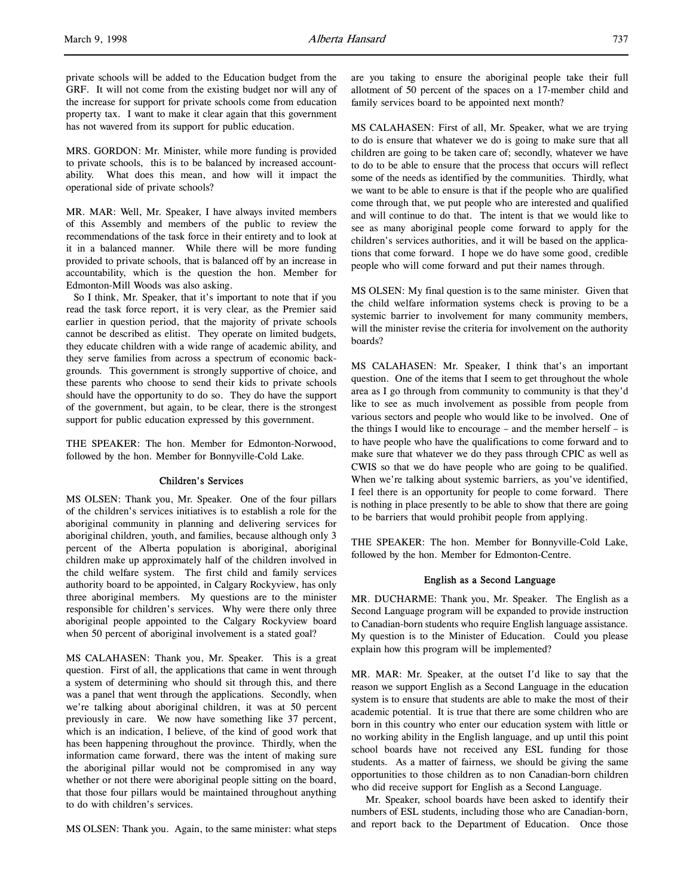private schools will be added to the Education budget from the GRF. It will not come from the existing budget nor will any of the increase for support for private schools come from education property tax. I want to make it clear again that this government has not wavered from its support for public education.

MRS. GORDON: Mr. Minister, while more funding is provided to private schools, this is to be balanced by increased accountability. What does this mean, and how will it impact the operational side of private schools?

MR. MAR: Well, Mr. Speaker, I have always invited members of this Assembly and members of the public to review the recommendations of the task force in their entirety and to look at it in a balanced manner. While there will be more funding provided to private schools, that is balanced off by an increase in accountability, which is the question the hon. Member for Edmonton-Mill Woods was also asking.

So I think, Mr. Speaker, that it's important to note that if you read the task force report, it is very clear, as the Premier said earlier in question period, that the majority of private schools cannot be described as elitist. They operate on limited budgets, they educate children with a wide range of academic ability, and they serve families from across a spectrum of economic backgrounds. This government is strongly supportive of choice, and these parents who choose to send their kids to private schools should have the opportunity to do so. They do have the support of the government, but again, to be clear, there is the strongest support for public education expressed by this government.

THE SPEAKER: The hon. Member for Edmonton-Norwood, followed by the hon. Member for Bonnyville-Cold Lake.

## Children's Services

MS OLSEN: Thank you, Mr. Speaker. One of the four pillars of the children's services initiatives is to establish a role for the aboriginal community in planning and delivering services for aboriginal children, youth, and families, because although only 3 percent of the Alberta population is aboriginal, aboriginal children make up approximately half of the children involved in the child welfare system. The first child and family services authority board to be appointed, in Calgary Rockyview, has only three aboriginal members. My questions are to the minister responsible for children's services. Why were there only three aboriginal people appointed to the Calgary Rockyview board when 50 percent of aboriginal involvement is a stated goal?

MS CALAHASEN: Thank you, Mr. Speaker. This is a great question. First of all, the applications that came in went through a system of determining who should sit through this, and there was a panel that went through the applications. Secondly, when we're talking about aboriginal children, it was at 50 percent previously in care. We now have something like 37 percent, which is an indication, I believe, of the kind of good work that has been happening throughout the province. Thirdly, when the information came forward, there was the intent of making sure the aboriginal pillar would not be compromised in any way whether or not there were aboriginal people sitting on the board, that those four pillars would be maintained throughout anything to do with children's services.

MS OLSEN: Thank you. Again, to the same minister: what steps are you taking to ensure the aboriginal people take their full allotment of 50 percent of the spaces on a 17-member child and family services board to be appointed next month?

MS CALAHASEN: First of all, Mr. Speaker, what we are trying to do is ensure that whatever we do is going to make sure that all children are going to be taken care of; secondly, whatever we have to do to be able to ensure that the process that occurs will reflect some of the needs as identified by the communities. Thirdly, what we want to be able to ensure is that if the people who are qualified come through that, we put people who are interested and qualified and will continue to do that. The intent is that we would like to see as many aboriginal people come forward to apply for the children's services authorities, and it will be based on the applications that come forward. I hope we do have some good, credible people who will come forward and put their names through.

MS OLSEN: My final question is to the same minister. Given that the child welfare information systems check is proving to be a systemic barrier to involvement for many community members, will the minister revise the criteria for involvement on the authority boards?

MS CALAHASEN: Mr. Speaker, I think that's an important question. One of the items that I seem to get throughout the whole area as I go through from community to community is that they'd like to see as much involvement as possible from people from various sectors and people who would like to be involved. One of the things I would like to encourage – and the member herself – is to have people who have the qualifications to come forward and to make sure that whatever we do they pass through CPIC as well as CWIS so that we do have people who are going to be qualified. When we're talking about systemic barriers, as you've identified, I feel there is an opportunity for people to come forward. There is nothing in place presently to be able to show that there are going to be barriers that would prohibit people from applying.

THE SPEAKER: The hon. Member for Bonnyville-Cold Lake, followed by the hon. Member for Edmonton-Centre.

## English as a Second Language

MR. DUCHARME: Thank you, Mr. Speaker. The English as a Second Language program will be expanded to provide instruction to Canadian-born students who require English language assistance. My question is to the Minister of Education. Could you please explain how this program will be implemented?

MR. MAR: Mr. Speaker, at the outset I'd like to say that the reason we support English as a Second Language in the education system is to ensure that students are able to make the most of their academic potential. It is true that there are some children who are born in this country who enter our education system with little or no working ability in the English language, and up until this point school boards have not received any ESL funding for those students. As a matter of fairness, we should be giving the same opportunities to those children as to non Canadian-born children who did receive support for English as a Second Language.

Mr. Speaker, school boards have been asked to identify their numbers of ESL students, including those who are Canadian-born, and report back to the Department of Education. Once those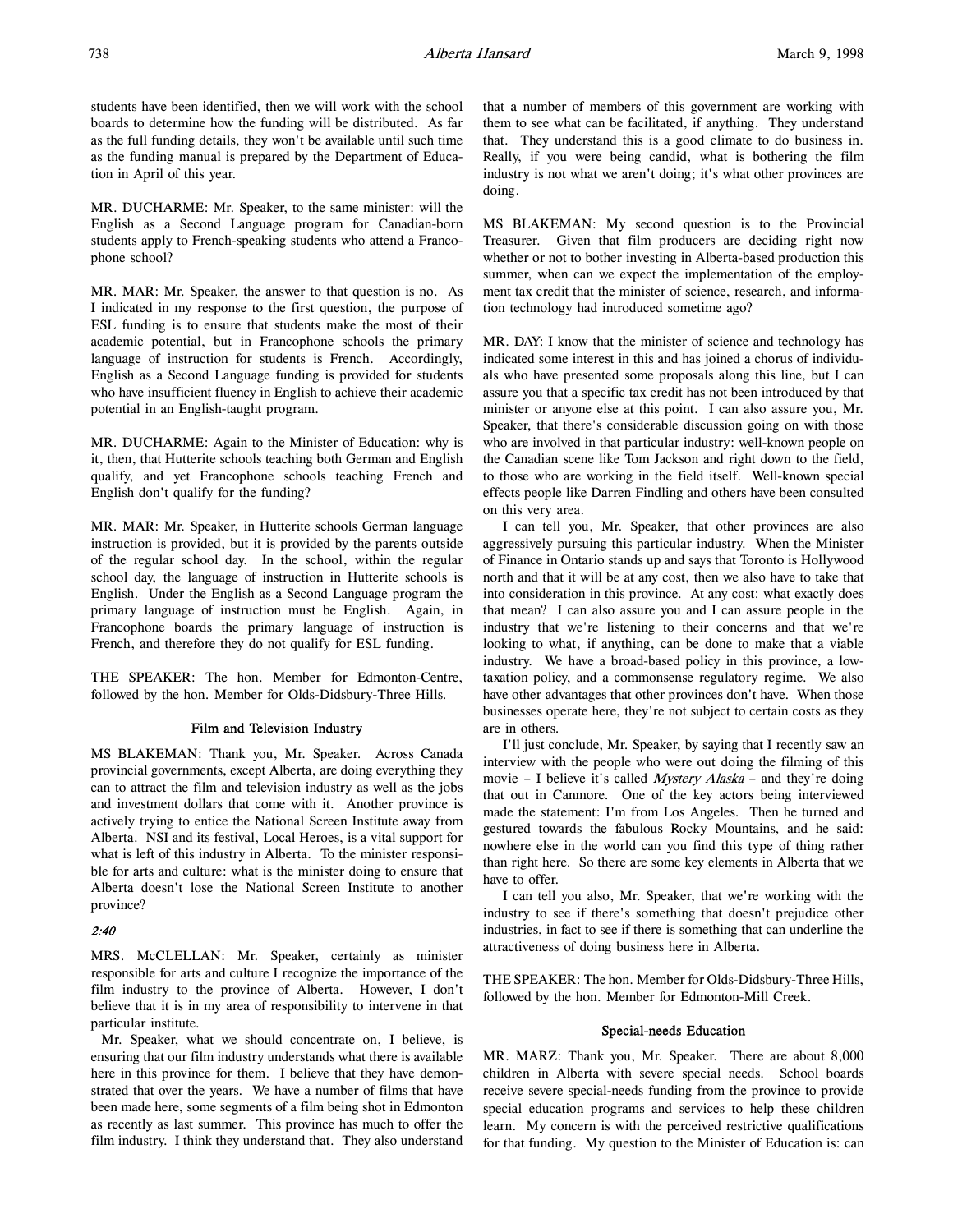students have been identified, then we will work with the school boards to determine how the funding will be distributed. As far as the full funding details, they won't be available until such time as the funding manual is prepared by the Department of Education in April of this year.

MR. DUCHARME: Mr. Speaker, to the same minister: will the English as a Second Language program for Canadian-born students apply to French-speaking students who attend a Francophone school?

MR. MAR: Mr. Speaker, the answer to that question is no. As I indicated in my response to the first question, the purpose of ESL funding is to ensure that students make the most of their academic potential, but in Francophone schools the primary language of instruction for students is French. Accordingly, English as a Second Language funding is provided for students who have insufficient fluency in English to achieve their academic potential in an English-taught program.

MR. DUCHARME: Again to the Minister of Education: why is it, then, that Hutterite schools teaching both German and English qualify, and yet Francophone schools teaching French and English don't qualify for the funding?

MR. MAR: Mr. Speaker, in Hutterite schools German language instruction is provided, but it is provided by the parents outside of the regular school day. In the school, within the regular school day, the language of instruction in Hutterite schools is English. Under the English as a Second Language program the primary language of instruction must be English. Again, in Francophone boards the primary language of instruction is French, and therefore they do not qualify for ESL funding.

THE SPEAKER: The hon. Member for Edmonton-Centre, followed by the hon. Member for Olds-Didsbury-Three Hills.

### Film and Television Industry

MS BLAKEMAN: Thank you, Mr. Speaker. Across Canada provincial governments, except Alberta, are doing everything they can to attract the film and television industry as well as the jobs and investment dollars that come with it. Another province is actively trying to entice the National Screen Institute away from Alberta. NSI and its festival, Local Heroes, is a vital support for what is left of this industry in Alberta. To the minister responsible for arts and culture: what is the minister doing to ensure that Alberta doesn't lose the National Screen Institute to another province?

*2:40*

MRS. McCLELLAN: Mr. Speaker, certainly as minister responsible for arts and culture I recognize the importance of the film industry to the province of Alberta. However, I don't believe that it is in my area of responsibility to intervene in that particular institute.

Mr. Speaker, what we should concentrate on, I believe, is ensuring that our film industry understands what there is available here in this province for them. I believe that they have demonstrated that over the years. We have a number of films that have been made here, some segments of a film being shot in Edmonton as recently as last summer. This province has much to offer the film industry. I think they understand that. They also understand that a number of members of this government are working with them to see what can be facilitated, if anything. They understand that. They understand this is a good climate to do business in. Really, if you were being candid, what is bothering the film industry is not what we aren't doing; it's what other provinces are doing.

MS BLAKEMAN: My second question is to the Provincial Treasurer. Given that film producers are deciding right now whether or not to bother investing in Alberta-based production this summer, when can we expect the implementation of the employment tax credit that the minister of science, research, and information technology had introduced sometime ago?

MR. DAY: I know that the minister of science and technology has indicated some interest in this and has joined a chorus of individuals who have presented some proposals along this line, but I can assure you that a specific tax credit has not been introduced by that minister or anyone else at this point. I can also assure you, Mr. Speaker, that there's considerable discussion going on with those who are involved in that particular industry: well-known people on the Canadian scene like Tom Jackson and right down to the field, to those who are working in the field itself. Well-known special effects people like Darren Findling and others have been consulted on this very area.

I can tell you, Mr. Speaker, that other provinces are also aggressively pursuing this particular industry. When the Minister of Finance in Ontario stands up and says that Toronto is Hollywood north and that it will be at any cost, then we also have to take that into consideration in this province. At any cost: what exactly does that mean? I can also assure you and I can assure people in the industry that we're listening to their concerns and that we're looking to what, if anything, can be done to make that a viable industry. We have a broad-based policy in this province, a low-taxation policy, and a commonsense regulatory regime. We also have other advantages that other provinces don't have. When those businesses operate here, they're not subject to certain costs as they are in others.

I'll just conclude, Mr. Speaker, by saying that I recently saw an interview with the people who were out doing the filming of this movie – I believe it's called *Mystery Alaska* – and they're doing that out in Canmore. One of the key actors being interviewed made the statement: I'm from Los Angeles. Then he turned and gestured towards the fabulous Rocky Mountains, and he said: nowhere else in the world can you find this type of thing rather than right here. So there are some key elements in Alberta that we have to offer.

I can tell you also, Mr. Speaker, that we're working with the industry to see if there's something that doesn't prejudice other industries, in fact to see if there is something that can underline the attractiveness of doing business here in Alberta.

THE SPEAKER: The hon. Member for Olds-Didsbury-Three Hills, followed by the hon. Member for Edmonton-Mill Creek.

### Special-needs Education

MR. MARZ: Thank you, Mr. Speaker. There are about 8,000 children in Alberta with severe special needs. School boards receive severe special-needs funding from the province to provide special education programs and services to help these children learn. My concern is with the perceived restrictive qualifications for that funding. My question to the Minister of Education is: can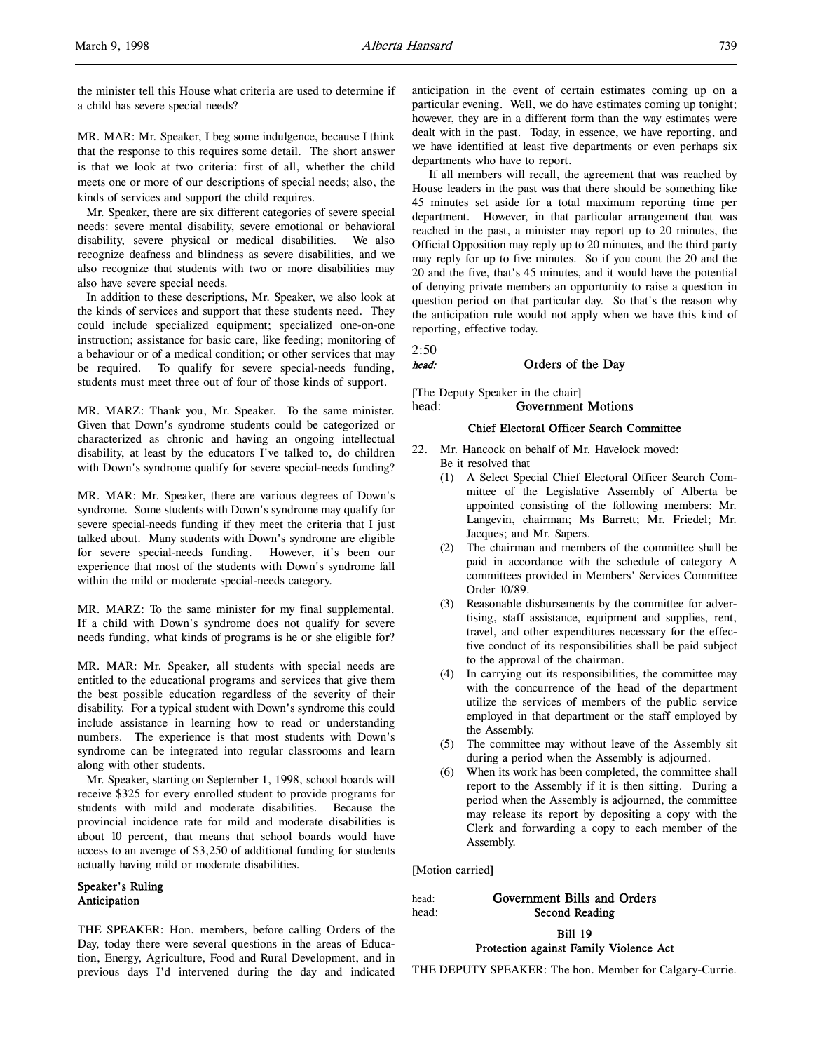the minister tell this House what criteria are used to determine if a child has severe special needs?

MR. MAR: Mr. Speaker, I beg some indulgence, because I think that the response to this requires some detail. The short answer is that we look at two criteria: first of all, whether the child meets one or more of our descriptions of special needs; also, the kinds of services and support the child requires.

Mr. Speaker, there are six different categories of severe special needs: severe mental disability, severe emotional or behavioral disability, severe physical or medical disabilities. We also recognize deafness and blindness as severe disabilities, and we also recognize that students with two or more disabilities may also have severe special needs.

In addition to these descriptions, Mr. Speaker, we also look at the kinds of services and support that these students need. They could include specialized equipment; specialized one-on-one instruction; assistance for basic care, like feeding; monitoring of a behaviour or of a medical condition; or other services that may be required. To qualify for severe special-needs funding, students must meet three out of four of those kinds of support.

MR. MARZ: Thank you, Mr. Speaker. To the same minister. Given that Down's syndrome students could be categorized or characterized as chronic and having an ongoing intellectual disability, at least by the educators I've talked to, do children with Down's syndrome qualify for severe special-needs funding?

MR. MAR: Mr. Speaker, there are various degrees of Down's syndrome. Some students with Down's syndrome may qualify for severe special-needs funding if they meet the criteria that I just talked about. Many students with Down's syndrome are eligible for severe special-needs funding. However, it's been our experience that most of the students with Down's syndrome fall within the mild or moderate special-needs category.

MR. MARZ: To the same minister for my final supplemental. If a child with Down's syndrome does not qualify for severe needs funding, what kinds of programs is he or she eligible for?

MR. MAR: Mr. Speaker, all students with special needs are entitled to the educational programs and services that give them the best possible education regardless of the severity of their disability. For a typical student with Down's syndrome this could include assistance in learning how to read or understanding numbers. The experience is that most students with Down's syndrome can be integrated into regular classrooms and learn along with other students.

Mr. Speaker, starting on September 1, 1998, school boards will receive $325 for every enrolled student to provide programs for students with mild and moderate disabilities. Because the provincial incidence rate for mild and moderate disabilities is about 10 percent, that means that school boards would have access to an average of $3,250 of additional funding for students actually having mild or moderate disabilities.

### Speaker's Ruling
### Anticipation

THE SPEAKER: Hon. members, before calling Orders of the Day, today there were several questions in the areas of Education, Energy, Agriculture, Food and Rural Development, and in previous days I'd intervened during the day and indicated anticipation in the event of certain estimates coming up on a particular evening. Well, we do have estimates coming up tonight; however, they are in a different form than the way estimates were dealt with in the past. Today, in essence, we have reporting, and we have identified at least five departments or even perhaps six departments who have to report.

If all members will recall, the agreement that was reached by House leaders in the past was that there should be something like 45 minutes set aside for a total maximum reporting time per department. However, in that particular arrangement that was reached in the past, a minister may report up to 20 minutes, the Official Opposition may reply up to 20 minutes, and the third party may reply for up to five minutes. So if you count the 20 and the 20 and the five, that's 45 minutes, and it would have the potential of denying private members an opportunity to raise a question in question period on that particular day. So that's the reason why the anticipation rule would not apply when we have this kind of reporting, effective today.

2:50

## *head:* Orders of the Day

[The Deputy Speaker in the chair]

## head: Government Motions

### Chief Electoral Officer Search Committee

22. Mr. Hancock on behalf of Mr. Havelock moved:
Be it resolved that
    (1) A Select Special Chief Electoral Officer Search Committee of the Legislative Assembly of Alberta be appointed consisting of the following members: Mr. Langevin, chairman; Ms Barrett; Mr. Friedel; Mr. Jacques; and Mr. Sapers.
    (2) The chairman and members of the committee shall be paid in accordance with the schedule of category A committees provided in Members' Services Committee Order 10/89.
    (3) Reasonable disbursements by the committee for advertising, staff assistance, equipment and supplies, rent, travel, and other expenditures necessary for the effective conduct of its responsibilities shall be paid subject to the approval of the chairman.
    (4) In carrying out its responsibilities, the committee may with the concurrence of the head of the department utilize the services of members of the public service employed in that department or the staff employed by the Assembly.
    (5) The committee may without leave of the Assembly sit during a period when the Assembly is adjourned.
    (6) When its work has been completed, the committee shall report to the Assembly if it is then sitting. During a period when the Assembly is adjourned, the committee may release its report by depositing a copy with the Clerk and forwarding a copy to each member of the Assembly.

[Motion carried]

## head: Government Bills and Orders
## head: Second Reading

### Bill 19
### Protection against Family Violence Act

THE DEPUTY SPEAKER: The hon. Member for Calgary-Currie.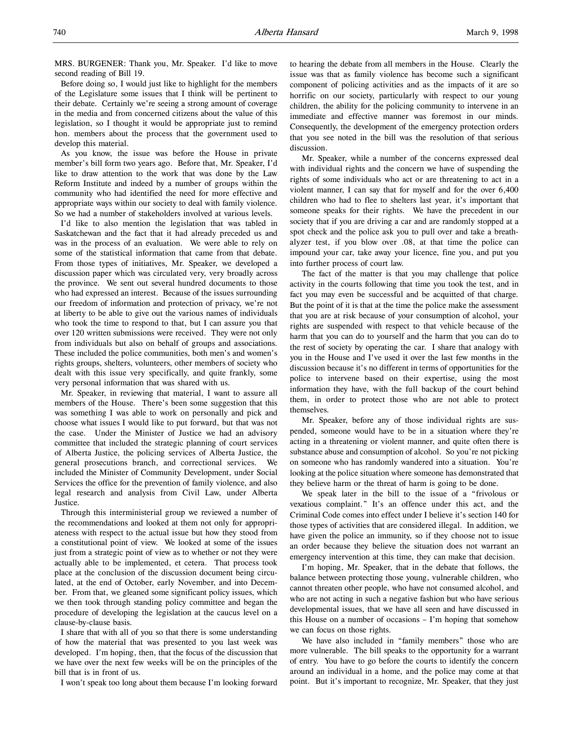MRS. BURGENER: Thank you, Mr. Speaker. I'd like to move second reading of Bill 19.

Before doing so, I would just like to highlight for the members of the Legislature some issues that I think will be pertinent to their debate. Certainly we're seeing a strong amount of coverage in the media and from concerned citizens about the value of this legislation, so I thought it would be appropriate just to remind hon. members about the process that the government used to develop this material.

As you know, the issue was before the House in private member's bill form two years ago. Before that, Mr. Speaker, I'd like to draw attention to the work that was done by the Law Reform Institute and indeed by a number of groups within the community who had identified the need for more effective and appropriate ways within our society to deal with family violence. So we had a number of stakeholders involved at various levels.

I'd like to also mention the legislation that was tabled in Saskatchewan and the fact that it had already preceded us and was in the process of an evaluation. We were able to rely on some of the statistical information that came from that debate. From those types of initiatives, Mr. Speaker, we developed a discussion paper which was circulated very, very broadly across the province. We sent out several hundred documents to those who had expressed an interest. Because of the issues surrounding our freedom of information and protection of privacy, we're not at liberty to be able to give out the various names of individuals who took the time to respond to that, but I can assure you that over 120 written submissions were received. They were not only from individuals but also on behalf of groups and associations. These included the police communities, both men's and women's rights groups, shelters, volunteers, other members of society who dealt with this issue very specifically, and quite frankly, some very personal information that was shared with us.

Mr. Speaker, in reviewing that material, I want to assure all members of the House. There's been some suggestion that this was something I was able to work on personally and pick and choose what issues I would like to put forward, but that was not the case. Under the Minister of Justice we had an advisory committee that included the strategic planning of court services of Alberta Justice, the policing services of Alberta Justice, the general prosecutions branch, and correctional services. We included the Minister of Community Development, under Social Services the office for the prevention of family violence, and also legal research and analysis from Civil Law, under Alberta Justice.

Through this interministerial group we reviewed a number of the recommendations and looked at them not only for appropriateness with respect to the actual issue but how they stood from a constitutional point of view. We looked at some of the issues just from a strategic point of view as to whether or not they were actually able to be implemented, et cetera. That process took place at the conclusion of the discussion document being circulated, at the end of October, early November, and into December. From that, we gleaned some significant policy issues, which we then took through standing policy committee and began the procedure of developing the legislation at the caucus level on a clause-by-clause basis.

I share that with all of you so that there is some understanding of how the material that was presented to you last week was developed. I'm hoping, then, that the focus of the discussion that we have over the next few weeks will be on the principles of the bill that is in front of us.

I won't speak too long about them because I'm looking forward to hearing the debate from all members in the House. Clearly the issue was that as family violence has become such a significant component of policing activities and as the impacts of it are so horrific on our society, particularly with respect to our young children, the ability for the policing community to intervene in an immediate and effective manner was foremost in our minds. Consequently, the development of the emergency protection orders that you see noted in the bill was the resolution of that serious discussion.

Mr. Speaker, while a number of the concerns expressed deal with individual rights and the concern we have of suspending the rights of some individuals who act or are threatening to act in a violent manner, I can say that for myself and for the over 6,400 children who had to flee to shelters last year, it's important that someone speaks for their rights. We have the precedent in our society that if you are driving a car and are randomly stopped at a spot check and the police ask you to pull over and take a breathalyzer test, if you blow over .08, at that time the police can impound your car, take away your licence, fine you, and put you into further process of court law.

The fact of the matter is that you may challenge that police activity in the courts following that time you took the test, and in fact you may even be successful and be acquitted of that charge. But the point of it is that at the time the police make the assessment that you are at risk because of your consumption of alcohol, your rights are suspended with respect to that vehicle because of the harm that you can do to yourself and the harm that you can do to the rest of society by operating the car. I share that analogy with you in the House and I've used it over the last few months in the discussion because it's no different in terms of opportunities for the police to intervene based on their expertise, using the most information they have, with the full backup of the court behind them, in order to protect those who are not able to protect themselves.

Mr. Speaker, before any of those individual rights are suspended, someone would have to be in a situation where they're acting in a threatening or violent manner, and quite often there is substance abuse and consumption of alcohol. So you're not picking on someone who has randomly wandered into a situation. You're looking at the police situation where someone has demonstrated that they believe harm or the threat of harm is going to be done.

We speak later in the bill to the issue of a "frivolous or vexatious complaint." It's an offence under this act, and the Criminal Code comes into effect under I believe it's section 140 for those types of activities that are considered illegal. In addition, we have given the police an immunity, so if they choose not to issue an order because they believe the situation does not warrant an emergency intervention at this time, they can make that decision.

I'm hoping, Mr. Speaker, that in the debate that follows, the balance between protecting those young, vulnerable children, who cannot threaten other people, who have not consumed alcohol, and who are not acting in such a negative fashion but who have serious developmental issues, that we have all seen and have discussed in this House on a number of occasions – I'm hoping that somehow we can focus on those rights.

We have also included in "family members" those who are more vulnerable. The bill speaks to the opportunity for a warrant of entry. You have to go before the courts to identify the concern around an individual in a home, and the police may come at that point. But it's important to recognize, Mr. Speaker, that they just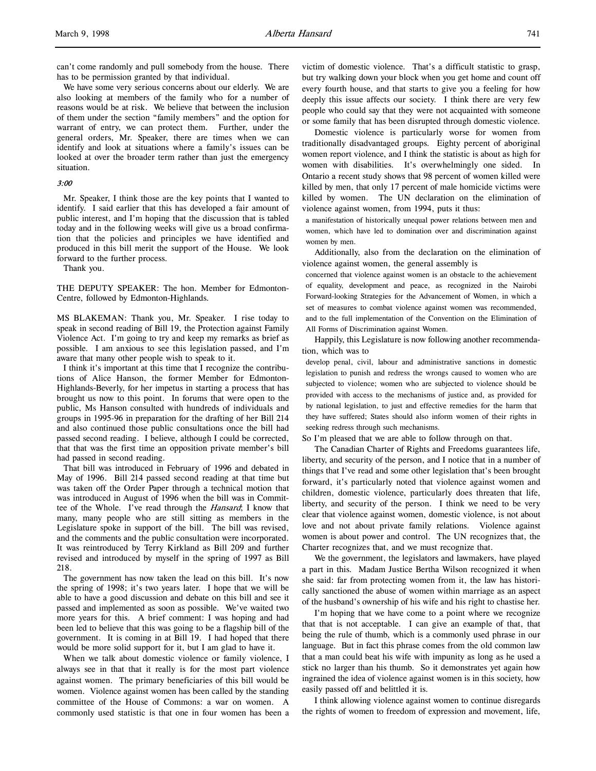can't come randomly and pull somebody from the house. There has to be permission granted by that individual.

We have some very serious concerns about our elderly. We are also looking at members of the family who for a number of reasons would be at risk. We believe that between the inclusion of them under the section "family members" and the option for warrant of entry, we can protect them. Further, under the general orders, Mr. Speaker, there are times when we can identify and look at situations where a family's issues can be looked at over the broader term rather than just the emergency situation.

*3:00*

Mr. Speaker, I think those are the key points that I wanted to identify. I said earlier that this has developed a fair amount of public interest, and I'm hoping that the discussion that is tabled today and in the following weeks will give us a broad confirmation that the policies and principles we have identified and produced in this bill merit the support of the House. We look forward to the further process.

Thank you.

THE DEPUTY SPEAKER: The hon. Member for Edmonton-Centre, followed by Edmonton-Highlands.

MS BLAKEMAN: Thank you, Mr. Speaker. I rise today to speak in second reading of Bill 19, the Protection against Family Violence Act. I'm going to try and keep my remarks as brief as possible. I am anxious to see this legislation passed, and I'm aware that many other people wish to speak to it.

I think it's important at this time that I recognize the contributions of Alice Hanson, the former Member for Edmonton-Highlands-Beverly, for her impetus in starting a process that has brought us now to this point. In forums that were open to the public, Ms Hanson consulted with hundreds of individuals and groups in 1995-96 in preparation for the drafting of her Bill 214 and also continued those public consultations once the bill had passed second reading. I believe, although I could be corrected, that that was the first time an opposition private member's bill had passed in second reading.

That bill was introduced in February of 1996 and debated in May of 1996. Bill 214 passed second reading at that time but was taken off the Order Paper through a technical motion that was introduced in August of 1996 when the bill was in Committee of the Whole. I've read through the *Hansard*; I know that many, many people who are still sitting as members in the Legislature spoke in support of the bill. The bill was revised, and the comments and the public consultation were incorporated. It was reintroduced by Terry Kirkland as Bill 209 and further revised and introduced by myself in the spring of 1997 as Bill 218.

The government has now taken the lead on this bill. It's now the spring of 1998; it's two years later. I hope that we will be able to have a good discussion and debate on this bill and see it passed and implemented as soon as possible. We've waited two more years for this. A brief comment: I was hoping and had been led to believe that this was going to be a flagship bill of the government. It is coming in at Bill 19. I had hoped that there would be more solid support for it, but I am glad to have it.

When we talk about domestic violence or family violence, I always see in that that it really is for the most part violence against women. The primary beneficiaries of this bill would be women. Violence against women has been called by the standing committee of the House of Commons: a war on women. A commonly used statistic is that one in four women has been a victim of domestic violence. That's a difficult statistic to grasp, but try walking down your block when you get home and count off every fourth house, and that starts to give you a feeling for how deeply this issue affects our society. I think there are very few people who could say that they were not acquainted with someone or some family that has been disrupted through domestic violence.

Domestic violence is particularly worse for women from traditionally disadvantaged groups. Eighty percent of aboriginal women report violence, and I think the statistic is about as high for women with disabilities. It's overwhelmingly one sided. In Ontario a recent study shows that 98 percent of women killed were killed by men, that only 17 percent of male homicide victims were killed by women. The UN declaration on the elimination of violence against women, from 1994, puts it thus:

> a manifestation of historically unequal power relations between men and women, which have led to domination over and discrimination against women by men.

Additionally, also from the declaration on the elimination of violence against women, the general assembly is

> concerned that violence against women is an obstacle to the achievement of equality, development and peace, as recognized in the Nairobi Forward-looking Strategies for the Advancement of Women, in which a set of measures to combat violence against women was recommended, and to the full implementation of the Convention on the Elimination of All Forms of Discrimination against Women.

Happily, this Legislature is now following another recommendation, which was to

> develop penal, civil, labour and administrative sanctions in domestic legislation to punish and redress the wrongs caused to women who are subjected to violence; women who are subjected to violence should be provided with access to the mechanisms of justice and, as provided for by national legislation, to just and effective remedies for the harm that they have suffered; States should also inform women of their rights in seeking redress through such mechanisms.

So I'm pleased that we are able to follow through on that.

The Canadian Charter of Rights and Freedoms guarantees life, liberty, and security of the person, and I notice that in a number of things that I've read and some other legislation that's been brought forward, it's particularly noted that violence against women and children, domestic violence, particularly does threaten that life, liberty, and security of the person. I think we need to be very clear that violence against women, domestic violence, is not about love and not about private family relations. Violence against women is about power and control. The UN recognizes that, the Charter recognizes that, and we must recognize that.

We the government, the legislators and lawmakers, have played a part in this. Madam Justice Bertha Wilson recognized it when she said: far from protecting women from it, the law has historically sanctioned the abuse of women within marriage as an aspect of the husband's ownership of his wife and his right to chastise her.

I'm hoping that we have come to a point where we recognize that that is not acceptable. I can give an example of that, that being the rule of thumb, which is a commonly used phrase in our language. But in fact this phrase comes from the old common law that a man could beat his wife with impunity as long as he used a stick no larger than his thumb. So it demonstrates yet again how ingrained the idea of violence against women is in this society, how easily passed off and belittled it is.

I think allowing violence against women to continue disregards the rights of women to freedom of expression and movement, life,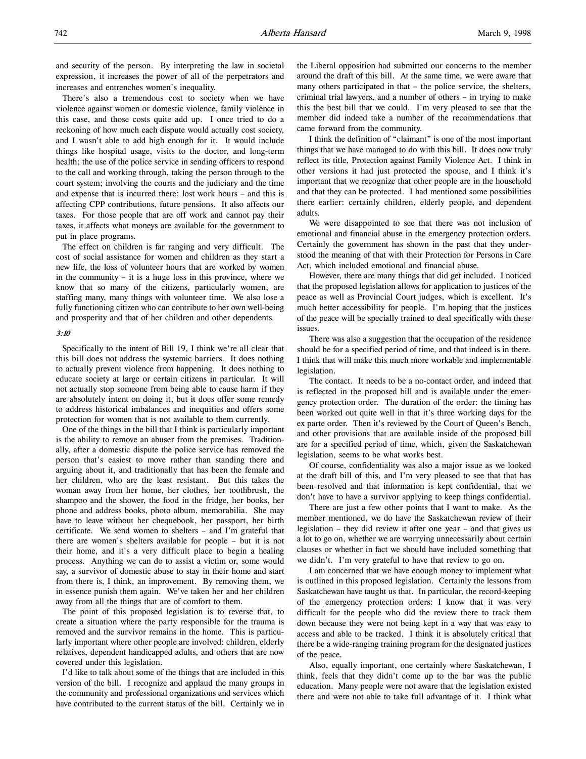and security of the person. By interpreting the law in societal expression, it increases the power of all of the perpetrators and increases and entrenches women's inequality.

There's also a tremendous cost to society when we have violence against women or domestic violence, family violence in this case, and those costs quite add up. I once tried to do a reckoning of how much each dispute would actually cost society, and I wasn't able to add high enough for it. It would include things like hospital usage, visits to the doctor, and long-term health; the use of the police service in sending officers to respond to the call and working through, taking the person through to the court system; involving the courts and the judiciary and the time and expense that is incurred there; lost work hours – and this is affecting CPP contributions, future pensions. It also affects our taxes. For those people that are off work and cannot pay their taxes, it affects what moneys are available for the government to put in place programs.

The effect on children is far ranging and very difficult. The cost of social assistance for women and children as they start a new life, the loss of volunteer hours that are worked by women in the community – it is a huge loss in this province, where we know that so many of the citizens, particularly women, are staffing many, many things with volunteer time. We also lose a fully functioning citizen who can contribute to her own well-being and prosperity and that of her children and other dependents.

*3:10*

Specifically to the intent of Bill 19, I think we're all clear that this bill does not address the systemic barriers. It does nothing to actually prevent violence from happening. It does nothing to educate society at large or certain citizens in particular. It will not actually stop someone from being able to cause harm if they are absolutely intent on doing it, but it does offer some remedy to address historical imbalances and inequities and offers some protection for women that is not available to them currently.

One of the things in the bill that I think is particularly important is the ability to remove an abuser from the premises. Traditionally, after a domestic dispute the police service has removed the person that's easiest to move rather than standing there and arguing about it, and traditionally that has been the female and her children, who are the least resistant. But this takes the woman away from her home, her clothes, her toothbrush, the shampoo and the shower, the food in the fridge, her books, her phone and address books, photo album, memorabilia. She may have to leave without her chequebook, her passport, her birth certificate. We send women to shelters – and I'm grateful that there are women's shelters available for people – but it is not their home, and it's a very difficult place to begin a healing process. Anything we can do to assist a victim or, some would say, a survivor of domestic abuse to stay in their home and start from there is, I think, an improvement. By removing them, we in essence punish them again. We've taken her and her children away from all the things that are of comfort to them.

The point of this proposed legislation is to reverse that, to create a situation where the party responsible for the trauma is removed and the survivor remains in the home. This is particularly important where other people are involved: children, elderly relatives, dependent handicapped adults, and others that are now covered under this legislation.

I'd like to talk about some of the things that are included in this version of the bill. I recognize and applaud the many groups in the community and professional organizations and services which have contributed to the current status of the bill. Certainly we in the Liberal opposition had submitted our concerns to the member around the draft of this bill. At the same time, we were aware that many others participated in that – the police service, the shelters, criminal trial lawyers, and a number of others – in trying to make this the best bill that we could. I'm very pleased to see that the member did indeed take a number of the recommendations that came forward from the community.

I think the definition of "claimant" is one of the most important things that we have managed to do with this bill. It does now truly reflect its title, Protection against Family Violence Act. I think in other versions it had just protected the spouse, and I think it's important that we recognize that other people are in the household and that they can be protected. I had mentioned some possibilities there earlier: certainly children, elderly people, and dependent adults.

We were disappointed to see that there was not inclusion of emotional and financial abuse in the emergency protection orders. Certainly the government has shown in the past that they understood the meaning of that with their Protection for Persons in Care Act, which included emotional and financial abuse.

However, there are many things that did get included. I noticed that the proposed legislation allows for application to justices of the peace as well as Provincial Court judges, which is excellent. It's much better accessibility for people. I'm hoping that the justices of the peace will be specially trained to deal specifically with these issues.

There was also a suggestion that the occupation of the residence should be for a specified period of time, and that indeed is in there. I think that will make this much more workable and implementable legislation.

The contact. It needs to be a no-contact order, and indeed that is reflected in the proposed bill and is available under the emergency protection order. The duration of the order: the timing has been worked out quite well in that it's three working days for the ex parte order. Then it's reviewed by the Court of Queen's Bench, and other provisions that are available inside of the proposed bill are for a specified period of time, which, given the Saskatchewan legislation, seems to be what works best.

Of course, confidentiality was also a major issue as we looked at the draft bill of this, and I'm very pleased to see that that has been resolved and that information is kept confidential, that we don't have to have a survivor applying to keep things confidential.

There are just a few other points that I want to make. As the member mentioned, we do have the Saskatchewan review of their legislation – they did review it after one year – and that gives us a lot to go on, whether we are worrying unnecessarily about certain clauses or whether in fact we should have included something that we didn't. I'm very grateful to have that review to go on.

I am concerned that we have enough money to implement what is outlined in this proposed legislation. Certainly the lessons from Saskatchewan have taught us that. In particular, the record-keeping of the emergency protection orders: I know that it was very difficult for the people who did the review there to track them down because they were not being kept in a way that was easy to access and able to be tracked. I think it is absolutely critical that there be a wide-ranging training program for the designated justices of the peace.

Also, equally important, one certainly where Saskatchewan, I think, feels that they didn't come up to the bar was the public education. Many people were not aware that the legislation existed there and were not able to take full advantage of it. I think what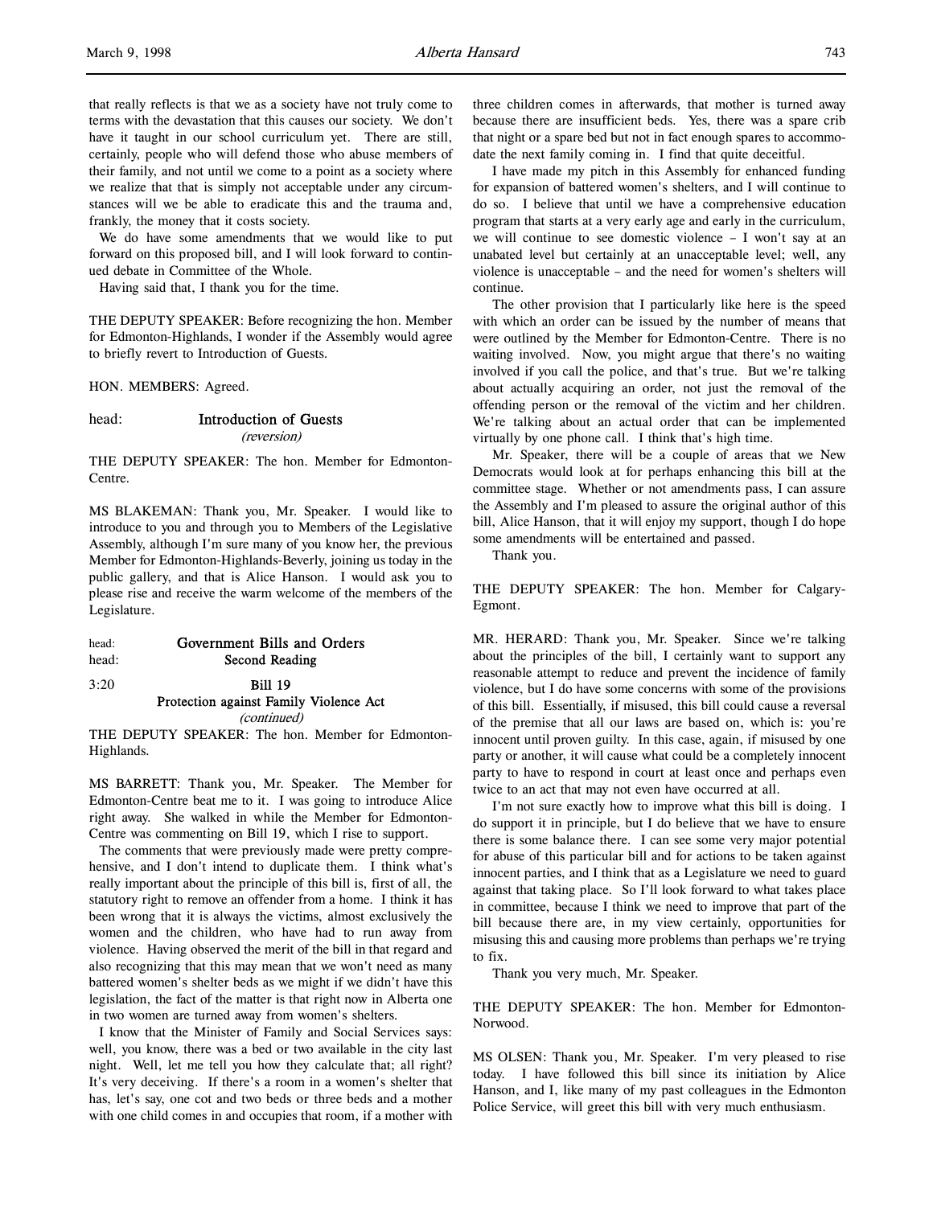that really reflects is that we as a society have not truly come to terms with the devastation that this causes our society. We don't have it taught in our school curriculum yet. There are still, certainly, people who will defend those who abuse members of their family, and not until we come to a point as a society where we realize that that is simply not acceptable under any circumstances will we be able to eradicate this and the trauma and, frankly, the money that it costs society.

We do have some amendments that we would like to put forward on this proposed bill, and I will look forward to continued debate in Committee of the Whole.

Having said that, I thank you for the time.

THE DEPUTY SPEAKER: Before recognizing the hon. Member for Edmonton-Highlands, I wonder if the Assembly would agree to briefly revert to Introduction of Guests.

HON. MEMBERS: Agreed.

head: **Introduction of Guests**
*(reversion)*

THE DEPUTY SPEAKER: The hon. Member for Edmonton-Centre.

MS BLAKEMAN: Thank you, Mr. Speaker. I would like to introduce to you and through you to Members of the Legislative Assembly, although I'm sure many of you know her, the previous Member for Edmonton-Highlands-Beverly, joining us today in the public gallery, and that is Alice Hanson. I would ask you to please rise and receive the warm welcome of the members of the Legislature.

head: **Government Bills and Orders**
head: **Second Reading**

3:20 **Bill 19**
**Protection against Family Violence Act**
*(continued)*

THE DEPUTY SPEAKER: The hon. Member for Edmonton-Highlands.

MS BARRETT: Thank you, Mr. Speaker. The Member for Edmonton-Centre beat me to it. I was going to introduce Alice right away. She walked in while the Member for Edmonton-Centre was commenting on Bill 19, which I rise to support.

The comments that were previously made were pretty comprehensive, and I don't intend to duplicate them. I think what's really important about the principle of this bill is, first of all, the statutory right to remove an offender from a home. I think it has been wrong that it is always the victims, almost exclusively the women and the children, who have had to run away from violence. Having observed the merit of the bill in that regard and also recognizing that this may mean that we won't need as many battered women's shelter beds as we might if we didn't have this legislation, the fact of the matter is that right now in Alberta one in two women are turned away from women's shelters.

I know that the Minister of Family and Social Services says: well, you know, there was a bed or two available in the city last night. Well, let me tell you how they calculate that; all right? It's very deceiving. If there's a room in a women's shelter that has, let's say, one cot and two beds or three beds and a mother with one child comes in and occupies that room, if a mother with three children comes in afterwards, that mother is turned away because there are insufficient beds. Yes, there was a spare crib that night or a spare bed but not in fact enough spares to accommodate the next family coming in. I find that quite deceitful.

I have made my pitch in this Assembly for enhanced funding for expansion of battered women's shelters, and I will continue to do so. I believe that until we have a comprehensive education program that starts at a very early age and early in the curriculum, we will continue to see domestic violence – I won't say at an unabated level but certainly at an unacceptable level; well, any violence is unacceptable – and the need for women's shelters will continue.

The other provision that I particularly like here is the speed with which an order can be issued by the number of means that were outlined by the Member for Edmonton-Centre. There is no waiting involved. Now, you might argue that there's no waiting involved if you call the police, and that's true. But we're talking about actually acquiring an order, not just the removal of the offending person or the removal of the victim and her children. We're talking about an actual order that can be implemented virtually by one phone call. I think that's high time.

Mr. Speaker, there will be a couple of areas that we New Democrats would look at for perhaps enhancing this bill at the committee stage. Whether or not amendments pass, I can assure the Assembly and I'm pleased to assure the original author of this bill, Alice Hanson, that it will enjoy my support, though I do hope some amendments will be entertained and passed.

Thank you.

THE DEPUTY SPEAKER: The hon. Member for Calgary-Egmont.

MR. HERARD: Thank you, Mr. Speaker. Since we're talking about the principles of the bill, I certainly want to support any reasonable attempt to reduce and prevent the incidence of family violence, but I do have some concerns with some of the provisions of this bill. Essentially, if misused, this bill could cause a reversal of the premise that all our laws are based on, which is: you're innocent until proven guilty. In this case, again, if misused by one party or another, it will cause what could be a completely innocent party to have to respond in court at least once and perhaps even twice to an act that may not even have occurred at all.

I'm not sure exactly how to improve what this bill is doing. I do support it in principle, but I do believe that we have to ensure there is some balance there. I can see some very major potential for abuse of this particular bill and for actions to be taken against innocent parties, and I think that as a Legislature we need to guard against that taking place. So I'll look forward to what takes place in committee, because I think we need to improve that part of the bill because there are, in my view certainly, opportunities for misusing this and causing more problems than perhaps we're trying to fix.

Thank you very much, Mr. Speaker.

THE DEPUTY SPEAKER: The hon. Member for Edmonton-Norwood.

MS OLSEN: Thank you, Mr. Speaker. I'm very pleased to rise today. I have followed this bill since its initiation by Alice Hanson, and I, like many of my past colleagues in the Edmonton Police Service, will greet this bill with very much enthusiasm.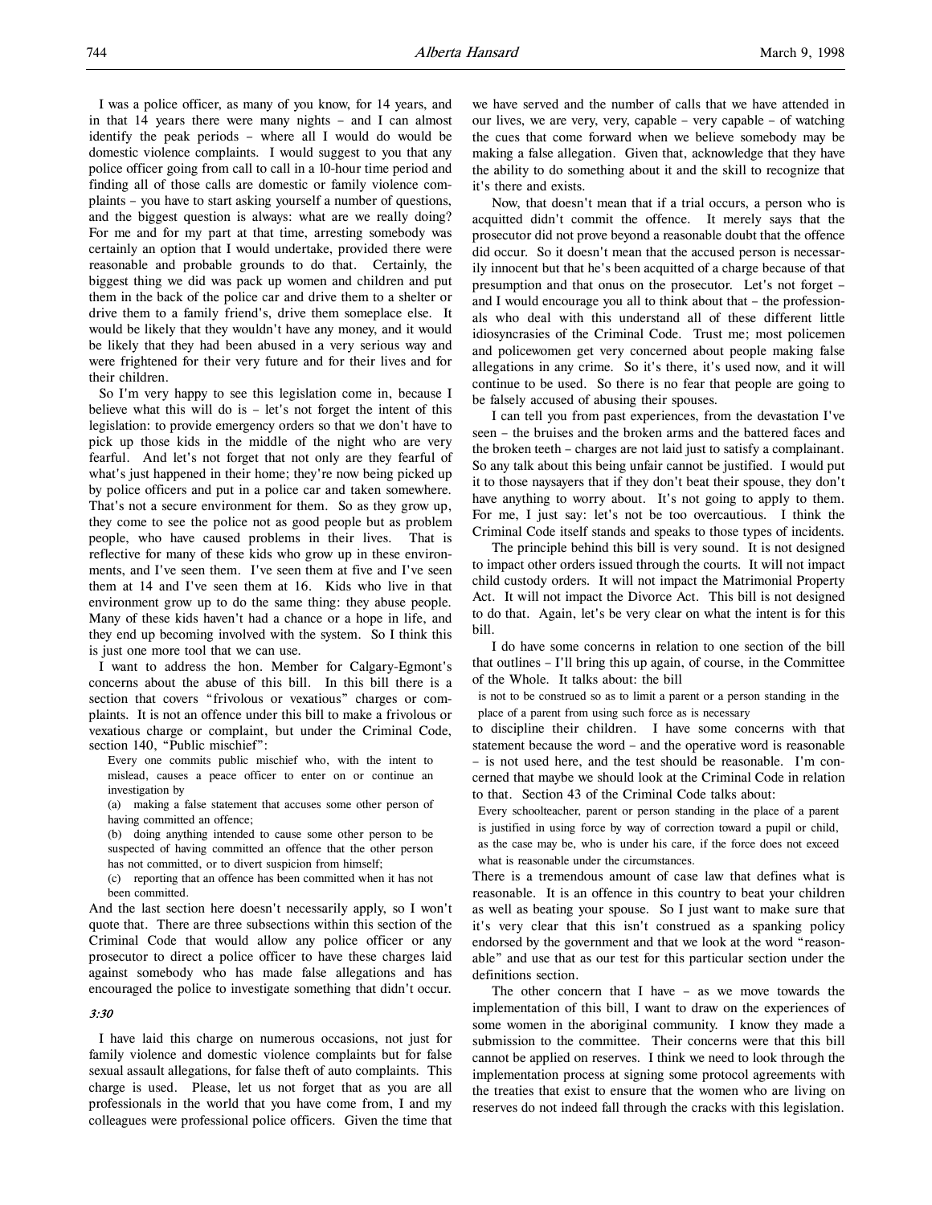I was a police officer, as many of you know, for 14 years, and in that 14 years there were many nights – and I can almost identify the peak periods – where all I would do would be domestic violence complaints. I would suggest to you that any police officer going from call to call in a 10-hour time period and finding all of those calls are domestic or family violence complaints – you have to start asking yourself a number of questions, and the biggest question is always: what are we really doing? For me and for my part at that time, arresting somebody was certainly an option that I would undertake, provided there were reasonable and probable grounds to do that. Certainly, the biggest thing we did was pack up women and children and put them in the back of the police car and drive them to a shelter or drive them to a family friend's, drive them someplace else. It would be likely that they wouldn't have any money, and it would be likely that they had been abused in a very serious way and were frightened for their very future and for their lives and for their children.

So I'm very happy to see this legislation come in, because I believe what this will do is – let's not forget the intent of this legislation: to provide emergency orders so that we don't have to pick up those kids in the middle of the night who are very fearful. And let's not forget that not only are they fearful of what's just happened in their home; they're now being picked up by police officers and put in a police car and taken somewhere. That's not a secure environment for them. So as they grow up, they come to see the police not as good people but as problem people, who have caused problems in their lives. That is reflective for many of these kids who grow up in these environments, and I've seen them. I've seen them at five and I've seen them at 14 and I've seen them at 16. Kids who live in that environment grow up to do the same thing: they abuse people. Many of these kids haven't had a chance or a hope in life, and they end up becoming involved with the system. So I think this is just one more tool that we can use.

I want to address the hon. Member for Calgary-Egmont's concerns about the abuse of this bill. In this bill there is a section that covers "frivolous or vexatious" charges or complaints. It is not an offence under this bill to make a frivolous or vexatious charge or complaint, but under the Criminal Code, section 140, "Public mischief":

> Every one commits public mischief who, with the intent to mislead, causes a peace officer to enter on or continue an investigation by
>
> (a) making a false statement that accuses some other person of having committed an offence;
>
> (b) doing anything intended to cause some other person to be suspected of having committed an offence that the other person has not committed, or to divert suspicion from himself;
>
> (c) reporting that an offence has been committed when it has not been committed.

And the last section here doesn't necessarily apply, so I won't quote that. There are three subsections within this section of the Criminal Code that would allow any police officer or any prosecutor to direct a police officer to have these charges laid against somebody who has made false allegations and has encouraged the police to investigate something that didn't occur.

*3:30*

I have laid this charge on numerous occasions, not just for family violence and domestic violence complaints but for false sexual assault allegations, for false theft of auto complaints. This charge is used. Please, let us not forget that as you are all professionals in the world that you have come from, I and my colleagues were professional police officers. Given the time that we have served and the number of calls that we have attended in our lives, we are very, very, capable – very capable – of watching the cues that come forward when we believe somebody may be making a false allegation. Given that, acknowledge that they have the ability to do something about it and the skill to recognize that it's there and exists.

Now, that doesn't mean that if a trial occurs, a person who is acquitted didn't commit the offence. It merely says that the prosecutor did not prove beyond a reasonable doubt that the offence did occur. So it doesn't mean that the accused person is necessarily innocent but that he's been acquitted of a charge because of that presumption and that onus on the prosecutor. Let's not forget – and I would encourage you all to think about that – the professionals who deal with this understand all of these different little idiosyncrasies of the Criminal Code. Trust me; most policemen and policewomen get very concerned about people making false allegations in any crime. So it's there, it's used now, and it will continue to be used. So there is no fear that people are going to be falsely accused of abusing their spouses.

I can tell you from past experiences, from the devastation I've seen – the bruises and the broken arms and the battered faces and the broken teeth – charges are not laid just to satisfy a complainant. So any talk about this being unfair cannot be justified. I would put it to those naysayers that if they don't beat their spouse, they don't have anything to worry about. It's not going to apply to them. For me, I just say: let's not be too overcautious. I think the Criminal Code itself stands and speaks to those types of incidents.

The principle behind this bill is very sound. It is not designed to impact other orders issued through the courts. It will not impact child custody orders. It will not impact the Matrimonial Property Act. It will not impact the Divorce Act. This bill is not designed to do that. Again, let's be very clear on what the intent is for this bill.

I do have some concerns in relation to one section of the bill that outlines – I'll bring this up again, of course, in the Committee of the Whole. It talks about: the bill

> is not to be construed so as to limit a parent or a person standing in the place of a parent from using such force as is necessary

to discipline their children. I have some concerns with that statement because the word – and the operative word is reasonable – is not used here, and the test should be reasonable. I'm concerned that maybe we should look at the Criminal Code in relation to that. Section 43 of the Criminal Code talks about:

> Every schoolteacher, parent or person standing in the place of a parent is justified in using force by way of correction toward a pupil or child, as the case may be, who is under his care, if the force does not exceed what is reasonable under the circumstances.

There is a tremendous amount of case law that defines what is reasonable. It is an offence in this country to beat your children as well as beating your spouse. So I just want to make sure that it's very clear that this isn't construed as a spanking policy endorsed by the government and that we look at the word "reasonable" and use that as our test for this particular section under the definitions section.

The other concern that I have – as we move towards the implementation of this bill, I want to draw on the experiences of some women in the aboriginal community. I know they made a submission to the committee. Their concerns were that this bill cannot be applied on reserves. I think we need to look through the implementation process at signing some protocol agreements with the treaties that exist to ensure that the women who are living on reserves do not indeed fall through the cracks with this legislation.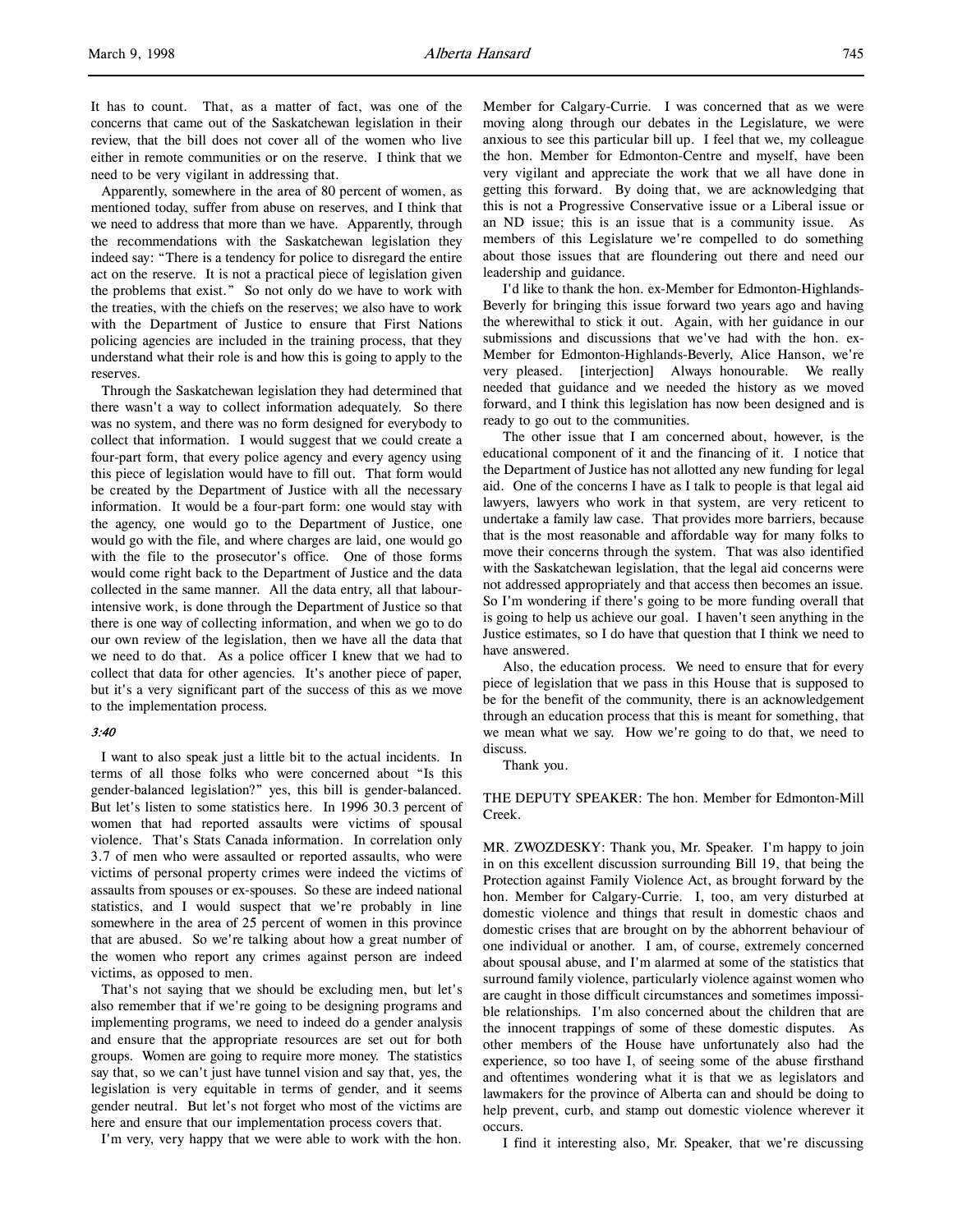It has to count. That, as a matter of fact, was one of the concerns that came out of the Saskatchewan legislation in their review, that the bill does not cover all of the women who live either in remote communities or on the reserve. I think that we need to be very vigilant in addressing that.

Apparently, somewhere in the area of 80 percent of women, as mentioned today, suffer from abuse on reserves, and I think that we need to address that more than we have. Apparently, through the recommendations with the Saskatchewan legislation they indeed say: "There is a tendency for police to disregard the entire act on the reserve. It is not a practical piece of legislation given the problems that exist." So not only do we have to work with the treaties, with the chiefs on the reserves; we also have to work with the Department of Justice to ensure that First Nations policing agencies are included in the training process, that they understand what their role is and how this is going to apply to the reserves.

Through the Saskatchewan legislation they had determined that there wasn't a way to collect information adequately. So there was no system, and there was no form designed for everybody to collect that information. I would suggest that we could create a four-part form, that every police agency and every agency using this piece of legislation would have to fill out. That form would be created by the Department of Justice with all the necessary information. It would be a four-part form: one would stay with the agency, one would go to the Department of Justice, one would go with the file, and where charges are laid, one would go with the file to the prosecutor's office. One of those forms would come right back to the Department of Justice and the data collected in the same manner. All the data entry, all that labour-intensive work, is done through the Department of Justice so that there is one way of collecting information, and when we go to do our own review of the legislation, then we have all the data that we need to do that. As a police officer I knew that we had to collect that data for other agencies. It's another piece of paper, but it's a very significant part of the success of this as we move to the implementation process.

*3:40*

I want to also speak just a little bit to the actual incidents. In terms of all those folks who were concerned about "Is this gender-balanced legislation?" yes, this bill is gender-balanced. But let's listen to some statistics here. In 1996 30.3 percent of women that had reported assaults were victims of spousal violence. That's Stats Canada information. In correlation only 3.7 of men who were assaulted or reported assaults, who were victims of personal property crimes were indeed the victims of assaults from spouses or ex-spouses. So these are indeed national statistics, and I would suspect that we're probably in line somewhere in the area of 25 percent of women in this province that are abused. So we're talking about how a great number of the women who report any crimes against person are indeed victims, as opposed to men.

That's not saying that we should be excluding men, but let's also remember that if we're going to be designing programs and implementing programs, we need to indeed do a gender analysis and ensure that the appropriate resources are set out for both groups. Women are going to require more money. The statistics say that, so we can't just have tunnel vision and say that, yes, the legislation is very equitable in terms of gender, and it seems gender neutral. But let's not forget who most of the victims are here and ensure that our implementation process covers that.

I'm very, very happy that we were able to work with the hon. Member for Calgary-Currie. I was concerned that as we were moving along through our debates in the Legislature, we were anxious to see this particular bill up. I feel that we, my colleague the hon. Member for Edmonton-Centre and myself, have been very vigilant and appreciate the work that we all have done in getting this forward. By doing that, we are acknowledging that this is not a Progressive Conservative issue or a Liberal issue or an ND issue; this is an issue that is a community issue. As members of this Legislature we're compelled to do something about those issues that are floundering out there and need our leadership and guidance.

I'd like to thank the hon. ex-Member for Edmonton-Highlands-Beverly for bringing this issue forward two years ago and having the wherewithal to stick it out. Again, with her guidance in our submissions and discussions that we've had with the hon. ex-Member for Edmonton-Highlands-Beverly, Alice Hanson, we're very pleased. [interjection] Always honourable. We really needed that guidance and we needed the history as we moved forward, and I think this legislation has now been designed and is ready to go out to the communities.

The other issue that I am concerned about, however, is the educational component of it and the financing of it. I notice that the Department of Justice has not allotted any new funding for legal aid. One of the concerns I have as I talk to people is that legal aid lawyers, lawyers who work in that system, are very reticent to undertake a family law case. That provides more barriers, because that is the most reasonable and affordable way for many folks to move their concerns through the system. That was also identified with the Saskatchewan legislation, that the legal aid concerns were not addressed appropriately and that access then becomes an issue. So I'm wondering if there's going to be more funding overall that is going to help us achieve our goal. I haven't seen anything in the Justice estimates, so I do have that question that I think we need to have answered.

Also, the education process. We need to ensure that for every piece of legislation that we pass in this House that is supposed to be for the benefit of the community, there is an acknowledgement through an education process that this is meant for something, that we mean what we say. How we're going to do that, we need to discuss.

Thank you.

THE DEPUTY SPEAKER: The hon. Member for Edmonton-Mill Creek.

MR. ZWOZDESKY: Thank you, Mr. Speaker. I'm happy to join in on this excellent discussion surrounding Bill 19, that being the Protection against Family Violence Act, as brought forward by the hon. Member for Calgary-Currie. I, too, am very disturbed at domestic violence and things that result in domestic chaos and domestic crises that are brought on by the abhorrent behaviour of one individual or another. I am, of course, extremely concerned about spousal abuse, and I'm alarmed at some of the statistics that surround family violence, particularly violence against women who are caught in those difficult circumstances and sometimes impossible relationships. I'm also concerned about the children that are the innocent trappings of some of these domestic disputes. As other members of the House have unfortunately also had the experience, so too have I, of seeing some of the abuse firsthand and oftentimes wondering what it is that we as legislators and lawmakers for the province of Alberta can and should be doing to help prevent, curb, and stamp out domestic violence wherever it occurs.

I find it interesting also, Mr. Speaker, that we're discussing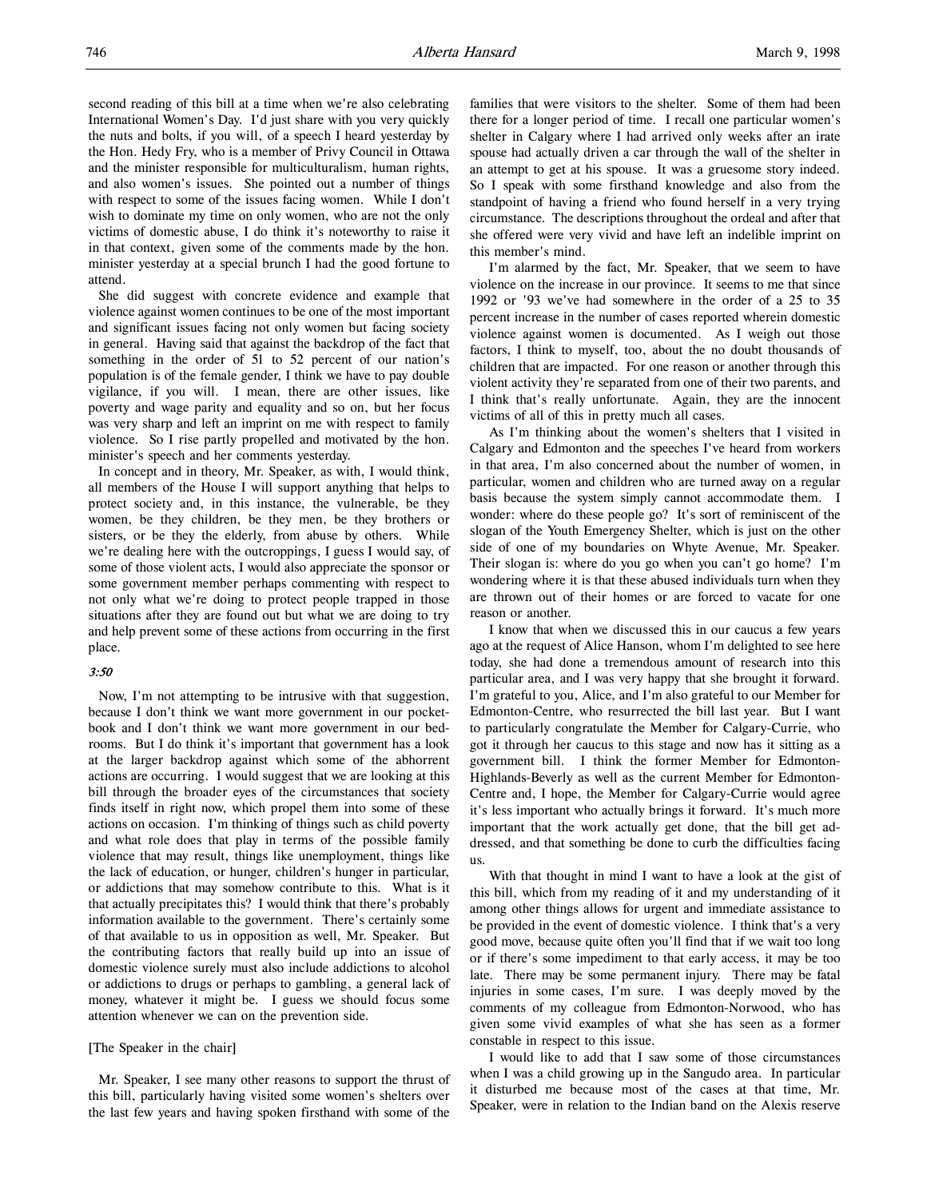second reading of this bill at a time when we're also celebrating International Women's Day. I'd just share with you very quickly the nuts and bolts, if you will, of a speech I heard yesterday by the Hon. Hedy Fry, who is a member of Privy Council in Ottawa and the minister responsible for multiculturalism, human rights, and also women's issues. She pointed out a number of things with respect to some of the issues facing women. While I don't wish to dominate my time on only women, who are not the only victims of domestic abuse, I do think it's noteworthy to raise it in that context, given some of the comments made by the hon. minister yesterday at a special brunch I had the good fortune to attend.

She did suggest with concrete evidence and example that violence against women continues to be one of the most important and significant issues facing not only women but facing society in general. Having said that against the backdrop of the fact that something in the order of 51 to 52 percent of our nation's population is of the female gender, I think we have to pay double vigilance, if you will. I mean, there are other issues, like poverty and wage parity and equality and so on, but her focus was very sharp and left an imprint on me with respect to family violence. So I rise partly propelled and motivated by the hon. minister's speech and her comments yesterday.

In concept and in theory, Mr. Speaker, as with, I would think, all members of the House I will support anything that helps to protect society and, in this instance, the vulnerable, be they women, be they children, be they men, be they brothers or sisters, or be they the elderly, from abuse by others. While we're dealing here with the outcroppings, I guess I would say, of some of those violent acts, I would also appreciate the sponsor or some government member perhaps commenting with respect to not only what we're doing to protect people trapped in those situations after they are found out but what we are doing to try and help prevent some of these actions from occurring in the first place.

*3:50*

Now, I'm not attempting to be intrusive with that suggestion, because I don't think we want more government in our pocketbook and I don't think we want more government in our bedrooms. But I do think it's important that government has a look at the larger backdrop against which some of the abhorrent actions are occurring. I would suggest that we are looking at this bill through the broader eyes of the circumstances that society finds itself in right now, which propel them into some of these actions on occasion. I'm thinking of things such as child poverty and what role does that play in terms of the possible family violence that may result, things like unemployment, things like the lack of education, or hunger, children's hunger in particular, or addictions that may somehow contribute to this. What is it that actually precipitates this? I would think that there's probably information available to the government. There's certainly some of that available to us in opposition as well, Mr. Speaker. But the contributing factors that really build up into an issue of domestic violence surely must also include addictions to alcohol or addictions to drugs or perhaps to gambling, a general lack of money, whatever it might be. I guess we should focus some attention whenever we can on the prevention side.

[The Speaker in the chair]

Mr. Speaker, I see many other reasons to support the thrust of this bill, particularly having visited some women's shelters over the last few years and having spoken firsthand with some of the families that were visitors to the shelter. Some of them had been there for a longer period of time. I recall one particular women's shelter in Calgary where I had arrived only weeks after an irate spouse had actually driven a car through the wall of the shelter in an attempt to get at his spouse. It was a gruesome story indeed. So I speak with some firsthand knowledge and also from the standpoint of having a friend who found herself in a very trying circumstance. The descriptions throughout the ordeal and after that she offered were very vivid and have left an indelible imprint on this member's mind.

I'm alarmed by the fact, Mr. Speaker, that we seem to have violence on the increase in our province. It seems to me that since 1992 or '93 we've had somewhere in the order of a 25 to 35 percent increase in the number of cases reported wherein domestic violence against women is documented. As I weigh out those factors, I think to myself, too, about the no doubt thousands of children that are impacted. For one reason or another through this violent activity they're separated from one of their two parents, and I think that's really unfortunate. Again, they are the innocent victims of all of this in pretty much all cases.

As I'm thinking about the women's shelters that I visited in Calgary and Edmonton and the speeches I've heard from workers in that area, I'm also concerned about the number of women, in particular, women and children who are turned away on a regular basis because the system simply cannot accommodate them. I wonder: where do these people go? It's sort of reminiscent of the slogan of the Youth Emergency Shelter, which is just on the other side of one of my boundaries on Whyte Avenue, Mr. Speaker. Their slogan is: where do you go when you can't go home? I'm wondering where it is that these abused individuals turn when they are thrown out of their homes or are forced to vacate for one reason or another.

I know that when we discussed this in our caucus a few years ago at the request of Alice Hanson, whom I'm delighted to see here today, she had done a tremendous amount of research into this particular area, and I was very happy that she brought it forward. I'm grateful to you, Alice, and I'm also grateful to our Member for Edmonton-Centre, who resurrected the bill last year. But I want to particularly congratulate the Member for Calgary-Currie, who got it through her caucus to this stage and now has it sitting as a government bill. I think the former Member for Edmonton-Highlands-Beverly as well as the current Member for Edmonton-Centre and, I hope, the Member for Calgary-Currie would agree it's less important who actually brings it forward. It's much more important that the work actually get done, that the bill get addressed, and that something be done to curb the difficulties facing us.

With that thought in mind I want to have a look at the gist of this bill, which from my reading of it and my understanding of it among other things allows for urgent and immediate assistance to be provided in the event of domestic violence. I think that's a very good move, because quite often you'll find that if we wait too long or if there's some impediment to that early access, it may be too late. There may be some permanent injury. There may be fatal injuries in some cases, I'm sure. I was deeply moved by the comments of my colleague from Edmonton-Norwood, who has given some vivid examples of what she has seen as a former constable in respect to this issue.

I would like to add that I saw some of those circumstances when I was a child growing up in the Sangudo area. In particular it disturbed me because most of the cases at that time, Mr. Speaker, were in relation to the Indian band on the Alexis reserve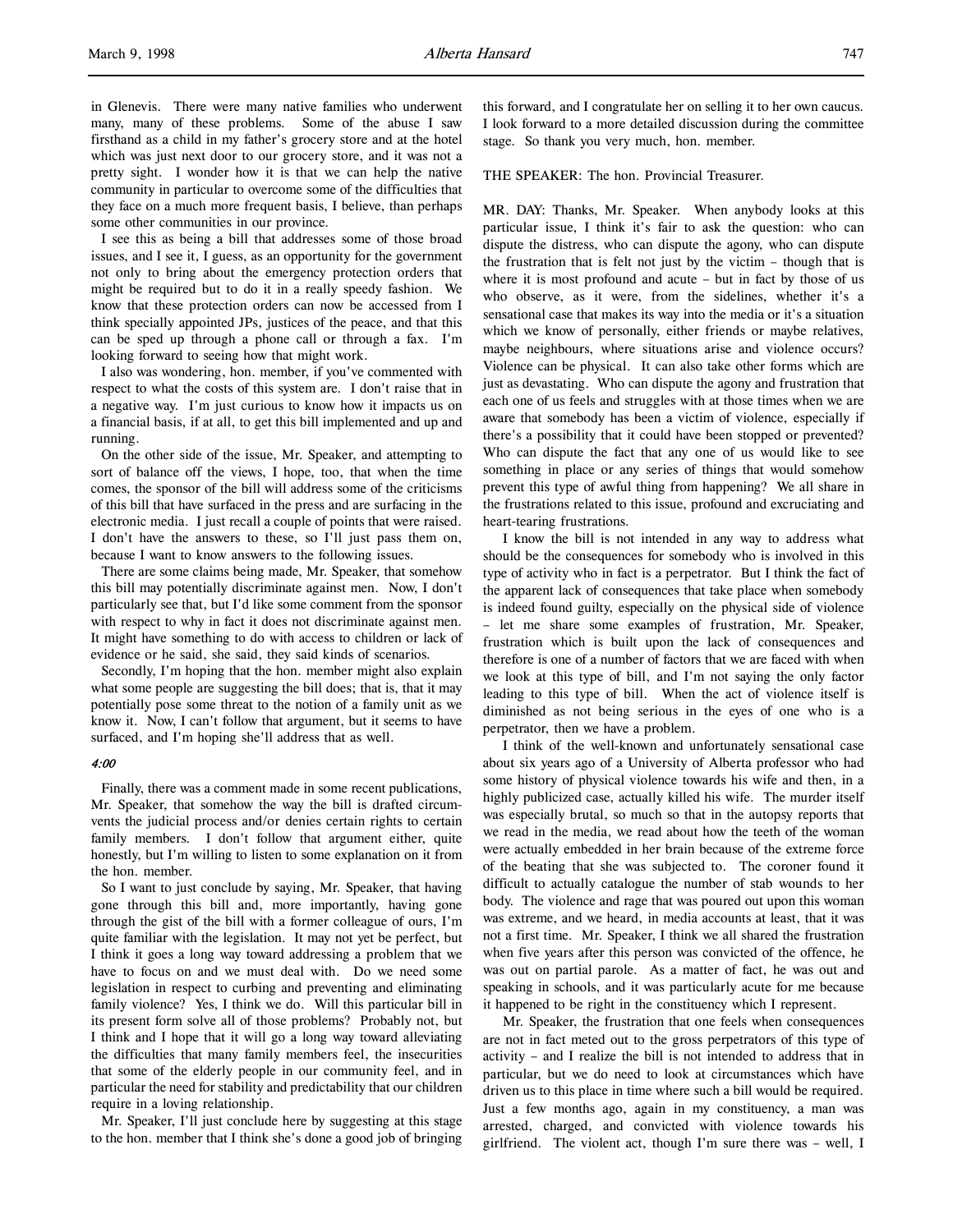in Glenevis. There were many native families who underwent many, many of these problems. Some of the abuse I saw firsthand as a child in my father's grocery store and at the hotel which was just next door to our grocery store, and it was not a pretty sight. I wonder how it is that we can help the native community in particular to overcome some of the difficulties that they face on a much more frequent basis, I believe, than perhaps some other communities in our province.

I see this as being a bill that addresses some of those broad issues, and I see it, I guess, as an opportunity for the government not only to bring about the emergency protection orders that might be required but to do it in a really speedy fashion. We know that these protection orders can now be accessed from I think specially appointed JPs, justices of the peace, and that this can be sped up through a phone call or through a fax. I'm looking forward to seeing how that might work.

I also was wondering, hon. member, if you've commented with respect to what the costs of this system are. I don't raise that in a negative way. I'm just curious to know how it impacts us on a financial basis, if at all, to get this bill implemented and up and running.

On the other side of the issue, Mr. Speaker, and attempting to sort of balance off the views, I hope, too, that when the time comes, the sponsor of the bill will address some of the criticisms of this bill that have surfaced in the press and are surfacing in the electronic media. I just recall a couple of points that were raised. I don't have the answers to these, so I'll just pass them on, because I want to know answers to the following issues.

There are some claims being made, Mr. Speaker, that somehow this bill may potentially discriminate against men. Now, I don't particularly see that, but I'd like some comment from the sponsor with respect to why in fact it does not discriminate against men. It might have something to do with access to children or lack of evidence or he said, she said, they said kinds of scenarios.

Secondly, I'm hoping that the hon. member might also explain what some people are suggesting the bill does; that is, that it may potentially pose some threat to the notion of a family unit as we know it. Now, I can't follow that argument, but it seems to have surfaced, and I'm hoping she'll address that as well.

*4:00*

Finally, there was a comment made in some recent publications, Mr. Speaker, that somehow the way the bill is drafted circumvents the judicial process and/or denies certain rights to certain family members. I don't follow that argument either, quite honestly, but I'm willing to listen to some explanation on it from the hon. member.

So I want to just conclude by saying, Mr. Speaker, that having gone through this bill and, more importantly, having gone through the gist of the bill with a former colleague of ours, I'm quite familiar with the legislation. It may not yet be perfect, but I think it goes a long way toward addressing a problem that we have to focus on and we must deal with. Do we need some legislation in respect to curbing and preventing and eliminating family violence? Yes, I think we do. Will this particular bill in its present form solve all of those problems? Probably not, but I think and I hope that it will go a long way toward alleviating the difficulties that many family members feel, the insecurities that some of the elderly people in our community feel, and in particular the need for stability and predictability that our children require in a loving relationship.

Mr. Speaker, I'll just conclude here by suggesting at this stage to the hon. member that I think she's done a good job of bringing this forward, and I congratulate her on selling it to her own caucus. I look forward to a more detailed discussion during the committee stage. So thank you very much, hon. member.

THE SPEAKER: The hon. Provincial Treasurer.

MR. DAY: Thanks, Mr. Speaker. When anybody looks at this particular issue, I think it's fair to ask the question: who can dispute the distress, who can dispute the agony, who can dispute the frustration that is felt not just by the victim – though that is where it is most profound and acute – but in fact by those of us who observe, as it were, from the sidelines, whether it's a sensational case that makes its way into the media or it's a situation which we know of personally, either friends or maybe relatives, maybe neighbours, where situations arise and violence occurs? Violence can be physical. It can also take other forms which are just as devastating. Who can dispute the agony and frustration that each one of us feels and struggles with at those times when we are aware that somebody has been a victim of violence, especially if there's a possibility that it could have been stopped or prevented? Who can dispute the fact that any one of us would like to see something in place or any series of things that would somehow prevent this type of awful thing from happening? We all share in the frustrations related to this issue, profound and excruciating and heart-tearing frustrations.

I know the bill is not intended in any way to address what should be the consequences for somebody who is involved in this type of activity who in fact is a perpetrator. But I think the fact of the apparent lack of consequences that take place when somebody is indeed found guilty, especially on the physical side of violence – let me share some examples of frustration, Mr. Speaker, frustration which is built upon the lack of consequences and therefore is one of a number of factors that we are faced with when we look at this type of bill, and I'm not saying the only factor leading to this type of bill. When the act of violence itself is diminished as not being serious in the eyes of one who is a perpetrator, then we have a problem.

I think of the well-known and unfortunately sensational case about six years ago of a University of Alberta professor who had some history of physical violence towards his wife and then, in a highly publicized case, actually killed his wife. The murder itself was especially brutal, so much so that in the autopsy reports that we read in the media, we read about how the teeth of the woman were actually embedded in her brain because of the extreme force of the beating that she was subjected to. The coroner found it difficult to actually catalogue the number of stab wounds to her body. The violence and rage that was poured out upon this woman was extreme, and we heard, in media accounts at least, that it was not a first time. Mr. Speaker, I think we all shared the frustration when five years after this person was convicted of the offence, he was out on partial parole. As a matter of fact, he was out and speaking in schools, and it was particularly acute for me because it happened to be right in the constituency which I represent.

Mr. Speaker, the frustration that one feels when consequences are not in fact meted out to the gross perpetrators of this type of activity – and I realize the bill is not intended to address that in particular, but we do need to look at circumstances which have driven us to this place in time where such a bill would be required. Just a few months ago, again in my constituency, a man was arrested, charged, and convicted with violence towards his girlfriend. The violent act, though I'm sure there was – well, I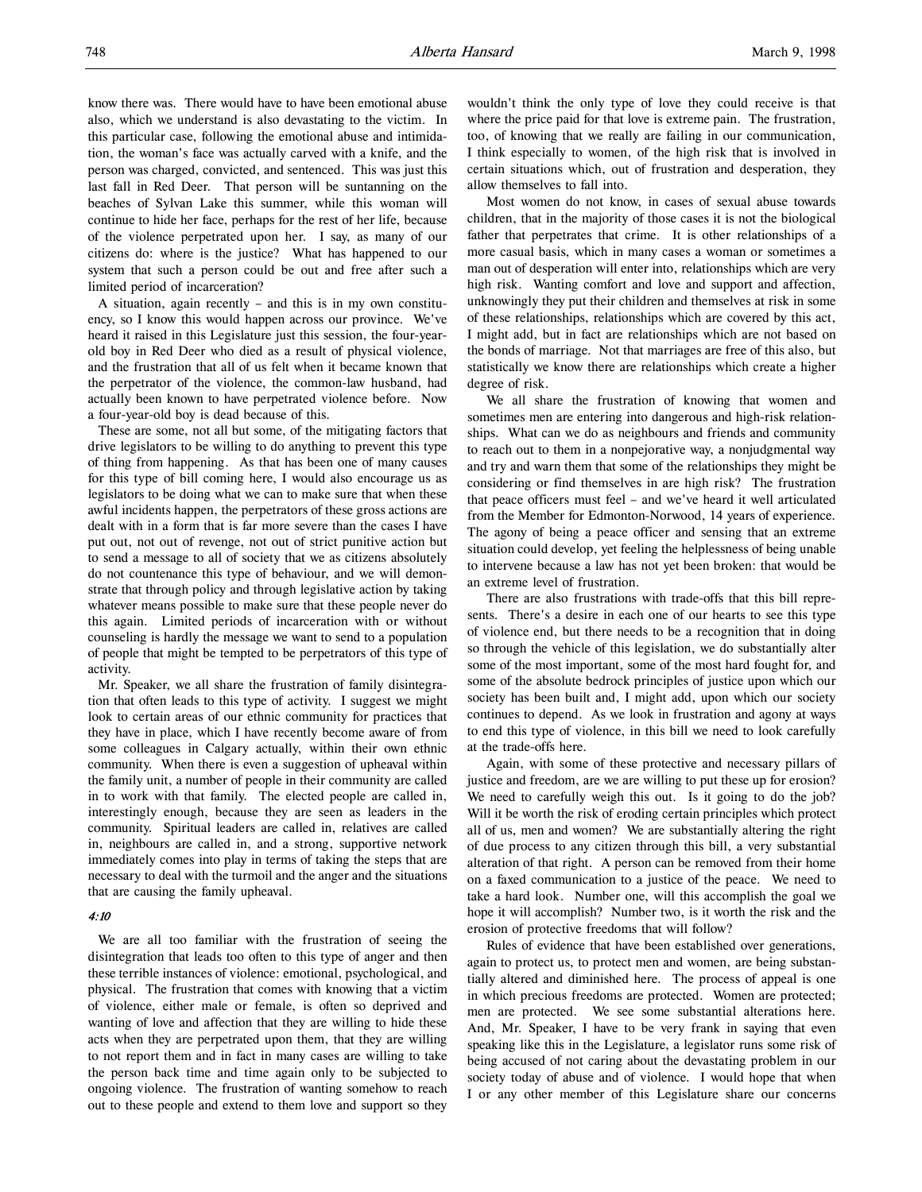know there was. There would have to have been emotional abuse also, which we understand is also devastating to the victim. In this particular case, following the emotional abuse and intimidation, the woman's face was actually carved with a knife, and the person was charged, convicted, and sentenced. This was just this last fall in Red Deer. That person will be suntanning on the beaches of Sylvan Lake this summer, while this woman will continue to hide her face, perhaps for the rest of her life, because of the violence perpetrated upon her. I say, as many of our citizens do: where is the justice? What has happened to our system that such a person could be out and free after such a limited period of incarceration?

A situation, again recently – and this is in my own constituency, so I know this would happen across our province. We've heard it raised in this Legislature just this session, the four-year-old boy in Red Deer who died as a result of physical violence, and the frustration that all of us felt when it became known that the perpetrator of the violence, the common-law husband, had actually been known to have perpetrated violence before. Now a four-year-old boy is dead because of this.

These are some, not all but some, of the mitigating factors that drive legislators to be willing to do anything to prevent this type of thing from happening. As that has been one of many causes for this type of bill coming here, I would also encourage us as legislators to be doing what we can to make sure that when these awful incidents happen, the perpetrators of these gross actions are dealt with in a form that is far more severe than the cases I have put out, not out of revenge, not out of strict punitive action but to send a message to all of society that we as citizens absolutely do not countenance this type of behaviour, and we will demonstrate that through policy and through legislative action by taking whatever means possible to make sure that these people never do this again. Limited periods of incarceration with or without counseling is hardly the message we want to send to a population of people that might be tempted to be perpetrators of this type of activity.

Mr. Speaker, we all share the frustration of family disintegration that often leads to this type of activity. I suggest we might look to certain areas of our ethnic community for practices that they have in place, which I have recently become aware of from some colleagues in Calgary actually, within their own ethnic community. When there is even a suggestion of upheaval within the family unit, a number of people in their community are called in to work with that family. The elected people are called in, interestingly enough, because they are seen as leaders in the community. Spiritual leaders are called in, relatives are called in, neighbours are called in, and a strong, supportive network immediately comes into play in terms of taking the steps that are necessary to deal with the turmoil and the anger and the situations that are causing the family upheaval.

*4:10*

We are all too familiar with the frustration of seeing the disintegration that leads too often to this type of anger and then these terrible instances of violence: emotional, psychological, and physical. The frustration that comes with knowing that a victim of violence, either male or female, is often so deprived and wanting of love and affection that they are willing to hide these acts when they are perpetrated upon them, that they are willing to not report them and in fact in many cases are willing to take the person back time and time again only to be subjected to ongoing violence. The frustration of wanting somehow to reach out to these people and extend to them love and support so they wouldn't think the only type of love they could receive is that where the price paid for that love is extreme pain. The frustration, too, of knowing that we really are failing in our communication, I think especially to women, of the high risk that is involved in certain situations which, out of frustration and desperation, they allow themselves to fall into.

Most women do not know, in cases of sexual abuse towards children, that in the majority of those cases it is not the biological father that perpetrates that crime. It is other relationships of a more casual basis, which in many cases a woman or sometimes a man out of desperation will enter into, relationships which are very high risk. Wanting comfort and love and support and affection, unknowingly they put their children and themselves at risk in some of these relationships, relationships which are covered by this act, I might add, but in fact are relationships which are not based on the bonds of marriage. Not that marriages are free of this also, but statistically we know there are relationships which create a higher degree of risk.

We all share the frustration of knowing that women and sometimes men are entering into dangerous and high-risk relationships. What can we do as neighbours and friends and community to reach out to them in a nonpejorative way, a nonjudgmental way and try and warn them that some of the relationships they might be considering or find themselves in are high risk? The frustration that peace officers must feel – and we've heard it well articulated from the Member for Edmonton-Norwood, 14 years of experience. The agony of being a peace officer and sensing that an extreme situation could develop, yet feeling the helplessness of being unable to intervene because a law has not yet been broken: that would be an extreme level of frustration.

There are also frustrations with trade-offs that this bill represents. There's a desire in each one of our hearts to see this type of violence end, but there needs to be a recognition that in doing so through the vehicle of this legislation, we do substantially alter some of the most important, some of the most hard fought for, and some of the absolute bedrock principles of justice upon which our society has been built and, I might add, upon which our society continues to depend. As we look in frustration and agony at ways to end this type of violence, in this bill we need to look carefully at the trade-offs here.

Again, with some of these protective and necessary pillars of justice and freedom, are we are willing to put these up for erosion? We need to carefully weigh this out. Is it going to do the job? Will it be worth the risk of eroding certain principles which protect all of us, men and women? We are substantially altering the right of due process to any citizen through this bill, a very substantial alteration of that right. A person can be removed from their home on a faxed communication to a justice of the peace. We need to take a hard look. Number one, will this accomplish the goal we hope it will accomplish? Number two, is it worth the risk and the erosion of protective freedoms that will follow?

Rules of evidence that have been established over generations, again to protect us, to protect men and women, are being substantially altered and diminished here. The process of appeal is one in which precious freedoms are protected. Women are protected; men are protected. We see some substantial alterations here. And, Mr. Speaker, I have to be very frank in saying that even speaking like this in the Legislature, a legislator runs some risk of being accused of not caring about the devastating problem in our society today of abuse and of violence. I would hope that when I or any other member of this Legislature share our concerns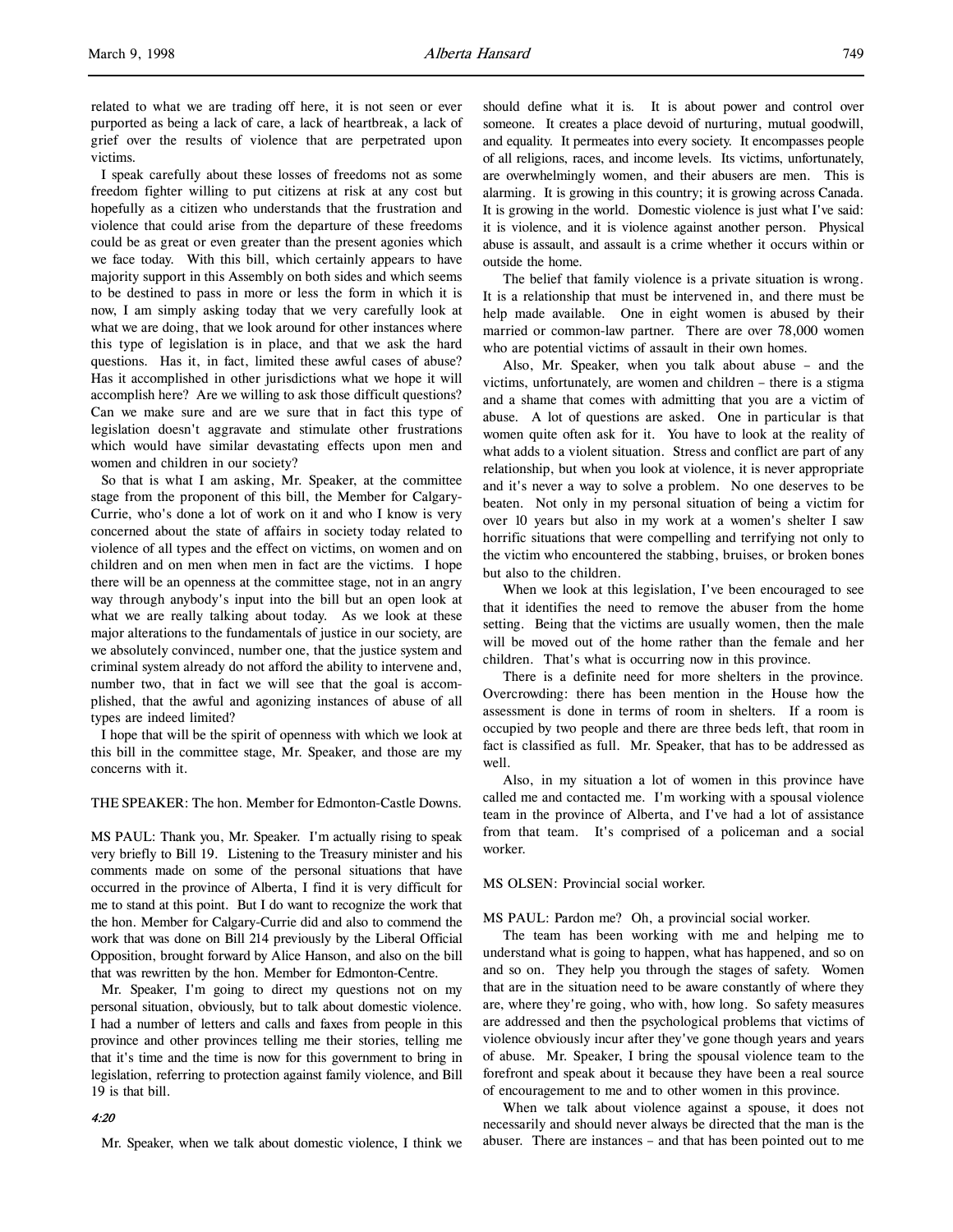related to what we are trading off here, it is not seen or ever purported as being a lack of care, a lack of heartbreak, a lack of grief over the results of violence that are perpetrated upon victims.

I speak carefully about these losses of freedoms not as some freedom fighter willing to put citizens at risk at any cost but hopefully as a citizen who understands that the frustration and violence that could arise from the departure of these freedoms could be as great or even greater than the present agonies which we face today. With this bill, which certainly appears to have majority support in this Assembly on both sides and which seems to be destined to pass in more or less the form in which it is now, I am simply asking today that we very carefully look at what we are doing, that we look around for other instances where this type of legislation is in place, and that we ask the hard questions. Has it, in fact, limited these awful cases of abuse? Has it accomplished in other jurisdictions what we hope it will accomplish here? Are we willing to ask those difficult questions? Can we make sure and are we sure that in fact this type of legislation doesn't aggravate and stimulate other frustrations which would have similar devastating effects upon men and women and children in our society?

So that is what I am asking, Mr. Speaker, at the committee stage from the proponent of this bill, the Member for Calgary-Currie, who's done a lot of work on it and who I know is very concerned about the state of affairs in society today related to violence of all types and the effect on victims, on women and on children and on men when men in fact are the victims. I hope there will be an openness at the committee stage, not in an angry way through anybody's input into the bill but an open look at what we are really talking about today. As we look at these major alterations to the fundamentals of justice in our society, are we absolutely convinced, number one, that the justice system and criminal system already do not afford the ability to intervene and, number two, that in fact we will see that the goal is accomplished, that the awful and agonizing instances of abuse of all types are indeed limited?

I hope that will be the spirit of openness with which we look at this bill in the committee stage, Mr. Speaker, and those are my concerns with it.

THE SPEAKER: The hon. Member for Edmonton-Castle Downs.

MS PAUL: Thank you, Mr. Speaker. I'm actually rising to speak very briefly to Bill 19. Listening to the Treasury minister and his comments made on some of the personal situations that have occurred in the province of Alberta, I find it is very difficult for me to stand at this point. But I do want to recognize the work that the hon. Member for Calgary-Currie did and also to commend the work that was done on Bill 214 previously by the Liberal Official Opposition, brought forward by Alice Hanson, and also on the bill that was rewritten by the hon. Member for Edmonton-Centre.

Mr. Speaker, I'm going to direct my questions not on my personal situation, obviously, but to talk about domestic violence. I had a number of letters and calls and faxes from people in this province and other provinces telling me their stories, telling me that it's time and the time is now for this government to bring in legislation, referring to protection against family violence, and Bill 19 is that bill.

*4:20*

Mr. Speaker, when we talk about domestic violence, I think we should define what it is. It is about power and control over someone. It creates a place devoid of nurturing, mutual goodwill, and equality. It permeates into every society. It encompasses people of all religions, races, and income levels. Its victims, unfortunately, are overwhelmingly women, and their abusers are men. This is alarming. It is growing in this country; it is growing across Canada. It is growing in the world. Domestic violence is just what I've said: it is violence, and it is violence against another person. Physical abuse is assault, and assault is a crime whether it occurs within or outside the home.

The belief that family violence is a private situation is wrong. It is a relationship that must be intervened in, and there must be help made available. One in eight women is abused by their married or common-law partner. There are over 78,000 women who are potential victims of assault in their own homes.

Also, Mr. Speaker, when you talk about abuse – and the victims, unfortunately, are women and children – there is a stigma and a shame that comes with admitting that you are a victim of abuse. A lot of questions are asked. One in particular is that women quite often ask for it. You have to look at the reality of what adds to a violent situation. Stress and conflict are part of any relationship, but when you look at violence, it is never appropriate and it's never a way to solve a problem. No one deserves to be beaten. Not only in my personal situation of being a victim for over 10 years but also in my work at a women's shelter I saw horrific situations that were compelling and terrifying not only to the victim who encountered the stabbing, bruises, or broken bones but also to the children.

When we look at this legislation, I've been encouraged to see that it identifies the need to remove the abuser from the home setting. Being that the victims are usually women, then the male will be moved out of the home rather than the female and her children. That's what is occurring now in this province.

There is a definite need for more shelters in the province. Overcrowding: there has been mention in the House how the assessment is done in terms of room in shelters. If a room is occupied by two people and there are three beds left, that room in fact is classified as full. Mr. Speaker, that has to be addressed as well.

Also, in my situation a lot of women in this province have called me and contacted me. I'm working with a spousal violence team in the province of Alberta, and I've had a lot of assistance from that team. It's comprised of a policeman and a social worker.

MS OLSEN: Provincial social worker.

MS PAUL: Pardon me? Oh, a provincial social worker.

The team has been working with me and helping me to understand what is going to happen, what has happened, and so on and so on. They help you through the stages of safety. Women that are in the situation need to be aware constantly of where they are, where they're going, who with, how long. So safety measures are addressed and then the psychological problems that victims of violence obviously incur after they've gone though years and years of abuse. Mr. Speaker, I bring the spousal violence team to the forefront and speak about it because they have been a real source of encouragement to me and to other women in this province.

When we talk about violence against a spouse, it does not necessarily and should never always be directed that the man is the abuser. There are instances – and that has been pointed out to me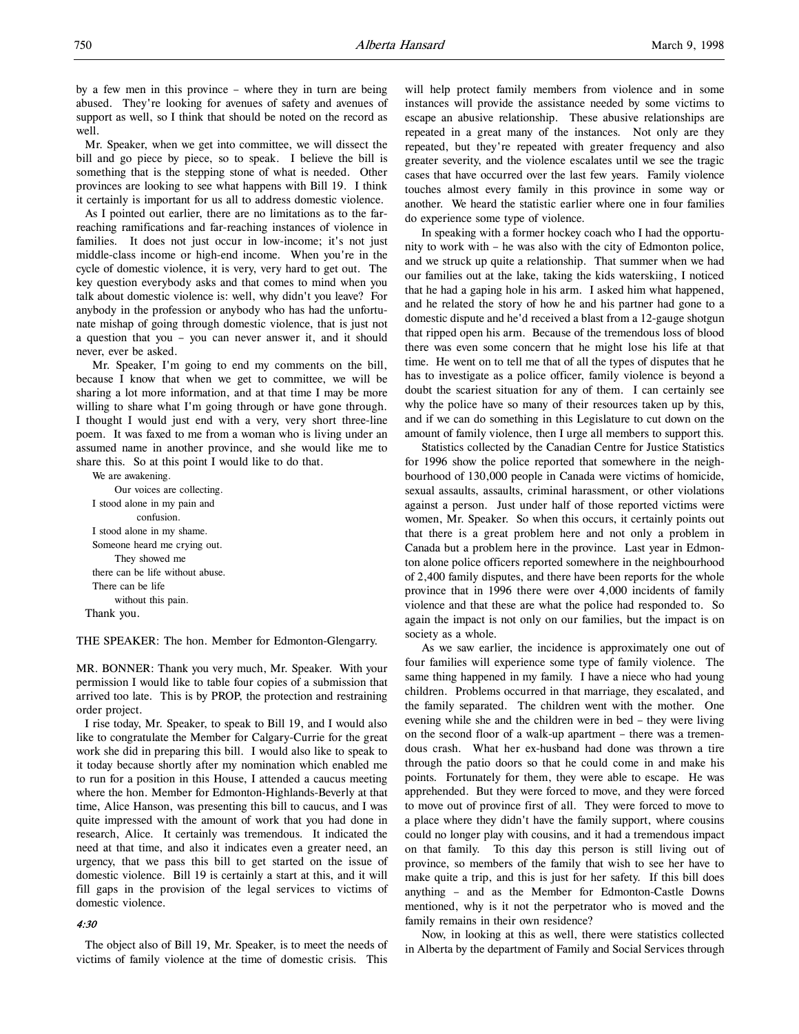by a few men in this province – where they in turn are being abused. They're looking for avenues of safety and avenues of support as well, so I think that should be noted on the record as well.

Mr. Speaker, when we get into committee, we will dissect the bill and go piece by piece, so to speak. I believe the bill is something that is the stepping stone of what is needed. Other provinces are looking to see what happens with Bill 19. I think it certainly is important for us all to address domestic violence.

As I pointed out earlier, there are no limitations as to the far-reaching ramifications and far-reaching instances of violence in families. It does not just occur in low-income; it's not just middle-class income or high-end income. When you're in the cycle of domestic violence, it is very, very hard to get out. The key question everybody asks and that comes to mind when you talk about domestic violence is: well, why didn't you leave? For anybody in the profession or anybody who has had the unfortunate mishap of going through domestic violence, that is just not a question that you – you can never answer it, and it should never, ever be asked.

Mr. Speaker, I'm going to end my comments on the bill, because I know that when we get to committee, we will be sharing a lot more information, and at that time I may be more willing to share what I'm going through or have gone through. I thought I would just end with a very, very short three-line poem. It was faxed to me from a woman who is living under an assumed name in another province, and she would like me to share this. So at this point I would like to do that.

> We are awakening.
> Our voices are collecting.
> I stood alone in my pain and confusion.
> I stood alone in my shame.
> Someone heard me crying out.
> They showed me
> there can be life without abuse.
> There can be life
> without this pain.

Thank you.

THE SPEAKER: The hon. Member for Edmonton-Glengarry.

MR. BONNER: Thank you very much, Mr. Speaker. With your permission I would like to table four copies of a submission that arrived too late. This is by PROP, the protection and restraining order project.

I rise today, Mr. Speaker, to speak to Bill 19, and I would also like to congratulate the Member for Calgary-Currie for the great work she did in preparing this bill. I would also like to speak to it today because shortly after my nomination which enabled me to run for a position in this House, I attended a caucus meeting where the hon. Member for Edmonton-Highlands-Beverly at that time, Alice Hanson, was presenting this bill to caucus, and I was quite impressed with the amount of work that you had done in research, Alice. It certainly was tremendous. It indicated the need at that time, and also it indicates even a greater need, an urgency, that we pass this bill to get started on the issue of domestic violence. Bill 19 is certainly a start at this, and it will fill gaps in the provision of the legal services to victims of domestic violence.

*4:30*

The object also of Bill 19, Mr. Speaker, is to meet the needs of victims of family violence at the time of domestic crisis. This will help protect family members from violence and in some instances will provide the assistance needed by some victims to escape an abusive relationship. These abusive relationships are repeated in a great many of the instances. Not only are they repeated, but they're repeated with greater frequency and also greater severity, and the violence escalates until we see the tragic cases that have occurred over the last few years. Family violence touches almost every family in this province in some way or another. We heard the statistic earlier where one in four families do experience some type of violence.

In speaking with a former hockey coach who I had the opportunity to work with – he was also with the city of Edmonton police, and we struck up quite a relationship. That summer when we had our families out at the lake, taking the kids waterskiing, I noticed that he had a gaping hole in his arm. I asked him what happened, and he related the story of how he and his partner had gone to a domestic dispute and he'd received a blast from a 12-gauge shotgun that ripped open his arm. Because of the tremendous loss of blood there was even some concern that he might lose his life at that time. He went on to tell me that of all the types of disputes that he has to investigate as a police officer, family violence is beyond a doubt the scariest situation for any of them. I can certainly see why the police have so many of their resources taken up by this, and if we can do something in this Legislature to cut down on the amount of family violence, then I urge all members to support this.

Statistics collected by the Canadian Centre for Justice Statistics for 1996 show the police reported that somewhere in the neighbourhood of 130,000 people in Canada were victims of homicide, sexual assaults, assaults, criminal harassment, or other violations against a person. Just under half of those reported victims were women, Mr. Speaker. So when this occurs, it certainly points out that there is a great problem here and not only a problem in Canada but a problem here in the province. Last year in Edmonton alone police officers reported somewhere in the neighbourhood of 2,400 family disputes, and there have been reports for the whole province that in 1996 there were over 4,000 incidents of family violence and that these are what the police had responded to. So again the impact is not only on our families, but the impact is on society as a whole.

As we saw earlier, the incidence is approximately one out of four families will experience some type of family violence. The same thing happened in my family. I have a niece who had young children. Problems occurred in that marriage, they escalated, and the family separated. The children went with the mother. One evening while she and the children were in bed – they were living on the second floor of a walk-up apartment – there was a tremendous crash. What her ex-husband had done was thrown a tire through the patio doors so that he could come in and make his points. Fortunately for them, they were able to escape. He was apprehended. But they were forced to move, and they were forced to move out of province first of all. They were forced to move to a place where they didn't have the family support, where cousins could no longer play with cousins, and it had a tremendous impact on that family. To this day this person is still living out of province, so members of the family that wish to see her have to make quite a trip, and this is just for her safety. If this bill does anything – and as the Member for Edmonton-Castle Downs mentioned, why is it not the perpetrator who is moved and the family remains in their own residence?

Now, in looking at this as well, there were statistics collected in Alberta by the department of Family and Social Services through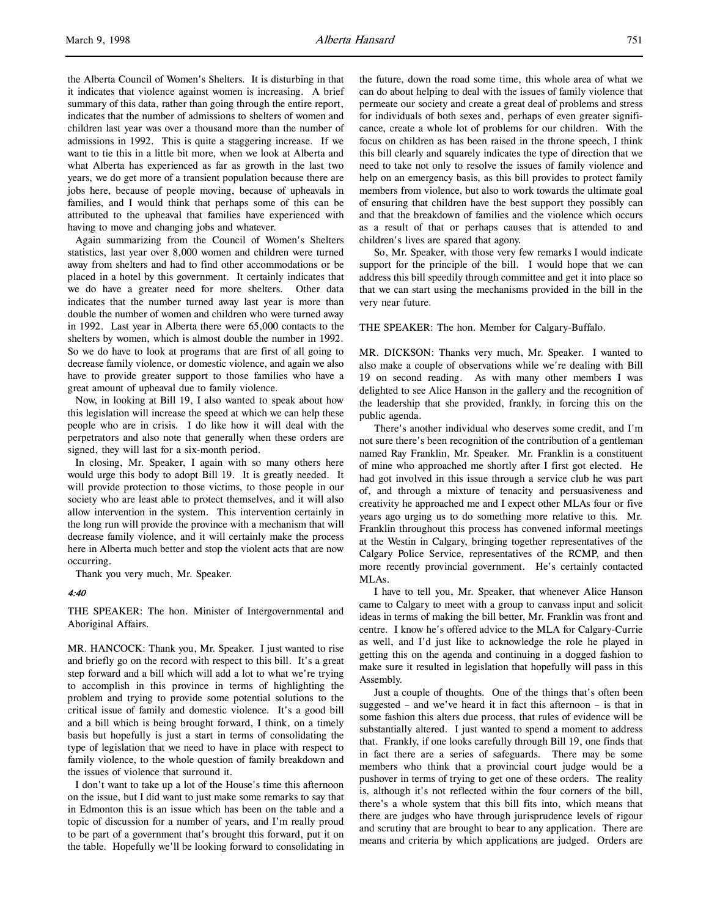the Alberta Council of Women's Shelters. It is disturbing in that it indicates that violence against women is increasing. A brief summary of this data, rather than going through the entire report, indicates that the number of admissions to shelters of women and children last year was over a thousand more than the number of admissions in 1992. This is quite a staggering increase. If we want to tie this in a little bit more, when we look at Alberta and what Alberta has experienced as far as growth in the last two years, we do get more of a transient population because there are jobs here, because of people moving, because of upheavals in families, and I would think that perhaps some of this can be attributed to the upheaval that families have experienced with having to move and changing jobs and whatever.

Again summarizing from the Council of Women's Shelters statistics, last year over 8,000 women and children were turned away from shelters and had to find other accommodations or be placed in a hotel by this government. It certainly indicates that we do have a greater need for more shelters. Other data indicates that the number turned away last year is more than double the number of women and children who were turned away in 1992. Last year in Alberta there were 65,000 contacts to the shelters by women, which is almost double the number in 1992. So we do have to look at programs that are first of all going to decrease family violence, or domestic violence, and again we also have to provide greater support to those families who have a great amount of upheaval due to family violence.

Now, in looking at Bill 19, I also wanted to speak about how this legislation will increase the speed at which we can help these people who are in crisis. I do like how it will deal with the perpetrators and also note that generally when these orders are signed, they will last for a six-month period.

In closing, Mr. Speaker, I again with so many others here would urge this body to adopt Bill 19. It is greatly needed. It will provide protection to those victims, to those people in our society who are least able to protect themselves, and it will also allow intervention in the system. This intervention certainly in the long run will provide the province with a mechanism that will decrease family violence, and it will certainly make the process here in Alberta much better and stop the violent acts that are now occurring.

Thank you very much, Mr. Speaker.

*4:40*

THE SPEAKER: The hon. Minister of Intergovernmental and Aboriginal Affairs.

MR. HANCOCK: Thank you, Mr. Speaker. I just wanted to rise and briefly go on the record with respect to this bill. It's a great step forward and a bill which will add a lot to what we're trying to accomplish in this province in terms of highlighting the problem and trying to provide some potential solutions to the critical issue of family and domestic violence. It's a good bill and a bill which is being brought forward, I think, on a timely basis but hopefully is just a start in terms of consolidating the type of legislation that we need to have in place with respect to family violence, to the whole question of family breakdown and the issues of violence that surround it.

I don't want to take up a lot of the House's time this afternoon on the issue, but I did want to just make some remarks to say that in Edmonton this is an issue which has been on the table and a topic of discussion for a number of years, and I'm really proud to be part of a government that's brought this forward, put it on the table. Hopefully we'll be looking forward to consolidating in the future, down the road some time, this whole area of what we can do about helping to deal with the issues of family violence that permeate our society and create a great deal of problems and stress for individuals of both sexes and, perhaps of even greater significance, create a whole lot of problems for our children. With the focus on children as has been raised in the throne speech, I think this bill clearly and squarely indicates the type of direction that we need to take not only to resolve the issues of family violence and help on an emergency basis, as this bill provides to protect family members from violence, but also to work towards the ultimate goal of ensuring that children have the best support they possibly can and that the breakdown of families and the violence which occurs as a result of that or perhaps causes that is attended to and children's lives are spared that agony.

So, Mr. Speaker, with those very few remarks I would indicate support for the principle of the bill. I would hope that we can address this bill speedily through committee and get it into place so that we can start using the mechanisms provided in the bill in the very near future.

THE SPEAKER: The hon. Member for Calgary-Buffalo.

MR. DICKSON: Thanks very much, Mr. Speaker. I wanted to also make a couple of observations while we're dealing with Bill 19 on second reading. As with many other members I was delighted to see Alice Hanson in the gallery and the recognition of the leadership that she provided, frankly, in forcing this on the public agenda.

There's another individual who deserves some credit, and I'm not sure there's been recognition of the contribution of a gentleman named Ray Franklin, Mr. Speaker. Mr. Franklin is a constituent of mine who approached me shortly after I first got elected. He had got involved in this issue through a service club he was part of, and through a mixture of tenacity and persuasiveness and creativity he approached me and I expect other MLAs four or five years ago urging us to do something more relative to this. Mr. Franklin throughout this process has convened informal meetings at the Westin in Calgary, bringing together representatives of the Calgary Police Service, representatives of the RCMP, and then more recently provincial government. He's certainly contacted MLAs.

I have to tell you, Mr. Speaker, that whenever Alice Hanson came to Calgary to meet with a group to canvass input and solicit ideas in terms of making the bill better, Mr. Franklin was front and centre. I know he's offered advice to the MLA for Calgary-Currie as well, and I'd just like to acknowledge the role he played in getting this on the agenda and continuing in a dogged fashion to make sure it resulted in legislation that hopefully will pass in this Assembly.

Just a couple of thoughts. One of the things that's often been suggested – and we've heard it in fact this afternoon – is that in some fashion this alters due process, that rules of evidence will be substantially altered. I just wanted to spend a moment to address that. Frankly, if one looks carefully through Bill 19, one finds that in fact there are a series of safeguards. There may be some members who think that a provincial court judge would be a pushover in terms of trying to get one of these orders. The reality is, although it's not reflected within the four corners of the bill, there's a whole system that this bill fits into, which means that there are judges who have through jurisprudence levels of rigour and scrutiny that are brought to bear to any application. There are means and criteria by which applications are judged. Orders are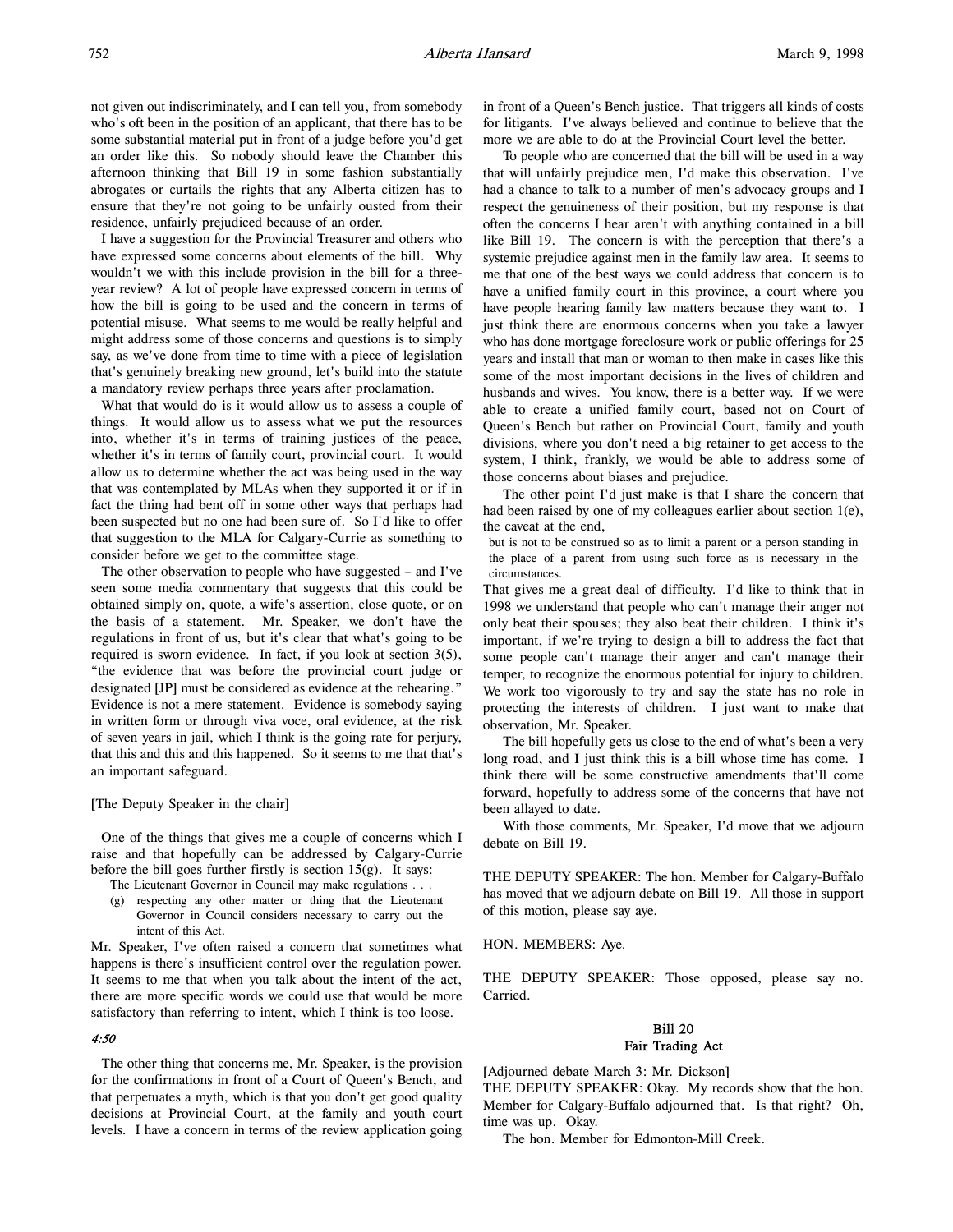not given out indiscriminately, and I can tell you, from somebody who's oft been in the position of an applicant, that there has to be some substantial material put in front of a judge before you'd get an order like this. So nobody should leave the Chamber this afternoon thinking that Bill 19 in some fashion substantially abrogates or curtails the rights that any Alberta citizen has to ensure that they're not going to be unfairly ousted from their residence, unfairly prejudiced because of an order.

I have a suggestion for the Provincial Treasurer and others who have expressed some concerns about elements of the bill. Why wouldn't we with this include provision in the bill for a three-year review? A lot of people have expressed concern in terms of how the bill is going to be used and the concern in terms of potential misuse. What seems to me would be really helpful and might address some of those concerns and questions is to simply say, as we've done from time to time with a piece of legislation that's genuinely breaking new ground, let's build into the statute a mandatory review perhaps three years after proclamation.

What that would do is it would allow us to assess a couple of things. It would allow us to assess what we put the resources into, whether it's in terms of training justices of the peace, whether it's in terms of family court, provincial court. It would allow us to determine whether the act was being used in the way that was contemplated by MLAs when they supported it or if in fact the thing had bent off in some other ways that perhaps had been suspected but no one had been sure of. So I'd like to offer that suggestion to the MLA for Calgary-Currie as something to consider before we get to the committee stage.

The other observation to people who have suggested – and I've seen some media commentary that suggests that this could be obtained simply on, quote, a wife's assertion, close quote, or on the basis of a statement. Mr. Speaker, we don't have the regulations in front of us, but it's clear that what's going to be required is sworn evidence. In fact, if you look at section 3(5), "the evidence that was before the provincial court judge or designated [JP] must be considered as evidence at the rehearing." Evidence is not a mere statement. Evidence is somebody saying in written form or through viva voce, oral evidence, at the risk of seven years in jail, which I think is the going rate for perjury, that this and this and this happened. So it seems to me that that's an important safeguard.

[The Deputy Speaker in the chair]

One of the things that gives me a couple of concerns which I raise and that hopefully can be addressed by Calgary-Currie before the bill goes further firstly is section 15(g). It says:

> The Lieutenant Governor in Council may make regulations . . .
> (g) respecting any other matter or thing that the Lieutenant Governor in Council considers necessary to carry out the intent of this Act.

Mr. Speaker, I've often raised a concern that sometimes what happens is there's insufficient control over the regulation power. It seems to me that when you talk about the intent of the act, there are more specific words we could use that would be more satisfactory than referring to intent, which I think is too loose.

*4:50*

The other thing that concerns me, Mr. Speaker, is the provision for the confirmations in front of a Court of Queen's Bench, and that perpetuates a myth, which is that you don't get good quality decisions at Provincial Court, at the family and youth court levels. I have a concern in terms of the review application going in front of a Queen's Bench justice. That triggers all kinds of costs for litigants. I've always believed and continue to believe that the more we are able to do at the Provincial Court level the better.

To people who are concerned that the bill will be used in a way that will unfairly prejudice men, I'd make this observation. I've had a chance to talk to a number of men's advocacy groups and I respect the genuineness of their position, but my response is that often the concerns I hear aren't with anything contained in a bill like Bill 19. The concern is with the perception that there's a systemic prejudice against men in the family law area. It seems to me that one of the best ways we could address that concern is to have a unified family court in this province, a court where you have people hearing family law matters because they want to. I just think there are enormous concerns when you take a lawyer who has done mortgage foreclosure work or public offerings for 25 years and install that man or woman to then make in cases like this some of the most important decisions in the lives of children and husbands and wives. You know, there is a better way. If we were able to create a unified family court, based not on Court of Queen's Bench but rather on Provincial Court, family and youth divisions, where you don't need a big retainer to get access to the system, I think, frankly, we would be able to address some of those concerns about biases and prejudice.

The other point I'd just make is that I share the concern that had been raised by one of my colleagues earlier about section 1(e), the caveat at the end,

> but is not to be construed so as to limit a parent or a person standing in the place of a parent from using such force as is necessary in the circumstances.

That gives me a great deal of difficulty. I'd like to think that in 1998 we understand that people who can't manage their anger not only beat their spouses; they also beat their children. I think it's important, if we're trying to design a bill to address the fact that some people can't manage their anger and can't manage their temper, to recognize the enormous potential for injury to children. We work too vigorously to try and say the state has no role in protecting the interests of children. I just want to make that observation, Mr. Speaker.

The bill hopefully gets us close to the end of what's been a very long road, and I just think this is a bill whose time has come. I think there will be some constructive amendments that'll come forward, hopefully to address some of the concerns that have not been allayed to date.

With those comments, Mr. Speaker, I'd move that we adjourn debate on Bill 19.

THE DEPUTY SPEAKER: The hon. Member for Calgary-Buffalo has moved that we adjourn debate on Bill 19. All those in support of this motion, please say aye.

HON. MEMBERS: Aye.

THE DEPUTY SPEAKER: Those opposed, please say no. Carried.

## Bill 20
## Fair Trading Act

[Adjourned debate March 3: Mr. Dickson]

THE DEPUTY SPEAKER: Okay. My records show that the hon. Member for Calgary-Buffalo adjourned that. Is that right? Oh, time was up. Okay.

The hon. Member for Edmonton-Mill Creek.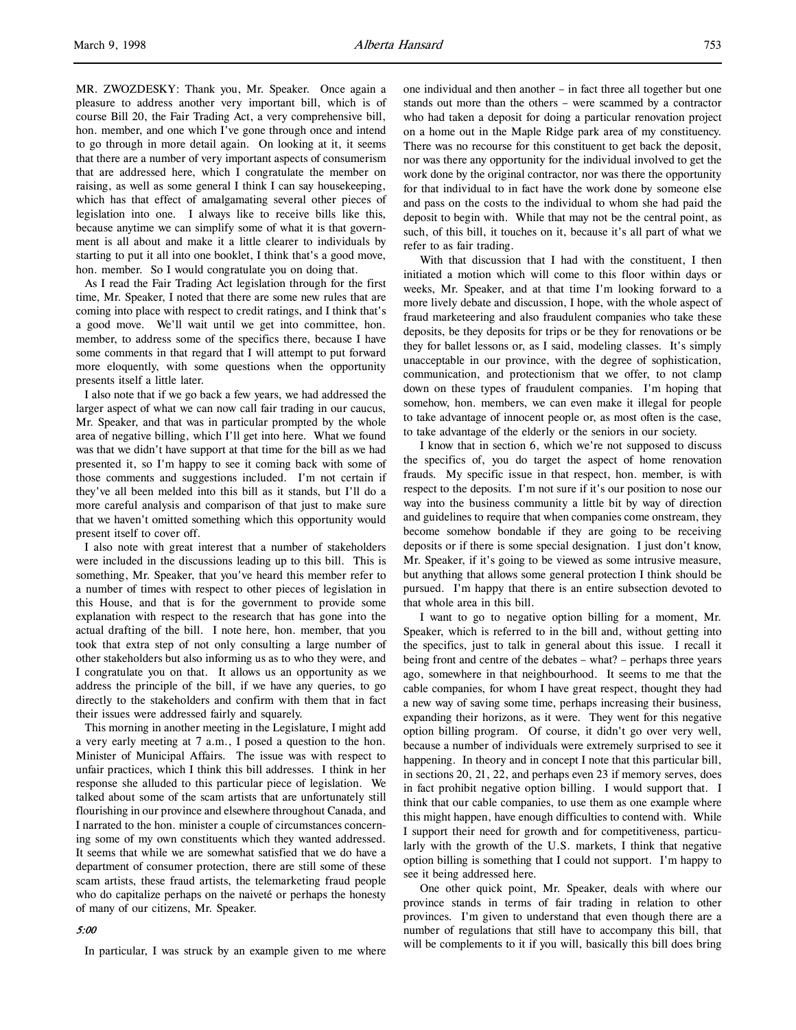MR. ZWOZDESKY: Thank you, Mr. Speaker. Once again a pleasure to address another very important bill, which is of course Bill 20, the Fair Trading Act, a very comprehensive bill, hon. member, and one which I've gone through once and intend to go through in more detail again. On looking at it, it seems that there are a number of very important aspects of consumerism that are addressed here, which I congratulate the member on raising, as well as some general I think I can say housekeeping, which has that effect of amalgamating several other pieces of legislation into one. I always like to receive bills like this, because anytime we can simplify some of what it is that government is all about and make it a little clearer to individuals by starting to put it all into one booklet, I think that's a good move, hon. member. So I would congratulate you on doing that.

As I read the Fair Trading Act legislation through for the first time, Mr. Speaker, I noted that there are some new rules that are coming into place with respect to credit ratings, and I think that's a good move. We'll wait until we get into committee, hon. member, to address some of the specifics there, because I have some comments in that regard that I will attempt to put forward more eloquently, with some questions when the opportunity presents itself a little later.

I also note that if we go back a few years, we had addressed the larger aspect of what we can now call fair trading in our caucus, Mr. Speaker, and that was in particular prompted by the whole area of negative billing, which I'll get into here. What we found was that we didn't have support at that time for the bill as we had presented it, so I'm happy to see it coming back with some of those comments and suggestions included. I'm not certain if they've all been melded into this bill as it stands, but I'll do a more careful analysis and comparison of that just to make sure that we haven't omitted something which this opportunity would present itself to cover off.

I also note with great interest that a number of stakeholders were included in the discussions leading up to this bill. This is something, Mr. Speaker, that you've heard this member refer to a number of times with respect to other pieces of legislation in this House, and that is for the government to provide some explanation with respect to the research that has gone into the actual drafting of the bill. I note here, hon. member, that you took that extra step of not only consulting a large number of other stakeholders but also informing us as to who they were, and I congratulate you on that. It allows us an opportunity as we address the principle of the bill, if we have any queries, to go directly to the stakeholders and confirm with them that in fact their issues were addressed fairly and squarely.

This morning in another meeting in the Legislature, I might add a very early meeting at 7 a.m., I posed a question to the hon. Minister of Municipal Affairs. The issue was with respect to unfair practices, which I think this bill addresses. I think in her response she alluded to this particular piece of legislation. We talked about some of the scam artists that are unfortunately still flourishing in our province and elsewhere throughout Canada, and I narrated to the hon. minister a couple of circumstances concerning some of my own constituents which they wanted addressed. It seems that while we are somewhat satisfied that we do have a department of consumer protection, there are still some of these scam artists, these fraud artists, the telemarketing fraud people who do capitalize perhaps on the naiveté or perhaps the honesty of many of our citizens, Mr. Speaker.

*5:00*

In particular, I was struck by an example given to me where one individual and then another – in fact three all together but one stands out more than the others – were scammed by a contractor who had taken a deposit for doing a particular renovation project on a home out in the Maple Ridge park area of my constituency. There was no recourse for this constituent to get back the deposit, nor was there any opportunity for the individual involved to get the work done by the original contractor, nor was there the opportunity for that individual to in fact have the work done by someone else and pass on the costs to the individual to whom she had paid the deposit to begin with. While that may not be the central point, as such, of this bill, it touches on it, because it's all part of what we refer to as fair trading.

With that discussion that I had with the constituent, I then initiated a motion which will come to this floor within days or weeks, Mr. Speaker, and at that time I'm looking forward to a more lively debate and discussion, I hope, with the whole aspect of fraud marketeering and also fraudulent companies who take these deposits, be they deposits for trips or be they for renovations or be they for ballet lessons or, as I said, modeling classes. It's simply unacceptable in our province, with the degree of sophistication, communication, and protectionism that we offer, to not clamp down on these types of fraudulent companies. I'm hoping that somehow, hon. members, we can even make it illegal for people to take advantage of innocent people or, as most often is the case, to take advantage of the elderly or the seniors in our society.

I know that in section 6, which we're not supposed to discuss the specifics of, you do target the aspect of home renovation frauds. My specific issue in that respect, hon. member, is with respect to the deposits. I'm not sure if it's our position to nose our way into the business community a little bit by way of direction and guidelines to require that when companies come onstream, they become somehow bondable if they are going to be receiving deposits or if there is some special designation. I just don't know, Mr. Speaker, if it's going to be viewed as some intrusive measure, but anything that allows some general protection I think should be pursued. I'm happy that there is an entire subsection devoted to that whole area in this bill.

I want to go to negative option billing for a moment, Mr. Speaker, which is referred to in the bill and, without getting into the specifics, just to talk in general about this issue. I recall it being front and centre of the debates – what? – perhaps three years ago, somewhere in that neighbourhood. It seems to me that the cable companies, for whom I have great respect, thought they had a new way of saving some time, perhaps increasing their business, expanding their horizons, as it were. They went for this negative option billing program. Of course, it didn't go over very well, because a number of individuals were extremely surprised to see it happening. In theory and in concept I note that this particular bill, in sections 20, 21, 22, and perhaps even 23 if memory serves, does in fact prohibit negative option billing. I would support that. I think that our cable companies, to use them as one example where this might happen, have enough difficulties to contend with. While I support their need for growth and for competitiveness, particularly with the growth of the U.S. markets, I think that negative option billing is something that I could not support. I'm happy to see it being addressed here.

One other quick point, Mr. Speaker, deals with where our province stands in terms of fair trading in relation to other provinces. I'm given to understand that even though there are a number of regulations that still have to accompany this bill, that will be complements to it if you will, basically this bill does bring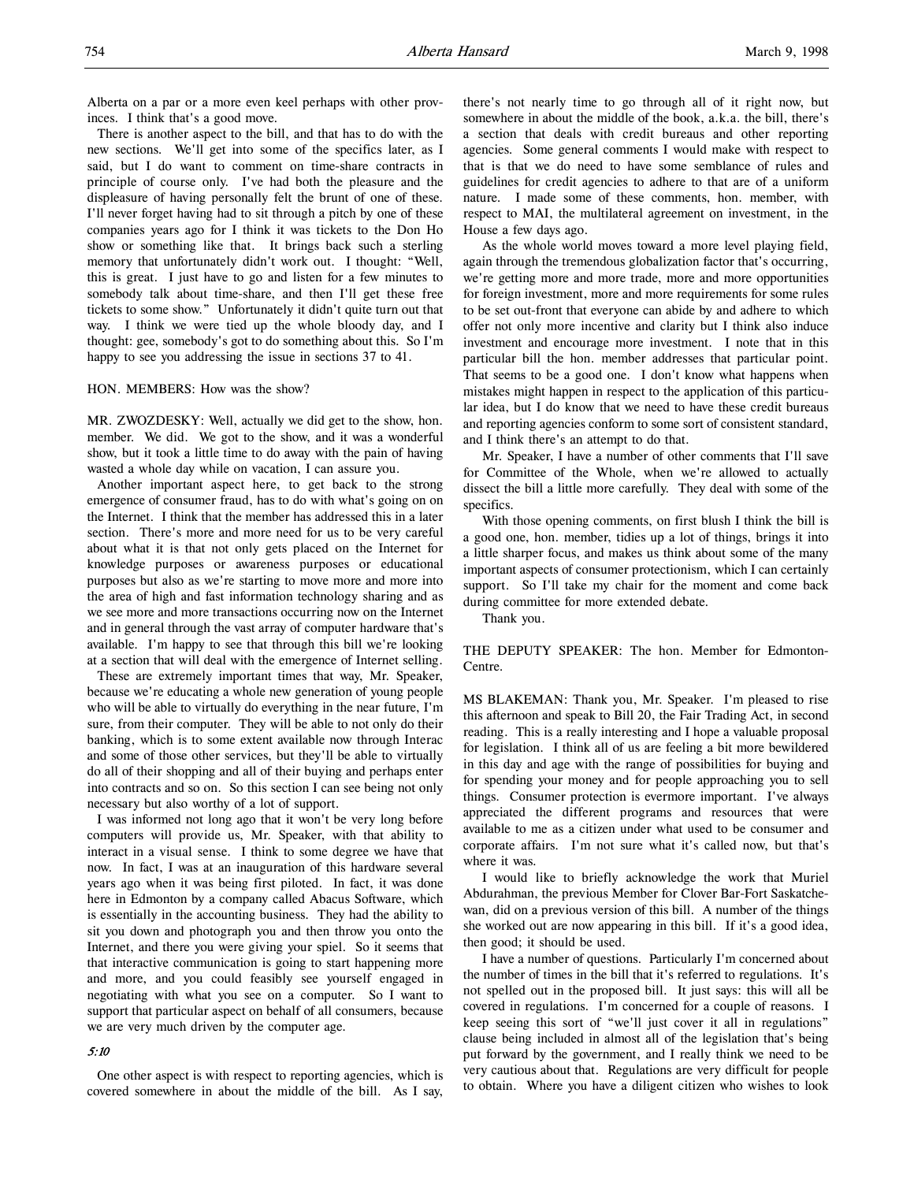Alberta on a par or a more even keel perhaps with other provinces. I think that's a good move.

There is another aspect to the bill, and that has to do with the new sections. We'll get into some of the specifics later, as I said, but I do want to comment on time-share contracts in principle of course only. I've had both the pleasure and the displeasure of having personally felt the brunt of one of these. I'll never forget having had to sit through a pitch by one of these companies years ago for I think it was tickets to the Don Ho show or something like that. It brings back such a sterling memory that unfortunately didn't work out. I thought: "Well, this is great. I just have to go and listen for a few minutes to somebody talk about time-share, and then I'll get these free tickets to some show." Unfortunately it didn't quite turn out that way. I think we were tied up the whole bloody day, and I thought: gee, somebody's got to do something about this. So I'm happy to see you addressing the issue in sections 37 to 41.

HON. MEMBERS: How was the show?

MR. ZWOZDESKY: Well, actually we did get to the show, hon. member. We did. We got to the show, and it was a wonderful show, but it took a little time to do away with the pain of having wasted a whole day while on vacation, I can assure you.

Another important aspect here, to get back to the strong emergence of consumer fraud, has to do with what's going on on the Internet. I think that the member has addressed this in a later section. There's more and more need for us to be very careful about what it is that not only gets placed on the Internet for knowledge purposes or awareness purposes or educational purposes but also as we're starting to move more and more into the area of high and fast information technology sharing and as we see more and more transactions occurring now on the Internet and in general through the vast array of computer hardware that's available. I'm happy to see that through this bill we're looking at a section that will deal with the emergence of Internet selling.

These are extremely important times that way, Mr. Speaker, because we're educating a whole new generation of young people who will be able to virtually do everything in the near future, I'm sure, from their computer. They will be able to not only do their banking, which is to some extent available now through Interac and some of those other services, but they'll be able to virtually do all of their shopping and all of their buying and perhaps enter into contracts and so on. So this section I can see being not only necessary but also worthy of a lot of support.

I was informed not long ago that it won't be very long before computers will provide us, Mr. Speaker, with that ability to interact in a visual sense. I think to some degree we have that now. In fact, I was at an inauguration of this hardware several years ago when it was being first piloted. In fact, it was done here in Edmonton by a company called Abacus Software, which is essentially in the accounting business. They had the ability to sit you down and photograph you and then throw you onto the Internet, and there you were giving your spiel. So it seems that that interactive communication is going to start happening more and more, and you could feasibly see yourself engaged in negotiating with what you see on a computer. So I want to support that particular aspect on behalf of all consumers, because we are very much driven by the computer age.

*5:10*

One other aspect is with respect to reporting agencies, which is covered somewhere in about the middle of the bill. As I say, there's not nearly time to go through all of it right now, but somewhere in about the middle of the book, a.k.a. the bill, there's a section that deals with credit bureaus and other reporting agencies. Some general comments I would make with respect to that is that we do need to have some semblance of rules and guidelines for credit agencies to adhere to that are of a uniform nature. I made some of these comments, hon. member, with respect to MAI, the multilateral agreement on investment, in the House a few days ago.

As the whole world moves toward a more level playing field, again through the tremendous globalization factor that's occurring, we're getting more and more trade, more and more opportunities for foreign investment, more and more requirements for some rules to be set out-front that everyone can abide by and adhere to which offer not only more incentive and clarity but I think also induce investment and encourage more investment. I note that in this particular bill the hon. member addresses that particular point. That seems to be a good one. I don't know what happens when mistakes might happen in respect to the application of this particular idea, but I do know that we need to have these credit bureaus and reporting agencies conform to some sort of consistent standard, and I think there's an attempt to do that.

Mr. Speaker, I have a number of other comments that I'll save for Committee of the Whole, when we're allowed to actually dissect the bill a little more carefully. They deal with some of the specifics.

With those opening comments, on first blush I think the bill is a good one, hon. member, tidies up a lot of things, brings it into a little sharper focus, and makes us think about some of the many important aspects of consumer protectionism, which I can certainly support. So I'll take my chair for the moment and come back during committee for more extended debate.

Thank you.

THE DEPUTY SPEAKER: The hon. Member for Edmonton-Centre.

MS BLAKEMAN: Thank you, Mr. Speaker. I'm pleased to rise this afternoon and speak to Bill 20, the Fair Trading Act, in second reading. This is a really interesting and I hope a valuable proposal for legislation. I think all of us are feeling a bit more bewildered in this day and age with the range of possibilities for buying and for spending your money and for people approaching you to sell things. Consumer protection is evermore important. I've always appreciated the different programs and resources that were available to me as a citizen under what used to be consumer and corporate affairs. I'm not sure what it's called now, but that's where it was.

I would like to briefly acknowledge the work that Muriel Abdurahman, the previous Member for Clover Bar-Fort Saskatchewan, did on a previous version of this bill. A number of the things she worked out are now appearing in this bill. If it's a good idea, then good; it should be used.

I have a number of questions. Particularly I'm concerned about the number of times in the bill that it's referred to regulations. It's not spelled out in the proposed bill. It just says: this will all be covered in regulations. I'm concerned for a couple of reasons. I keep seeing this sort of "we'll just cover it all in regulations" clause being included in almost all of the legislation that's being put forward by the government, and I really think we need to be very cautious about that. Regulations are very difficult for people to obtain. Where you have a diligent citizen who wishes to look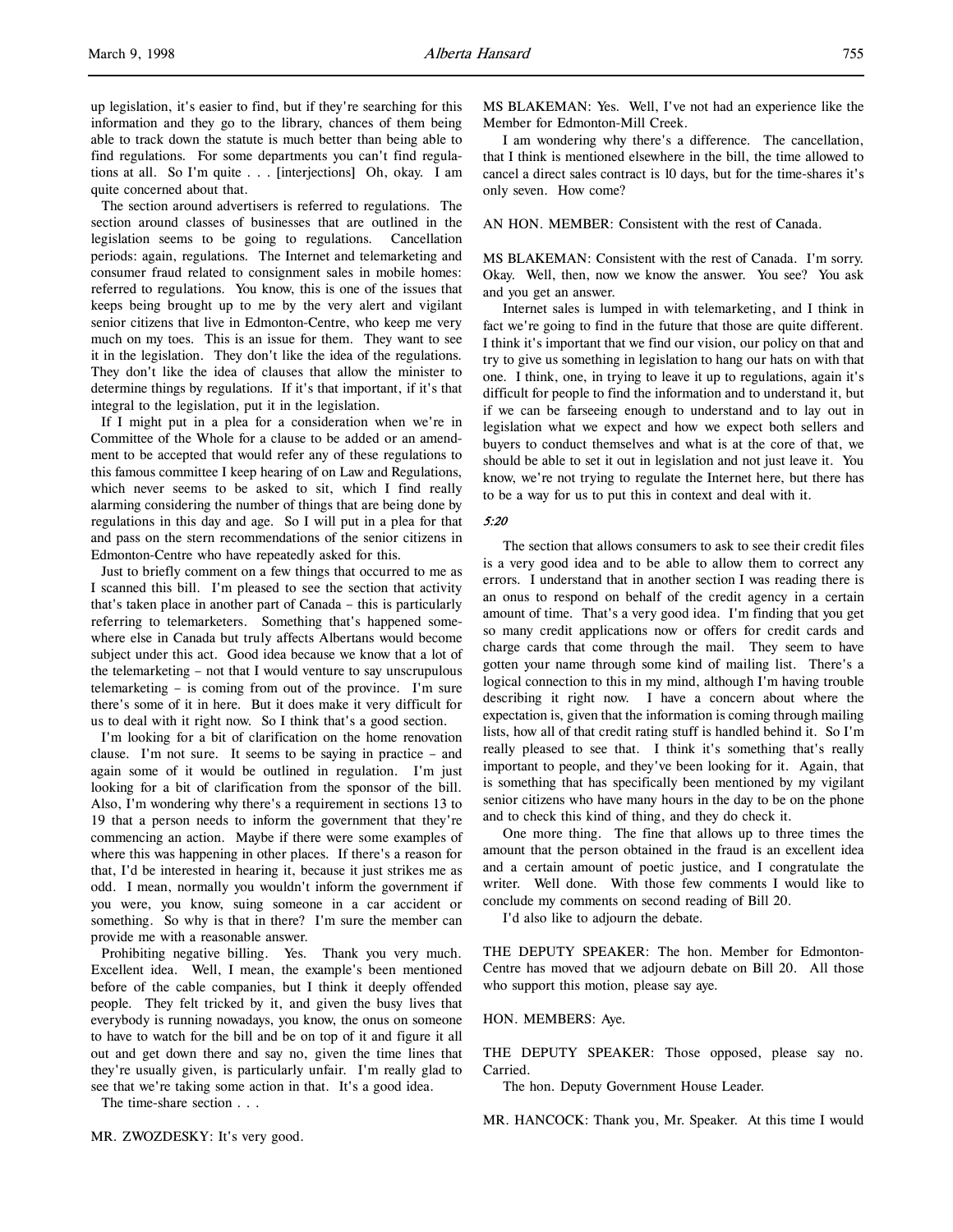up legislation, it's easier to find, but if they're searching for this information and they go to the library, chances of them being able to track down the statute is much better than being able to find regulations. For some departments you can't find regulations at all. So I'm quite . . . [interjections] Oh, okay. I am quite concerned about that.

The section around advertisers is referred to regulations. The section around classes of businesses that are outlined in the legislation seems to be going to regulations. Cancellation periods: again, regulations. The Internet and telemarketing and consumer fraud related to consignment sales in mobile homes: referred to regulations. You know, this is one of the issues that keeps being brought up to me by the very alert and vigilant senior citizens that live in Edmonton-Centre, who keep me very much on my toes. This is an issue for them. They want to see it in the legislation. They don't like the idea of the regulations. They don't like the idea of clauses that allow the minister to determine things by regulations. If it's that important, if it's that integral to the legislation, put it in the legislation.

If I might put in a plea for a consideration when we're in Committee of the Whole for a clause to be added or an amendment to be accepted that would refer any of these regulations to this famous committee I keep hearing of on Law and Regulations, which never seems to be asked to sit, which I find really alarming considering the number of things that are being done by regulations in this day and age. So I will put in a plea for that and pass on the stern recommendations of the senior citizens in Edmonton-Centre who have repeatedly asked for this.

Just to briefly comment on a few things that occurred to me as I scanned this bill. I'm pleased to see the section that activity that's taken place in another part of Canada – this is particularly referring to telemarketers. Something that's happened somewhere else in Canada but truly affects Albertans would become subject under this act. Good idea because we know that a lot of the telemarketing – not that I would venture to say unscrupulous telemarketing – is coming from out of the province. I'm sure there's some of it in here. But it does make it very difficult for us to deal with it right now. So I think that's a good section.

I'm looking for a bit of clarification on the home renovation clause. I'm not sure. It seems to be saying in practice – and again some of it would be outlined in regulation. I'm just looking for a bit of clarification from the sponsor of the bill. Also, I'm wondering why there's a requirement in sections 13 to 19 that a person needs to inform the government that they're commencing an action. Maybe if there were some examples of where this was happening in other places. If there's a reason for that, I'd be interested in hearing it, because it just strikes me as odd. I mean, normally you wouldn't inform the government if you were, you know, suing someone in a car accident or something. So why is that in there? I'm sure the member can provide me with a reasonable answer.

Prohibiting negative billing. Yes. Thank you very much. Excellent idea. Well, I mean, the example's been mentioned before of the cable companies, but I think it deeply offended people. They felt tricked by it, and given the busy lives that everybody is running nowadays, you know, the onus on someone to have to watch for the bill and be on top of it and figure it all out and get down there and say no, given the time lines that they're usually given, is particularly unfair. I'm really glad to see that we're taking some action in that. It's a good idea.

The time-share section . . .

MR. ZWOZDESKY: It's very good.

MS BLAKEMAN: Yes. Well, I've not had an experience like the Member for Edmonton-Mill Creek.

I am wondering why there's a difference. The cancellation, that I think is mentioned elsewhere in the bill, the time allowed to cancel a direct sales contract is 10 days, but for the time-shares it's only seven. How come?

AN HON. MEMBER: Consistent with the rest of Canada.

MS BLAKEMAN: Consistent with the rest of Canada. I'm sorry. Okay. Well, then, now we know the answer. You see? You ask and you get an answer.

Internet sales is lumped in with telemarketing, and I think in fact we're going to find in the future that those are quite different. I think it's important that we find our vision, our policy on that and try to give us something in legislation to hang our hats on with that one. I think, one, in trying to leave it up to regulations, again it's difficult for people to find the information and to understand it, but if we can be farseeing enough to understand and to lay out in legislation what we expect and how we expect both sellers and buyers to conduct themselves and what is at the core of that, we should be able to set it out in legislation and not just leave it. You know, we're not trying to regulate the Internet here, but there has to be a way for us to put this in context and deal with it.

*5:20*

The section that allows consumers to ask to see their credit files is a very good idea and to be able to allow them to correct any errors. I understand that in another section I was reading there is an onus to respond on behalf of the credit agency in a certain amount of time. That's a very good idea. I'm finding that you get so many credit applications now or offers for credit cards and charge cards that come through the mail. They seem to have gotten your name through some kind of mailing list. There's a logical connection to this in my mind, although I'm having trouble describing it right now. I have a concern about where the expectation is, given that the information is coming through mailing lists, how all of that credit rating stuff is handled behind it. So I'm really pleased to see that. I think it's something that's really important to people, and they've been looking for it. Again, that is something that has specifically been mentioned by my vigilant senior citizens who have many hours in the day to be on the phone and to check this kind of thing, and they do check it.

One more thing. The fine that allows up to three times the amount that the person obtained in the fraud is an excellent idea and a certain amount of poetic justice, and I congratulate the writer. Well done. With those few comments I would like to conclude my comments on second reading of Bill 20.

I'd also like to adjourn the debate.

THE DEPUTY SPEAKER: The hon. Member for Edmonton-Centre has moved that we adjourn debate on Bill 20. All those who support this motion, please say aye.

HON. MEMBERS: Aye.

THE DEPUTY SPEAKER: Those opposed, please say no. Carried.

The hon. Deputy Government House Leader.

MR. HANCOCK: Thank you, Mr. Speaker. At this time I would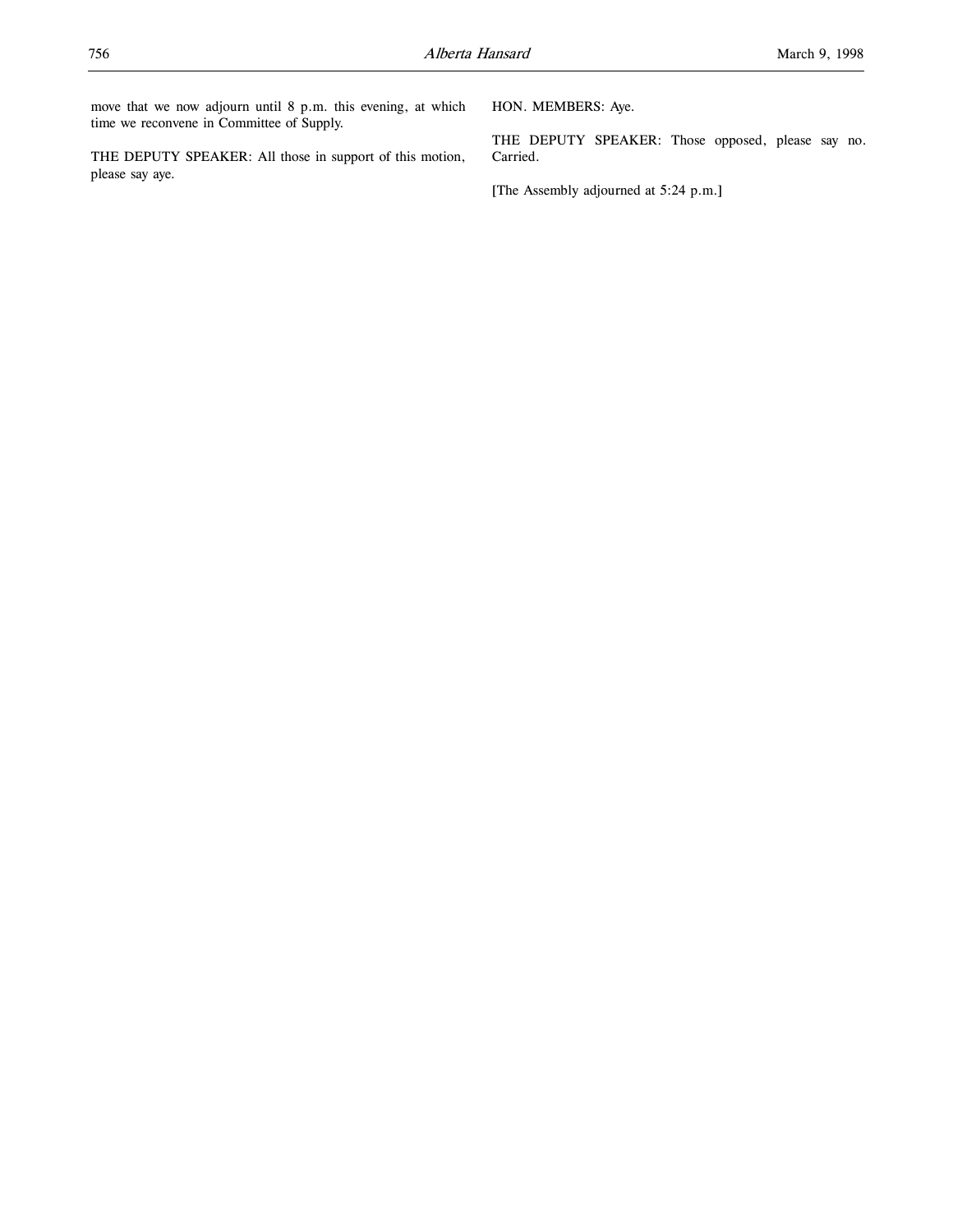move that we now adjourn until 8 p.m. this evening, at which time we reconvene in Committee of Supply.

THE DEPUTY SPEAKER: All those in support of this motion, please say aye.

HON. MEMBERS: Aye.

THE DEPUTY SPEAKER: Those opposed, please say no. Carried.

[The Assembly adjourned at 5:24 p.m.]